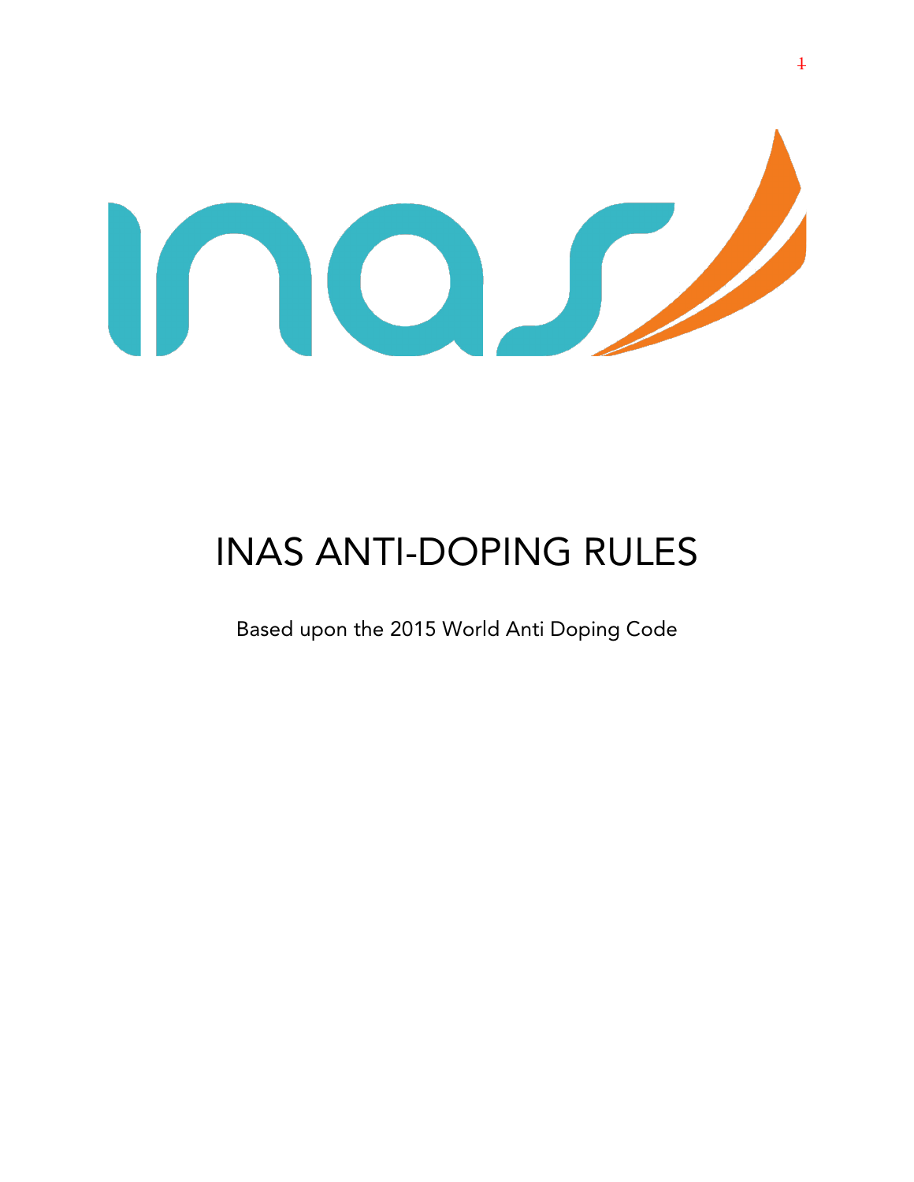# INAS ANTI-DOPING RULES

Based upon the 2015 World Anti Doping Code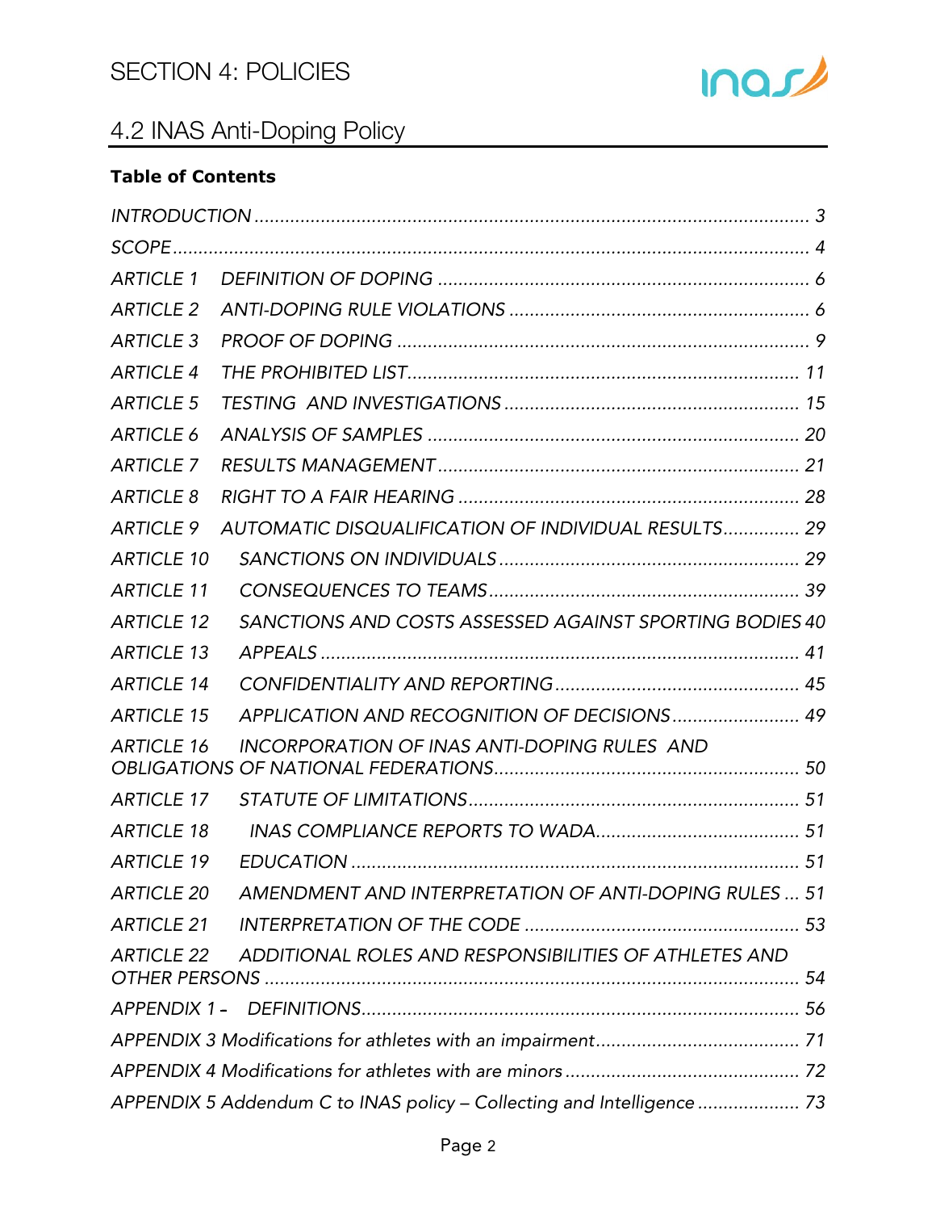# SECTION 4: POLICIES

## 4.2 INAS Anti-Doping Policy

**Table of Contents**

*INTRODUCTION* ........................................................ 3

*SCOPE* ........................................................ 4

*ARTICLE 1 DEFINITION OF DOPING* ........................................................ 6

*ARTICLE 2 ANTI-DOPING RULE VIOLATIONS* ........................................................ 6

*ARTICLE 3 PROOF OF DOPING* ........................................................ 9

*ARTICLE 4 THE PROHIBITED LIST* ........................................................ 11

*ARTICLE 5 TESTING AND INVESTIGATIONS* ........................................................ 15

*ARTICLE 6 ANALYSIS OF SAMPLES* ........................................................ 20

*ARTICLE 7 RESULTS MANAGEMENT* ........................................................ 21

*ARTICLE 8 RIGHT TO A FAIR HEARING* ........................................................ 28

*ARTICLE 9 AUTOMATIC DISQUALIFICATION OF INDIVIDUAL RESULTS* ........................................................ 29

*ARTICLE 10 SANCTIONS ON INDIVIDUALS* ........................................................ 29

*ARTICLE 11 CONSEQUENCES TO TEAMS* ........................................................ 39

*ARTICLE 12 SANCTIONS AND COSTS ASSESSED AGAINST SPORTING BODIES* 40

*ARTICLE 13 APPEALS* ........................................................ 41

*ARTICLE 14 CONFIDENTIALITY AND REPORTING* ........................................................ 45

*ARTICLE 15 APPLICATION AND RECOGNITION OF DECISIONS* ........................................................ 49

*ARTICLE 16 INCORPORATION OF INAS ANTI-DOPING RULES AND OBLIGATIONS OF NATIONAL FEDERATIONS* ........................................................ 50

*ARTICLE 17 STATUTE OF LIMITATIONS* ........................................................ 51

*ARTICLE 18 INAS COMPLIANCE REPORTS TO WADA* ........................................................ 51

*ARTICLE 19 EDUCATION* ........................................................ 51

*ARTICLE 20 AMENDMENT AND INTERPRETATION OF ANTI-DOPING RULES* ... 51

*ARTICLE 21 INTERPRETATION OF THE CODE* ........................................................ 53

*ARTICLE 22 ADDITIONAL ROLES AND RESPONSIBILITIES OF ATHLETES AND OTHER PERSONS* ........................................................ 54

*APPENDIX 1 - DEFINITIONS* ........................................................ 56

*APPENDIX 3 Modifications for athletes with an impairment* ........................................................ 71

*APPENDIX 4 Modifications for athletes with are minors* ........................................................ 72

*APPENDIX 5 Addendum C to INAS policy – Collecting and Intelligence* ........................................................ 73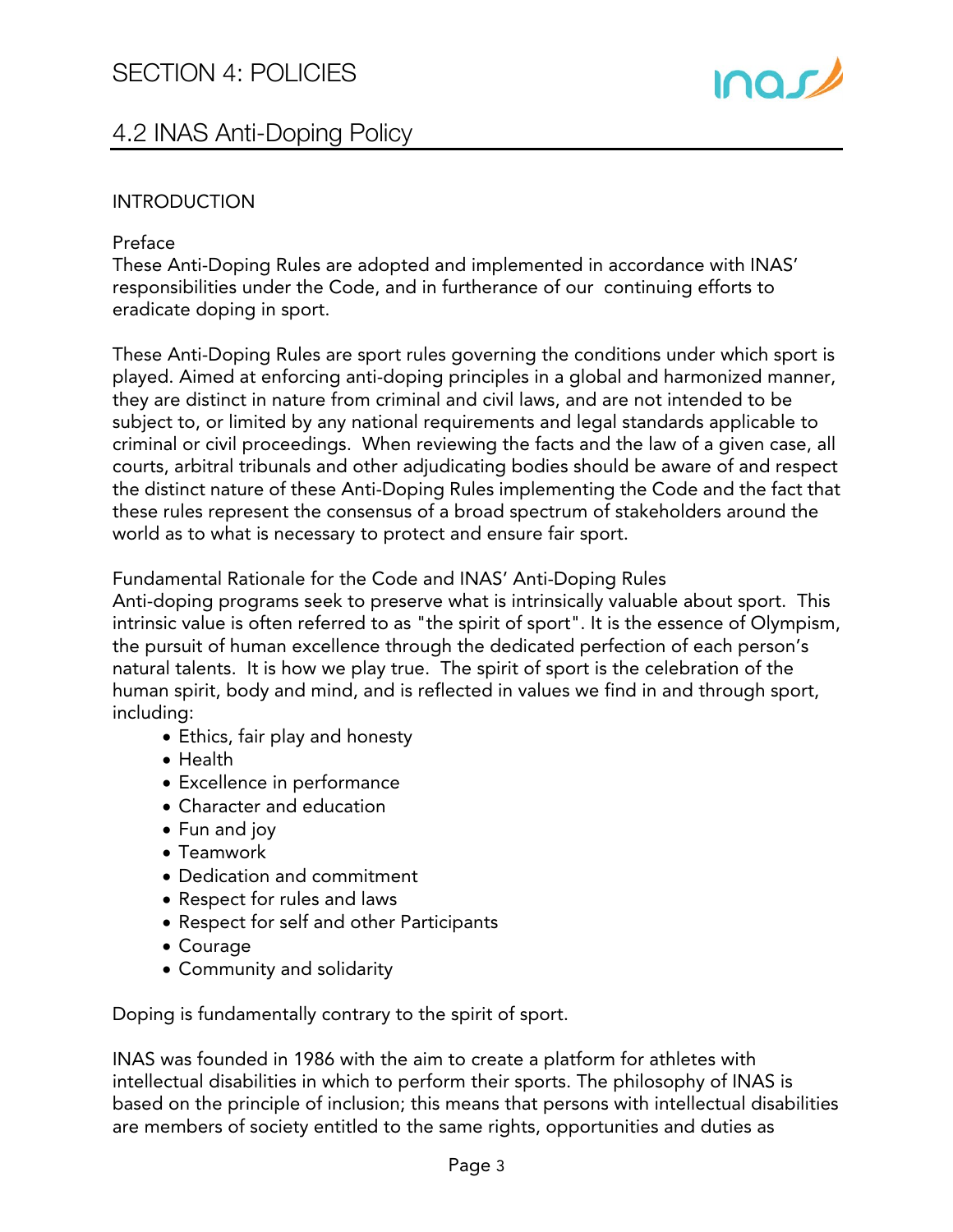# SECTION 4: POLICIES

## 4.2 INAS Anti-Doping Policy

### INTRODUCTION

#### Preface

These Anti-Doping Rules are adopted and implemented in accordance with INAS' responsibilities under the Code, and in furtherance of our continuing efforts to eradicate doping in sport.

These Anti-Doping Rules are sport rules governing the conditions under which sport is played. Aimed at enforcing anti-doping principles in a global and harmonized manner, they are distinct in nature from criminal and civil laws, and are not intended to be subject to, or limited by any national requirements and legal standards applicable to criminal or civil proceedings. When reviewing the facts and the law of a given case, all courts, arbitral tribunals and other adjudicating bodies should be aware of and respect the distinct nature of these Anti-Doping Rules implementing the Code and the fact that these rules represent the consensus of a broad spectrum of stakeholders around the world as to what is necessary to protect and ensure fair sport.

#### Fundamental Rationale for the Code and INAS' Anti-Doping Rules

Anti-doping programs seek to preserve what is intrinsically valuable about sport. This intrinsic value is often referred to as "the spirit of sport". It is the essence of Olympism, the pursuit of human excellence through the dedicated perfection of each person's natural talents. It is how we play true. The spirit of sport is the celebration of the human spirit, body and mind, and is reflected in values we find in and through sport, including:

- Ethics, fair play and honesty
- Health
- Excellence in performance
- Character and education
- Fun and joy
- Teamwork
- Dedication and commitment
- Respect for rules and laws
- Respect for self and other Participants
- Courage
- Community and solidarity

Doping is fundamentally contrary to the spirit of sport.

INAS was founded in 1986 with the aim to create a platform for athletes with intellectual disabilities in which to perform their sports. The philosophy of INAS is based on the principle of inclusion; this means that persons with intellectual disabilities are members of society entitled to the same rights, opportunities and duties as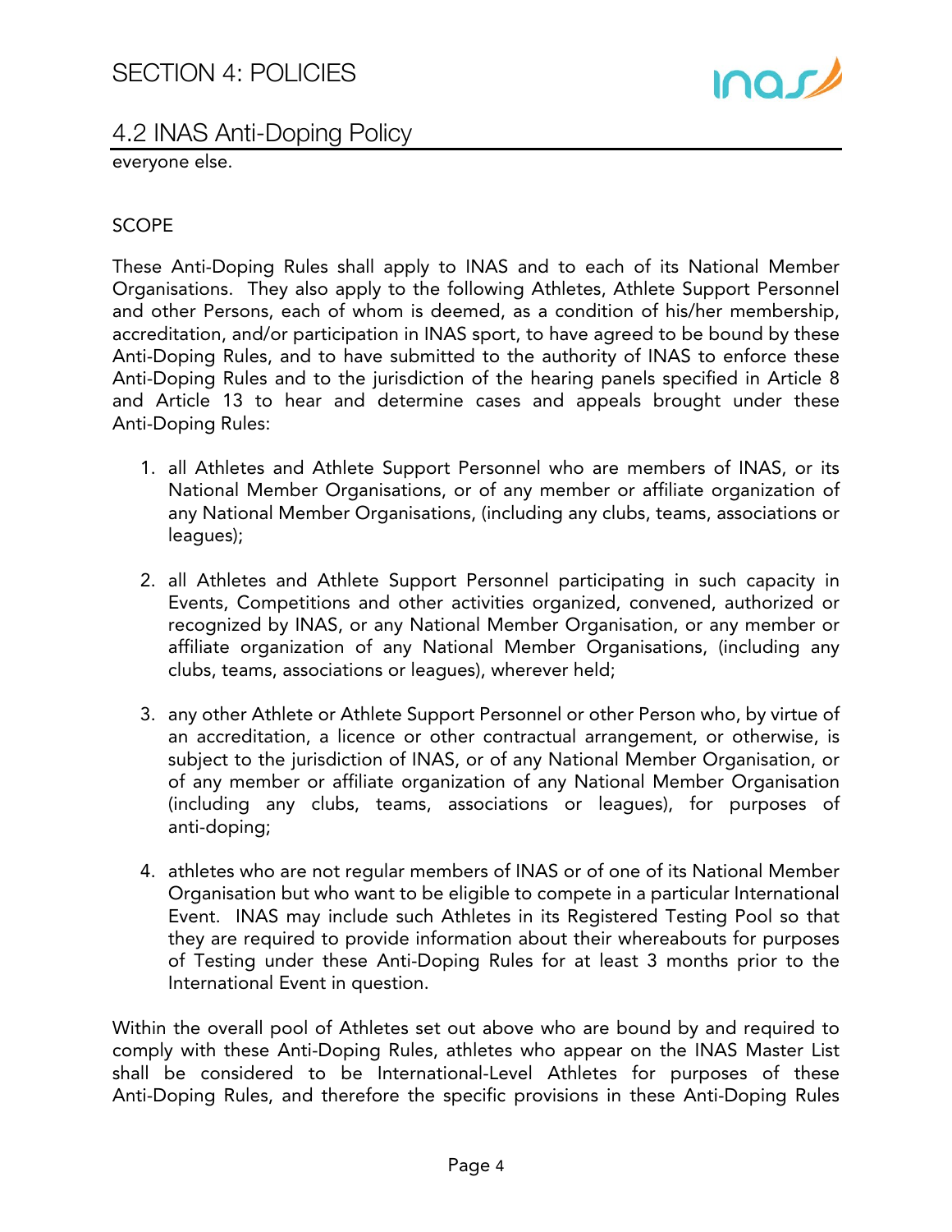everyone else.

SCOPE

These Anti-Doping Rules shall apply to INAS and to each of its National Member Organisations. They also apply to the following Athletes, Athlete Support Personnel and other Persons, each of whom is deemed, as a condition of his/her membership, accreditation, and/or participation in INAS sport, to have agreed to be bound by these Anti-Doping Rules, and to have submitted to the authority of INAS to enforce these Anti-Doping Rules and to the jurisdiction of the hearing panels specified in Article 8 and Article 13 to hear and determine cases and appeals brought under these Anti-Doping Rules:

1. all Athletes and Athlete Support Personnel who are members of INAS, or its National Member Organisations, or of any member or affiliate organization of any National Member Organisations, (including any clubs, teams, associations or leagues);

2. all Athletes and Athlete Support Personnel participating in such capacity in Events, Competitions and other activities organized, convened, authorized or recognized by INAS, or any National Member Organisation, or any member or affiliate organization of any National Member Organisations, (including any clubs, teams, associations or leagues), wherever held;

3. any other Athlete or Athlete Support Personnel or other Person who, by virtue of an accreditation, a licence or other contractual arrangement, or otherwise, is subject to the jurisdiction of INAS, or of any National Member Organisation, or of any member or affiliate organization of any National Member Organisation (including any clubs, teams, associations or leagues), for purposes of anti-doping;

4. athletes who are not regular members of INAS or of one of its National Member Organisation but who want to be eligible to compete in a particular International Event. INAS may include such Athletes in its Registered Testing Pool so that they are required to provide information about their whereabouts for purposes of Testing under these Anti-Doping Rules for at least 3 months prior to the International Event in question.

Within the overall pool of Athletes set out above who are bound by and required to comply with these Anti-Doping Rules, athletes who appear on the INAS Master List shall be considered to be International-Level Athletes for purposes of these Anti-Doping Rules, and therefore the specific provisions in these Anti-Doping Rules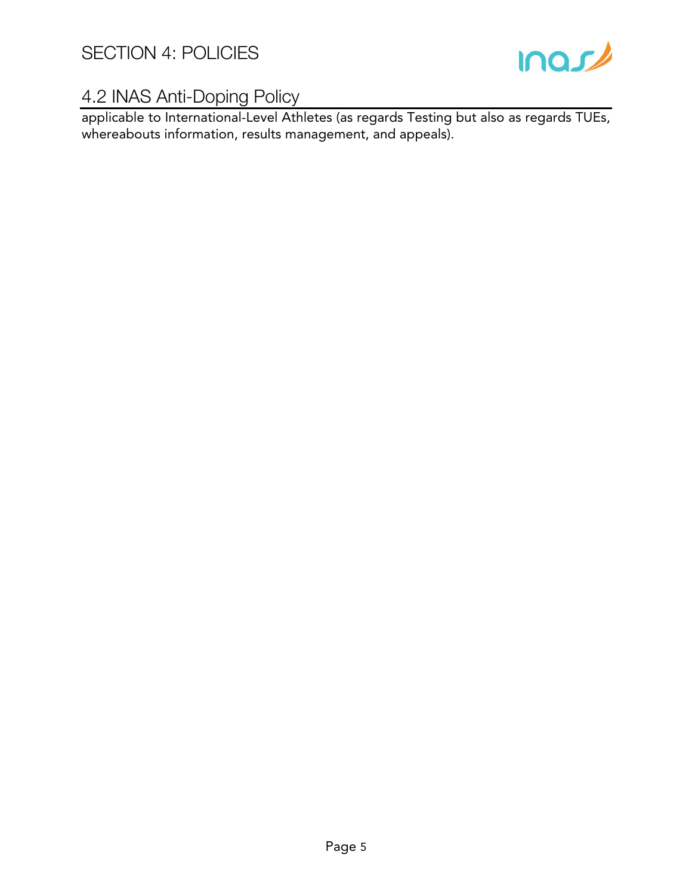applicable to International-Level Athletes (as regards Testing but also as regards TUEs, whereabouts information, results management, and appeals).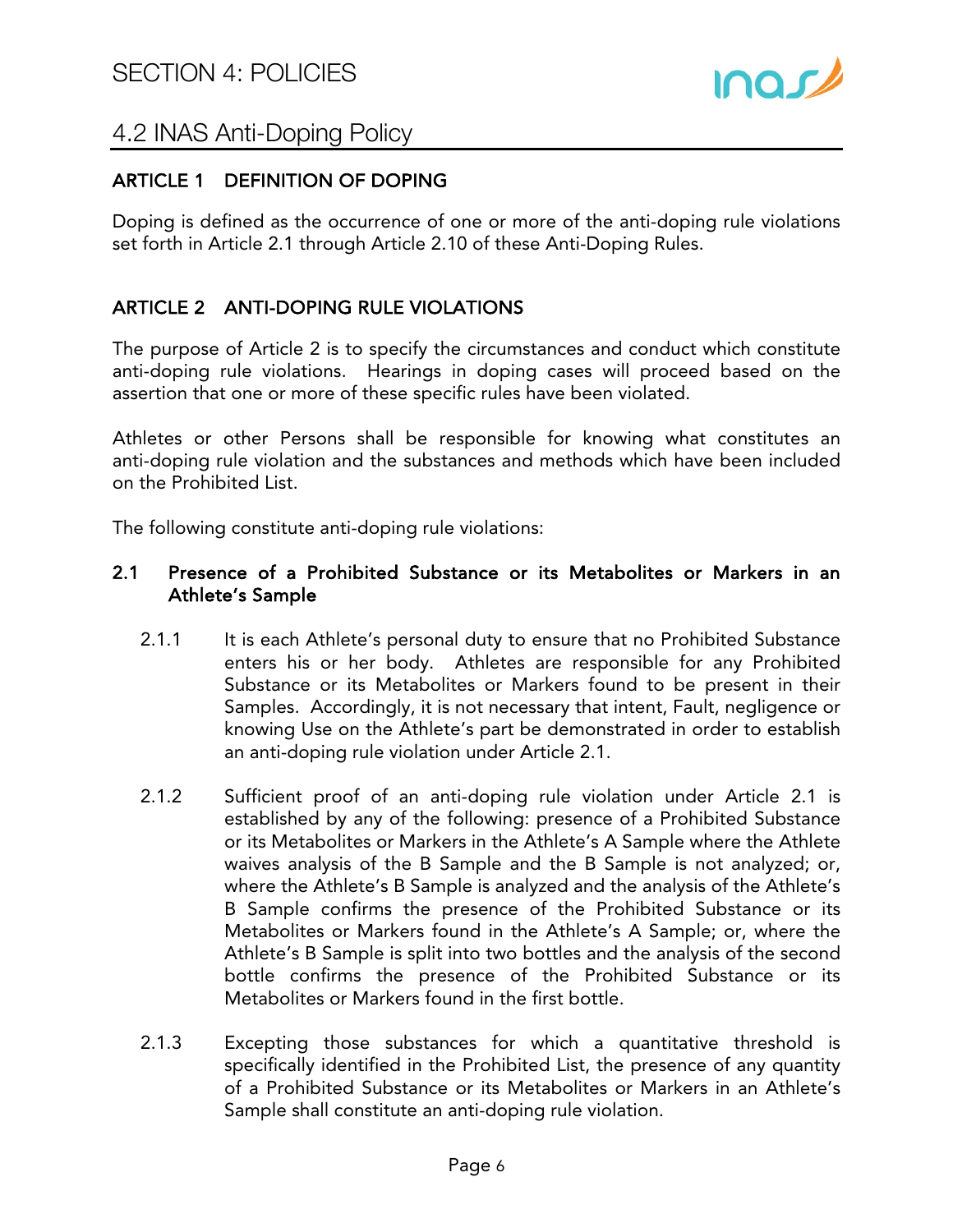# SECTION 4: POLICIES

## 4.2 INAS Anti-Doping Policy

### ARTICLE 1 DEFINITION OF DOPING

Doping is defined as the occurrence of one or more of the anti-doping rule violations set forth in Article 2.1 through Article 2.10 of these Anti-Doping Rules.

### ARTICLE 2 ANTI-DOPING RULE VIOLATIONS

The purpose of Article 2 is to specify the circumstances and conduct which constitute anti-doping rule violations. Hearings in doping cases will proceed based on the assertion that one or more of these specific rules have been violated.

Athletes or other Persons shall be responsible for knowing what constitutes an anti-doping rule violation and the substances and methods which have been included on the Prohibited List.

The following constitute anti-doping rule violations:

**2.1 Presence of a Prohibited Substance or its Metabolites or Markers in an Athlete's Sample**

2.1.1 It is each Athlete's personal duty to ensure that no Prohibited Substance enters his or her body. Athletes are responsible for any Prohibited Substance or its Metabolites or Markers found to be present in their Samples. Accordingly, it is not necessary that intent, Fault, negligence or knowing Use on the Athlete's part be demonstrated in order to establish an anti-doping rule violation under Article 2.1.

2.1.2 Sufficient proof of an anti-doping rule violation under Article 2.1 is established by any of the following: presence of a Prohibited Substance or its Metabolites or Markers in the Athlete's A Sample where the Athlete waives analysis of the B Sample and the B Sample is not analyzed; or, where the Athlete's B Sample is analyzed and the analysis of the Athlete's B Sample confirms the presence of the Prohibited Substance or its Metabolites or Markers found in the Athlete's A Sample; or, where the Athlete's B Sample is split into two bottles and the analysis of the second bottle confirms the presence of the Prohibited Substance or its Metabolites or Markers found in the first bottle.

2.1.3 Excepting those substances for which a quantitative threshold is specifically identified in the Prohibited List, the presence of any quantity of a Prohibited Substance or its Metabolites or Markers in an Athlete's Sample shall constitute an anti-doping rule violation.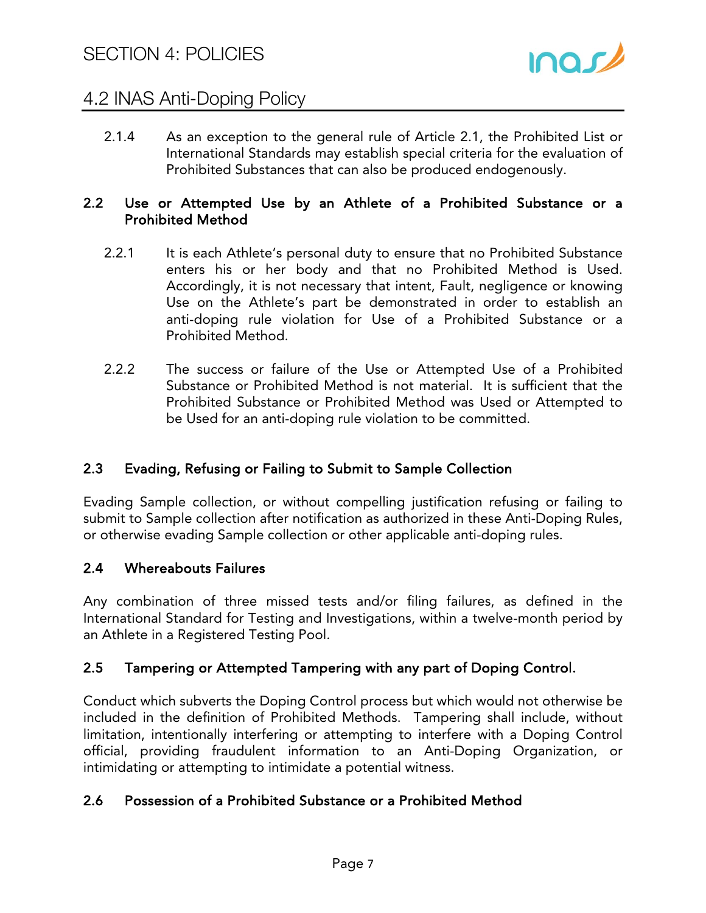2.1.4 As an exception to the general rule of Article 2.1, the Prohibited List or International Standards may establish special criteria for the evaluation of Prohibited Substances that can also be produced endogenously.

### 2.2 Use or Attempted Use by an Athlete of a Prohibited Substance or a Prohibited Method

2.2.1 It is each Athlete's personal duty to ensure that no Prohibited Substance enters his or her body and that no Prohibited Method is Used. Accordingly, it is not necessary that intent, Fault, negligence or knowing Use on the Athlete's part be demonstrated in order to establish an anti-doping rule violation for Use of a Prohibited Substance or a Prohibited Method.

2.2.2 The success or failure of the Use or Attempted Use of a Prohibited Substance or Prohibited Method is not material. It is sufficient that the Prohibited Substance or Prohibited Method was Used or Attempted to be Used for an anti-doping rule violation to be committed.

### 2.3 Evading, Refusing or Failing to Submit to Sample Collection

Evading Sample collection, or without compelling justification refusing or failing to submit to Sample collection after notification as authorized in these Anti-Doping Rules, or otherwise evading Sample collection or other applicable anti-doping rules.

### 2.4 Whereabouts Failures

Any combination of three missed tests and/or filing failures, as defined in the International Standard for Testing and Investigations, within a twelve-month period by an Athlete in a Registered Testing Pool.

### 2.5 Tampering or Attempted Tampering with any part of Doping Control.

Conduct which subverts the Doping Control process but which would not otherwise be included in the definition of Prohibited Methods. Tampering shall include, without limitation, intentionally interfering or attempting to interfere with a Doping Control official, providing fraudulent information to an Anti-Doping Organization, or intimidating or attempting to intimidate a potential witness.

### 2.6 Possession of a Prohibited Substance or a Prohibited Method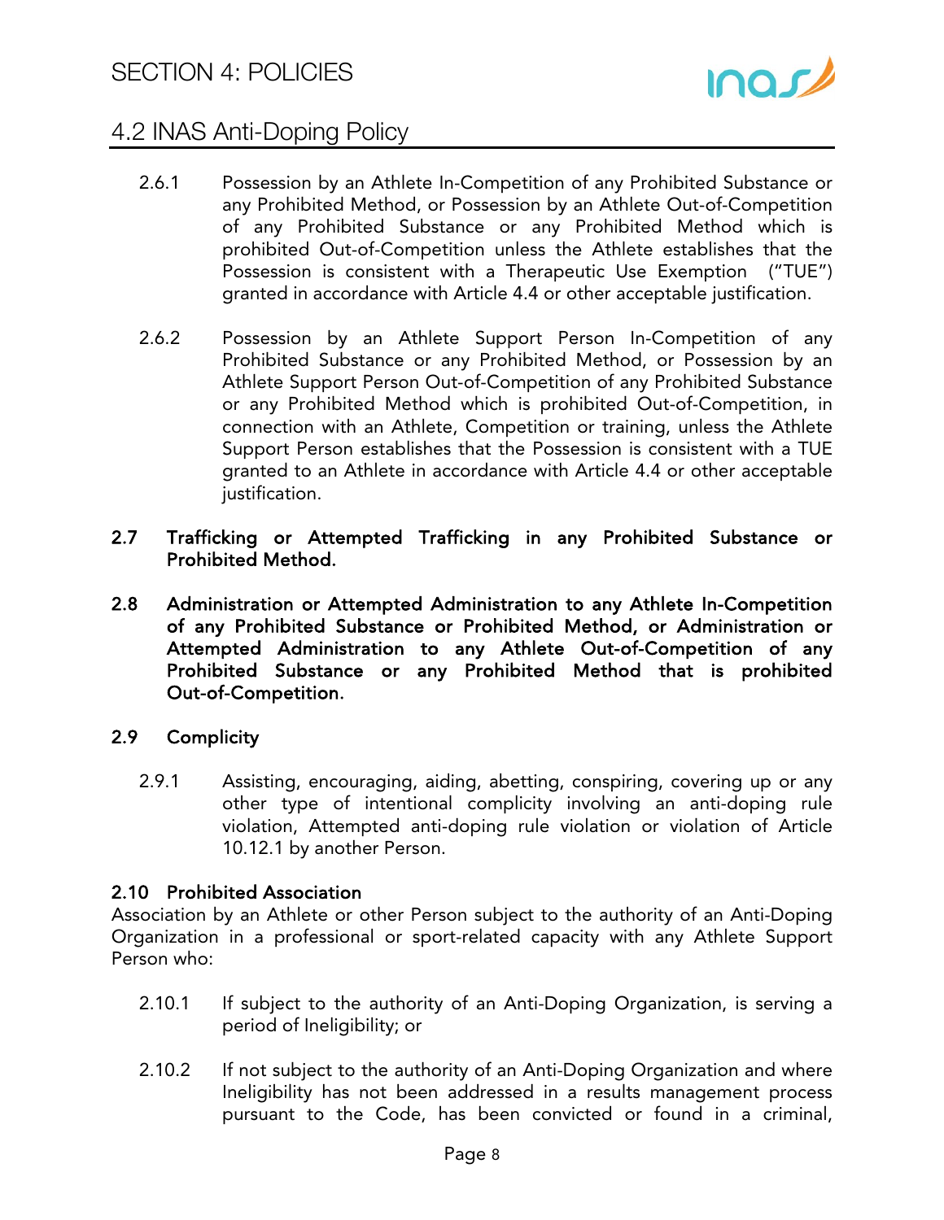2.6.1 Possession by an Athlete In-Competition of any Prohibited Substance or any Prohibited Method, or Possession by an Athlete Out-of-Competition of any Prohibited Substance or any Prohibited Method which is prohibited Out-of-Competition unless the Athlete establishes that the Possession is consistent with a Therapeutic Use Exemption ("TUE") granted in accordance with Article 4.4 or other acceptable justification.

2.6.2 Possession by an Athlete Support Person In-Competition of any Prohibited Substance or any Prohibited Method, or Possession by an Athlete Support Person Out-of-Competition of any Prohibited Substance or any Prohibited Method which is prohibited Out-of-Competition, in connection with an Athlete, Competition or training, unless the Athlete Support Person establishes that the Possession is consistent with a TUE granted to an Athlete in accordance with Article 4.4 or other acceptable justification.

**2.7 Trafficking or Attempted Trafficking in any Prohibited Substance or Prohibited Method.**

**2.8 Administration or Attempted Administration to any Athlete In-Competition of any Prohibited Substance or Prohibited Method, or Administration or Attempted Administration to any Athlete Out-of-Competition of any Prohibited Substance or any Prohibited Method that is prohibited Out-of-Competition.**

**2.9 Complicity**

2.9.1 Assisting, encouraging, aiding, abetting, conspiring, covering up or any other type of intentional complicity involving an anti-doping rule violation, Attempted anti-doping rule violation or violation of Article 10.12.1 by another Person.

**2.10 Prohibited Association**

Association by an Athlete or other Person subject to the authority of an Anti-Doping Organization in a professional or sport-related capacity with any Athlete Support Person who:

2.10.1 If subject to the authority of an Anti-Doping Organization, is serving a period of Ineligibility; or

2.10.2 If not subject to the authority of an Anti-Doping Organization and where Ineligibility has not been addressed in a results management process pursuant to the Code, has been convicted or found in a criminal,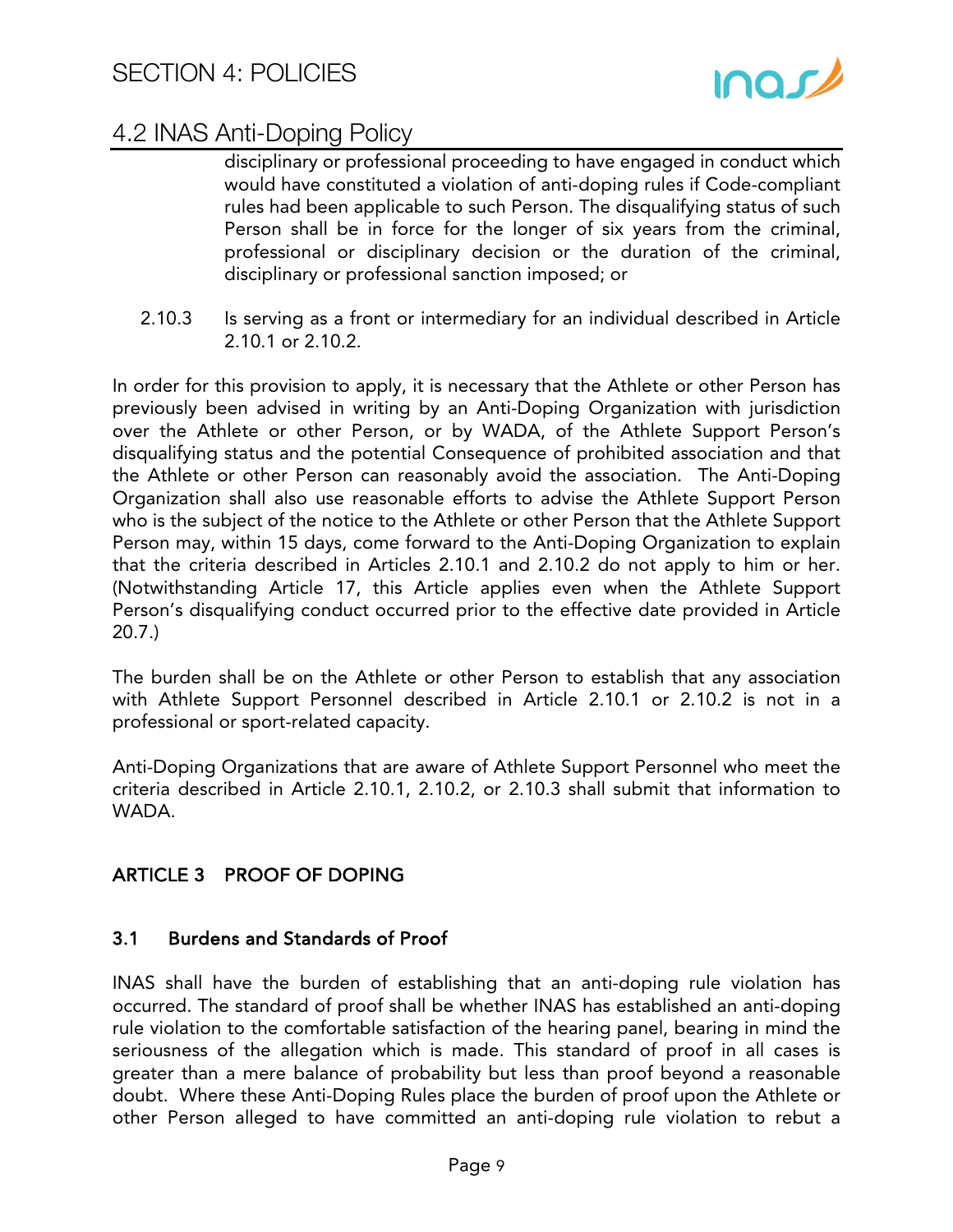disciplinary or professional proceeding to have engaged in conduct which would have constituted a violation of anti-doping rules if Code-compliant rules had been applicable to such Person. The disqualifying status of such Person shall be in force for the longer of six years from the criminal, professional or disciplinary decision or the duration of the criminal, disciplinary or professional sanction imposed; or

2.10.3 Is serving as a front or intermediary for an individual described in Article 2.10.1 or 2.10.2.

In order for this provision to apply, it is necessary that the Athlete or other Person has previously been advised in writing by an Anti-Doping Organization with jurisdiction over the Athlete or other Person, or by WADA, of the Athlete Support Person's disqualifying status and the potential Consequence of prohibited association and that the Athlete or other Person can reasonably avoid the association. The Anti-Doping Organization shall also use reasonable efforts to advise the Athlete Support Person who is the subject of the notice to the Athlete or other Person that the Athlete Support Person may, within 15 days, come forward to the Anti-Doping Organization to explain that the criteria described in Articles 2.10.1 and 2.10.2 do not apply to him or her. (Notwithstanding Article 17, this Article applies even when the Athlete Support Person's disqualifying conduct occurred prior to the effective date provided in Article 20.7.)

The burden shall be on the Athlete or other Person to establish that any association with Athlete Support Personnel described in Article 2.10.1 or 2.10.2 is not in a professional or sport-related capacity.

Anti-Doping Organizations that are aware of Athlete Support Personnel who meet the criteria described in Article 2.10.1, 2.10.2, or 2.10.3 shall submit that information to WADA.

## ARTICLE 3 PROOF OF DOPING

### 3.1 Burdens and Standards of Proof

INAS shall have the burden of establishing that an anti-doping rule violation has occurred. The standard of proof shall be whether INAS has established an anti-doping rule violation to the comfortable satisfaction of the hearing panel, bearing in mind the seriousness of the allegation which is made. This standard of proof in all cases is greater than a mere balance of probability but less than proof beyond a reasonable doubt. Where these Anti-Doping Rules place the burden of proof upon the Athlete or other Person alleged to have committed an anti-doping rule violation to rebut a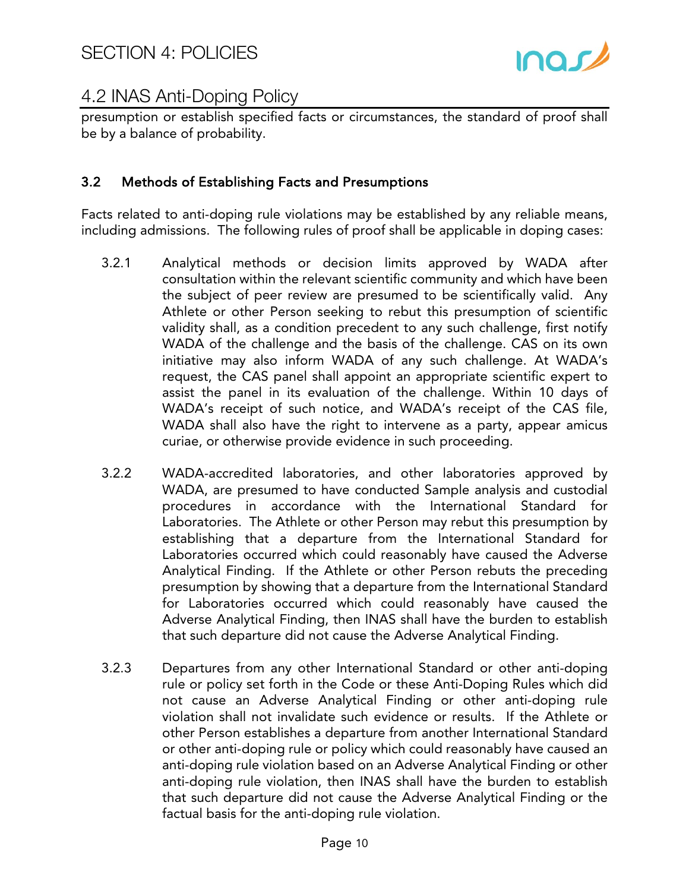presumption or establish specified facts or circumstances, the standard of proof shall be by a balance of probability.

### 3.2 Methods of Establishing Facts and Presumptions

Facts related to anti-doping rule violations may be established by any reliable means, including admissions. The following rules of proof shall be applicable in doping cases:

3.2.1 Analytical methods or decision limits approved by WADA after consultation within the relevant scientific community and which have been the subject of peer review are presumed to be scientifically valid. Any Athlete or other Person seeking to rebut this presumption of scientific validity shall, as a condition precedent to any such challenge, first notify WADA of the challenge and the basis of the challenge. CAS on its own initiative may also inform WADA of any such challenge. At WADA's request, the CAS panel shall appoint an appropriate scientific expert to assist the panel in its evaluation of the challenge. Within 10 days of WADA's receipt of such notice, and WADA's receipt of the CAS file, WADA shall also have the right to intervene as a party, appear amicus curiae, or otherwise provide evidence in such proceeding.

3.2.2 WADA-accredited laboratories, and other laboratories approved by WADA, are presumed to have conducted Sample analysis and custodial procedures in accordance with the International Standard for Laboratories. The Athlete or other Person may rebut this presumption by establishing that a departure from the International Standard for Laboratories occurred which could reasonably have caused the Adverse Analytical Finding. If the Athlete or other Person rebuts the preceding presumption by showing that a departure from the International Standard for Laboratories occurred which could reasonably have caused the Adverse Analytical Finding, then INAS shall have the burden to establish that such departure did not cause the Adverse Analytical Finding.

3.2.3 Departures from any other International Standard or other anti-doping rule or policy set forth in the Code or these Anti-Doping Rules which did not cause an Adverse Analytical Finding or other anti-doping rule violation shall not invalidate such evidence or results. If the Athlete or other Person establishes a departure from another International Standard or other anti-doping rule or policy which could reasonably have caused an anti-doping rule violation based on an Adverse Analytical Finding or other anti-doping rule violation, then INAS shall have the burden to establish that such departure did not cause the Adverse Analytical Finding or the factual basis for the anti-doping rule violation.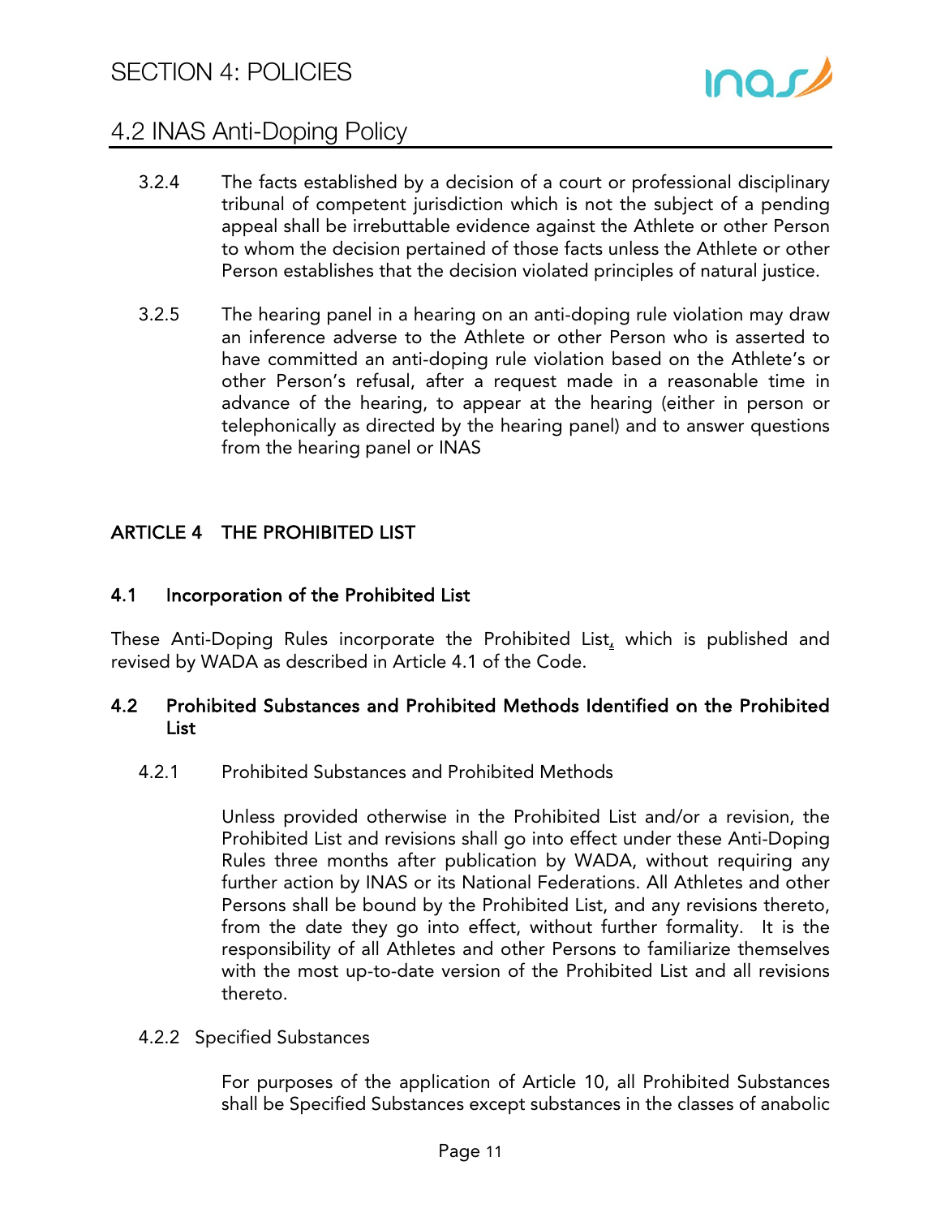3.2.4 The facts established by a decision of a court or professional disciplinary tribunal of competent jurisdiction which is not the subject of a pending appeal shall be irrebuttable evidence against the Athlete or other Person to whom the decision pertained of those facts unless the Athlete or other Person establishes that the decision violated principles of natural justice.

3.2.5 The hearing panel in a hearing on an anti-doping rule violation may draw an inference adverse to the Athlete or other Person who is asserted to have committed an anti-doping rule violation based on the Athlete's or other Person's refusal, after a request made in a reasonable time in advance of the hearing, to appear at the hearing (either in person or telephonically as directed by the hearing panel) and to answer questions from the hearing panel or INAS

## ARTICLE 4 THE PROHIBITED LIST

### 4.1 Incorporation of the Prohibited List

These Anti-Doping Rules incorporate the Prohibited List, which is published and revised by WADA as described in Article 4.1 of the Code.

### 4.2 Prohibited Substances and Prohibited Methods Identified on the Prohibited List

4.2.1 Prohibited Substances and Prohibited Methods

Unless provided otherwise in the Prohibited List and/or a revision, the Prohibited List and revisions shall go into effect under these Anti-Doping Rules three months after publication by WADA, without requiring any further action by INAS or its National Federations. All Athletes and other Persons shall be bound by the Prohibited List, and any revisions thereto, from the date they go into effect, without further formality. It is the responsibility of all Athletes and other Persons to familiarize themselves with the most up-to-date version of the Prohibited List and all revisions thereto.

4.2.2 Specified Substances

For purposes of the application of Article 10, all Prohibited Substances shall be Specified Substances except substances in the classes of anabolic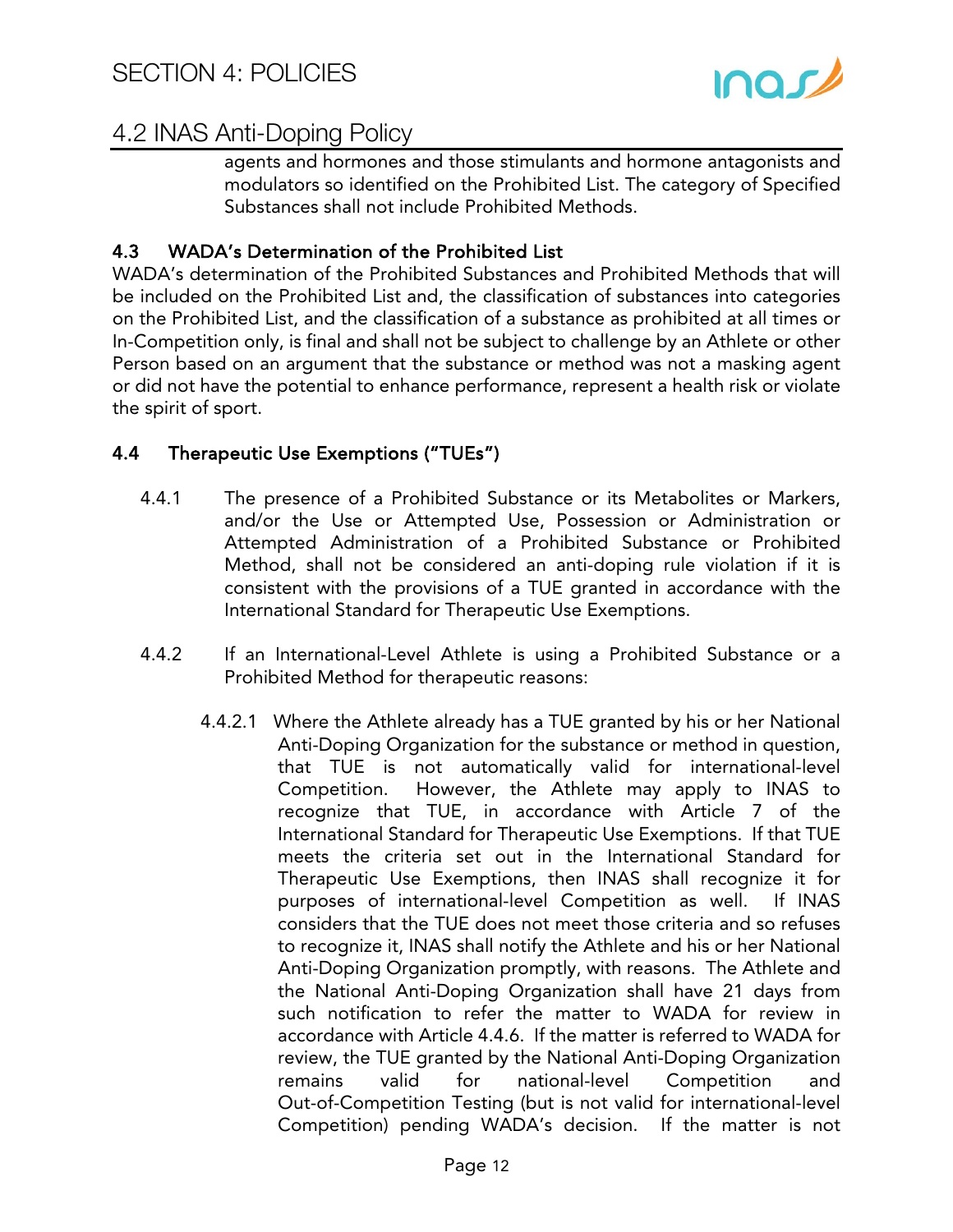agents and hormones and those stimulants and hormone antagonists and modulators so identified on the Prohibited List. The category of Specified Substances shall not include Prohibited Methods.

## 4.3 WADA's Determination of the Prohibited List

WADA's determination of the Prohibited Substances and Prohibited Methods that will be included on the Prohibited List and, the classification of substances into categories on the Prohibited List, and the classification of a substance as prohibited at all times or In-Competition only, is final and shall not be subject to challenge by an Athlete or other Person based on an argument that the substance or method was not a masking agent or did not have the potential to enhance performance, represent a health risk or violate the spirit of sport.

## 4.4 Therapeutic Use Exemptions ("TUEs")

4.4.1 The presence of a Prohibited Substance or its Metabolites or Markers, and/or the Use or Attempted Use, Possession or Administration or Attempted Administration of a Prohibited Substance or Prohibited Method, shall not be considered an anti-doping rule violation if it is consistent with the provisions of a TUE granted in accordance with the International Standard for Therapeutic Use Exemptions.

4.4.2 If an International-Level Athlete is using a Prohibited Substance or a Prohibited Method for therapeutic reasons:

4.4.2.1 Where the Athlete already has a TUE granted by his or her National Anti-Doping Organization for the substance or method in question, that TUE is not automatically valid for international-level Competition. However, the Athlete may apply to INAS to recognize that TUE, in accordance with Article 7 of the International Standard for Therapeutic Use Exemptions. If that TUE meets the criteria set out in the International Standard for Therapeutic Use Exemptions, then INAS shall recognize it for purposes of international-level Competition as well. If INAS considers that the TUE does not meet those criteria and so refuses to recognize it, INAS shall notify the Athlete and his or her National Anti-Doping Organization promptly, with reasons. The Athlete and the National Anti-Doping Organization shall have 21 days from such notification to refer the matter to WADA for review in accordance with Article 4.4.6. If the matter is referred to WADA for review, the TUE granted by the National Anti-Doping Organization remains valid for national-level Competition and Out-of-Competition Testing (but is not valid for international-level Competition) pending WADA's decision. If the matter is not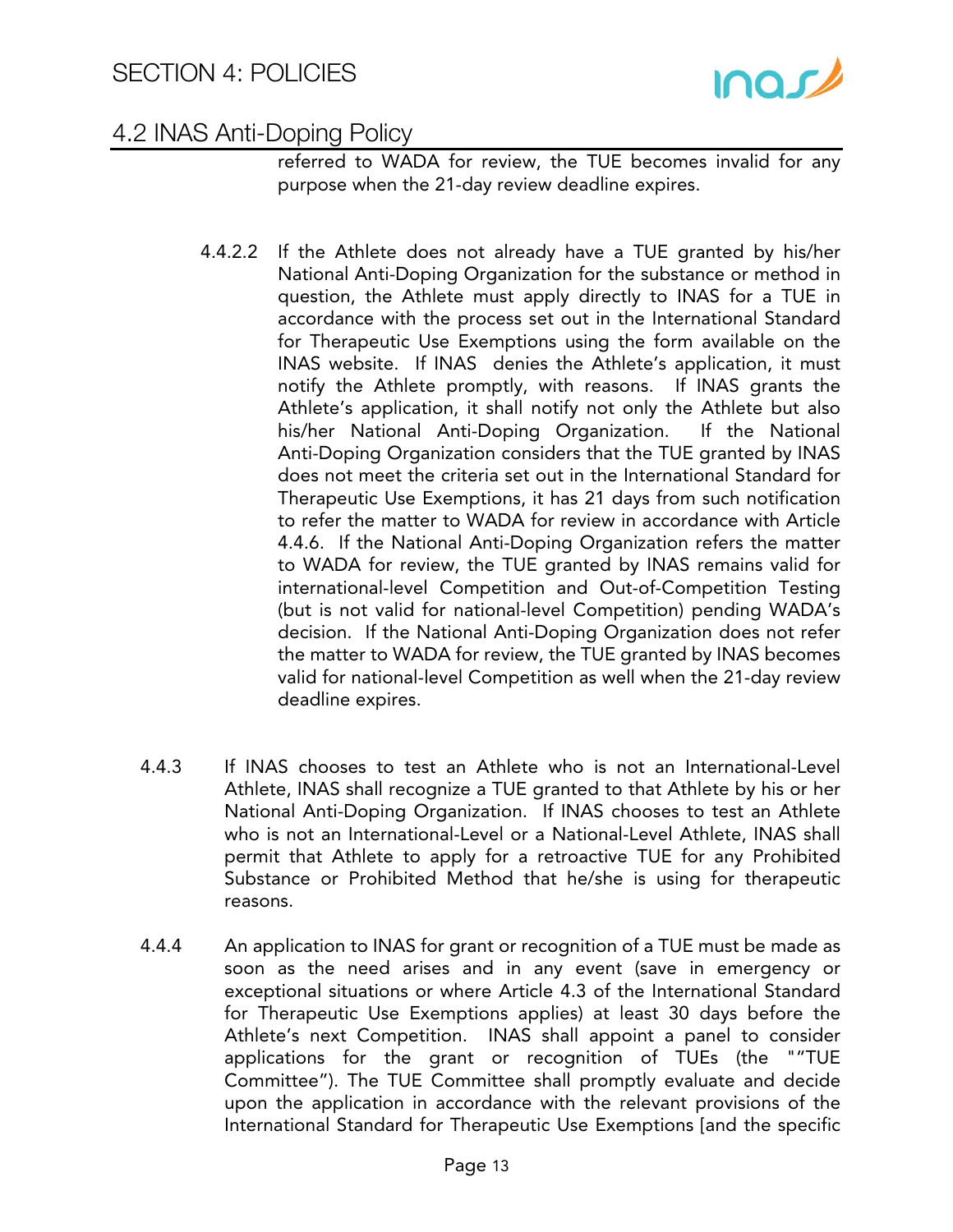referred to WADA for review, the TUE becomes invalid for any purpose when the 21-day review deadline expires.

4.4.2.2 If the Athlete does not already have a TUE granted by his/her National Anti-Doping Organization for the substance or method in question, the Athlete must apply directly to INAS for a TUE in accordance with the process set out in the International Standard for Therapeutic Use Exemptions using the form available on the INAS website. If INAS denies the Athlete's application, it must notify the Athlete promptly, with reasons. If INAS grants the Athlete's application, it shall notify not only the Athlete but also his/her National Anti-Doping Organization. If the National Anti-Doping Organization considers that the TUE granted by INAS does not meet the criteria set out in the International Standard for Therapeutic Use Exemptions, it has 21 days from such notification to refer the matter to WADA for review in accordance with Article 4.4.6. If the National Anti-Doping Organization refers the matter to WADA for review, the TUE granted by INAS remains valid for international-level Competition and Out-of-Competition Testing (but is not valid for national-level Competition) pending WADA's decision. If the National Anti-Doping Organization does not refer the matter to WADA for review, the TUE granted by INAS becomes valid for national-level Competition as well when the 21-day review deadline expires.

4.4.3 If INAS chooses to test an Athlete who is not an International-Level Athlete, INAS shall recognize a TUE granted to that Athlete by his or her National Anti-Doping Organization. If INAS chooses to test an Athlete who is not an International-Level or a National-Level Athlete, INAS shall permit that Athlete to apply for a retroactive TUE for any Prohibited Substance or Prohibited Method that he/she is using for therapeutic reasons.

4.4.4 An application to INAS for grant or recognition of a TUE must be made as soon as the need arises and in any event (save in emergency or exceptional situations or where Article 4.3 of the International Standard for Therapeutic Use Exemptions applies) at least 30 days before the Athlete's next Competition. INAS shall appoint a panel to consider applications for the grant or recognition of TUEs (the ""TUE Committee"). The TUE Committee shall promptly evaluate and decide upon the application in accordance with the relevant provisions of the International Standard for Therapeutic Use Exemptions [and the specific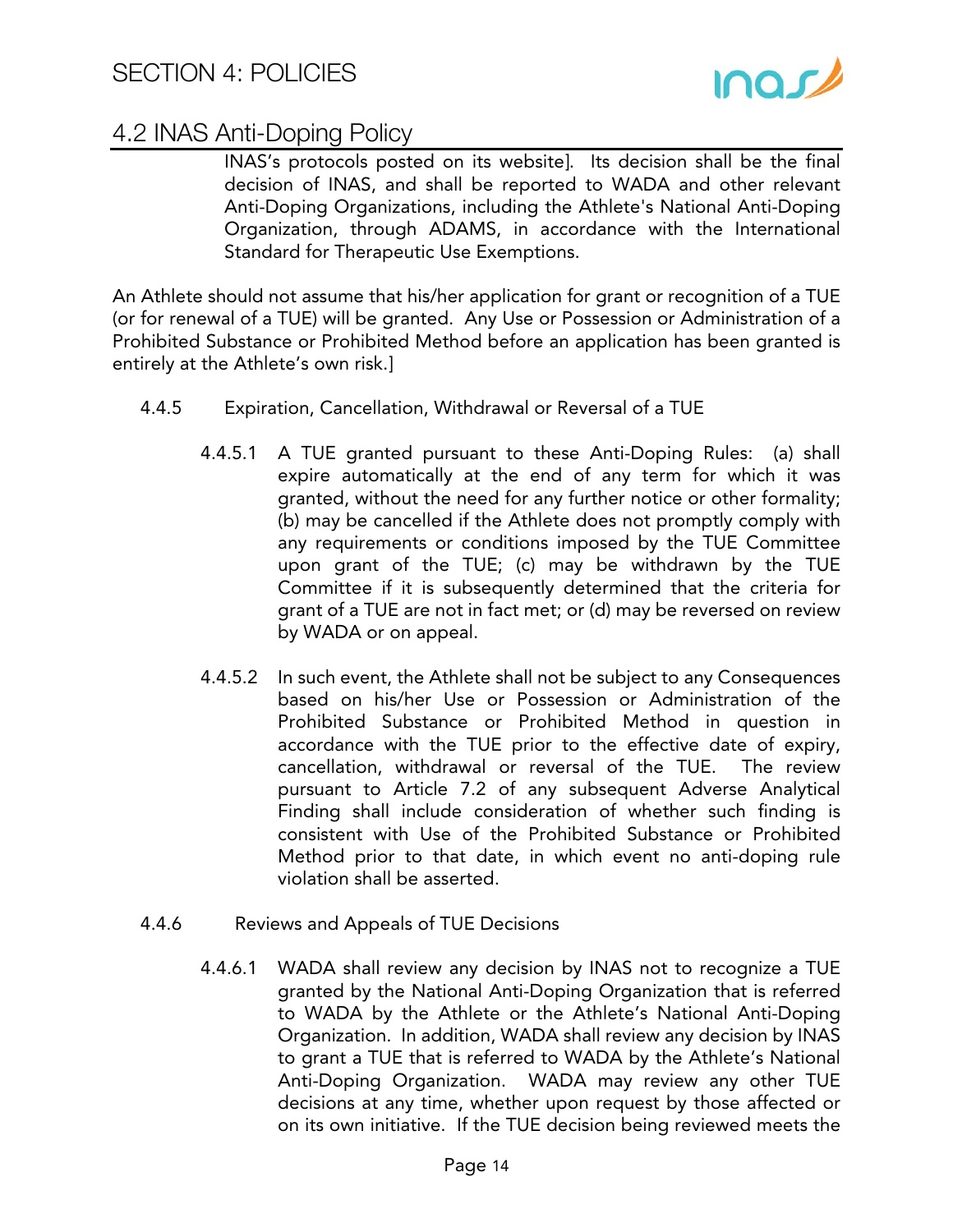INAS's protocols posted on its website]. Its decision shall be the final decision of INAS, and shall be reported to WADA and other relevant Anti-Doping Organizations, including the Athlete's National Anti-Doping Organization, through ADAMS, in accordance with the International Standard for Therapeutic Use Exemptions.

An Athlete should not assume that his/her application for grant or recognition of a TUE (or for renewal of a TUE) will be granted. Any Use or Possession or Administration of a Prohibited Substance or Prohibited Method before an application has been granted is entirely at the Athlete's own risk.]

4.4.5 Expiration, Cancellation, Withdrawal or Reversal of a TUE

4.4.5.1 A TUE granted pursuant to these Anti-Doping Rules: (a) shall expire automatically at the end of any term for which it was granted, without the need for any further notice or other formality; (b) may be cancelled if the Athlete does not promptly comply with any requirements or conditions imposed by the TUE Committee upon grant of the TUE; (c) may be withdrawn by the TUE Committee if it is subsequently determined that the criteria for grant of a TUE are not in fact met; or (d) may be reversed on review by WADA or on appeal.

4.4.5.2 In such event, the Athlete shall not be subject to any Consequences based on his/her Use or Possession or Administration of the Prohibited Substance or Prohibited Method in question in accordance with the TUE prior to the effective date of expiry, cancellation, withdrawal or reversal of the TUE. The review pursuant to Article 7.2 of any subsequent Adverse Analytical Finding shall include consideration of whether such finding is consistent with Use of the Prohibited Substance or Prohibited Method prior to that date, in which event no anti-doping rule violation shall be asserted.

4.4.6 Reviews and Appeals of TUE Decisions

4.4.6.1 WADA shall review any decision by INAS not to recognize a TUE granted by the National Anti-Doping Organization that is referred to WADA by the Athlete or the Athlete's National Anti-Doping Organization. In addition, WADA shall review any decision by INAS to grant a TUE that is referred to WADA by the Athlete's National Anti-Doping Organization. WADA may review any other TUE decisions at any time, whether upon request by those affected or on its own initiative. If the TUE decision being reviewed meets the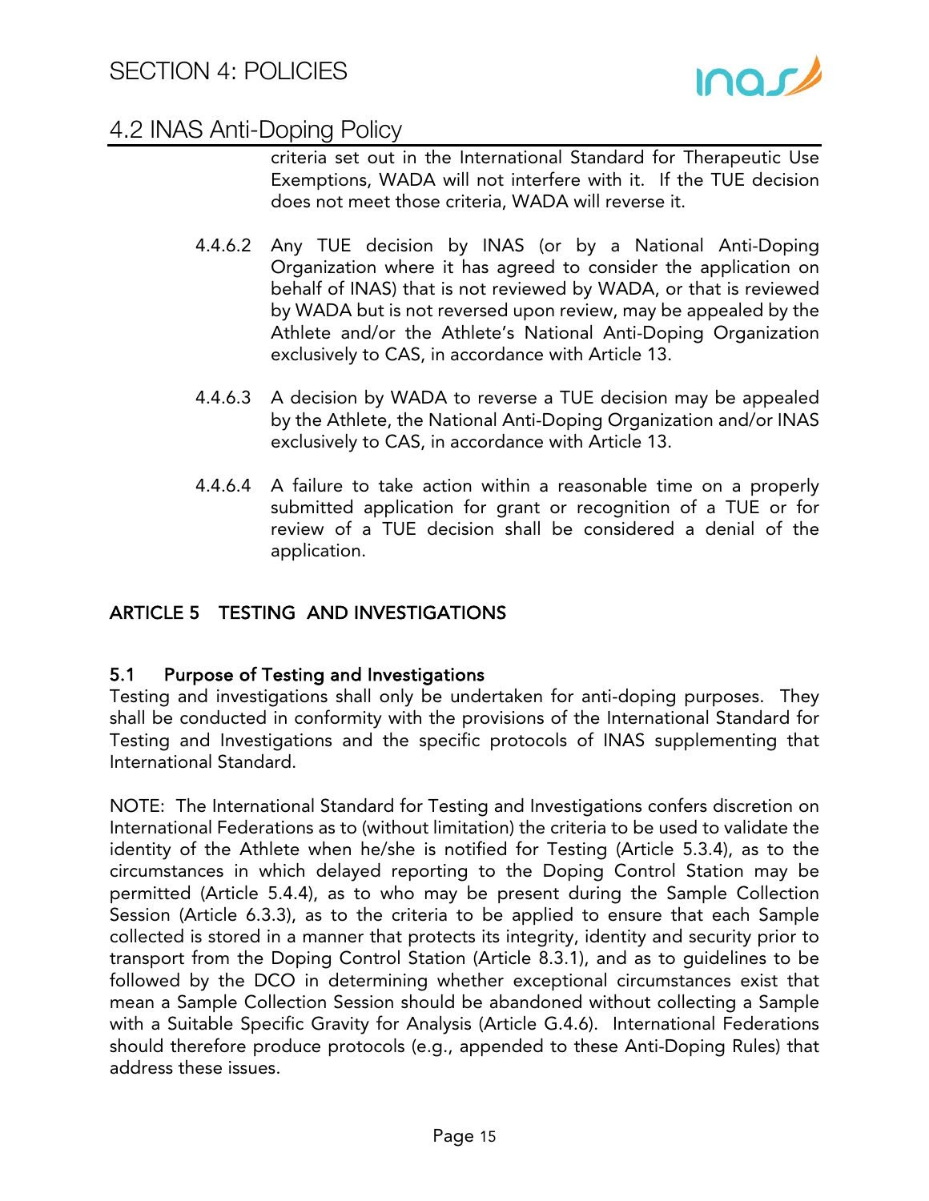criteria set out in the International Standard for Therapeutic Use Exemptions, WADA will not interfere with it. If the TUE decision does not meet those criteria, WADA will reverse it.

4.4.6.2 Any TUE decision by INAS (or by a National Anti-Doping Organization where it has agreed to consider the application on behalf of INAS) that is not reviewed by WADA, or that is reviewed by WADA but is not reversed upon review, may be appealed by the Athlete and/or the Athlete's National Anti-Doping Organization exclusively to CAS, in accordance with Article 13.

4.4.6.3 A decision by WADA to reverse a TUE decision may be appealed by the Athlete, the National Anti-Doping Organization and/or INAS exclusively to CAS, in accordance with Article 13.

4.4.6.4 A failure to take action within a reasonable time on a properly submitted application for grant or recognition of a TUE or for review of a TUE decision shall be considered a denial of the application.

## ARTICLE 5 TESTING AND INVESTIGATIONS

### 5.1 Purpose of Testing and Investigations

Testing and investigations shall only be undertaken for anti-doping purposes. They shall be conducted in conformity with the provisions of the International Standard for Testing and Investigations and the specific protocols of INAS supplementing that International Standard.

NOTE: The International Standard for Testing and Investigations confers discretion on International Federations as to (without limitation) the criteria to be used to validate the identity of the Athlete when he/she is notified for Testing (Article 5.3.4), as to the circumstances in which delayed reporting to the Doping Control Station may be permitted (Article 5.4.4), as to who may be present during the Sample Collection Session (Article 6.3.3), as to the criteria to be applied to ensure that each Sample collected is stored in a manner that protects its integrity, identity and security prior to transport from the Doping Control Station (Article 8.3.1), and as to guidelines to be followed by the DCO in determining whether exceptional circumstances exist that mean a Sample Collection Session should be abandoned without collecting a Sample with a Suitable Specific Gravity for Analysis (Article G.4.6). International Federations should therefore produce protocols (e.g., appended to these Anti-Doping Rules) that address these issues.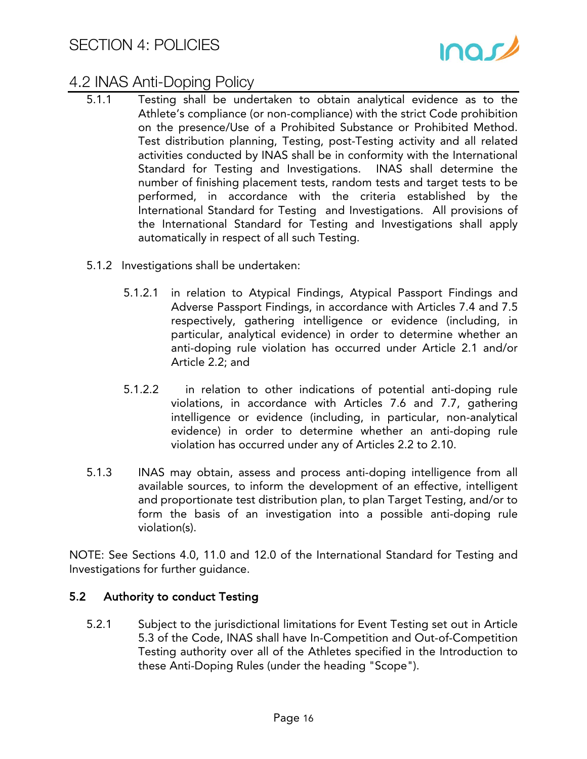5.1.1 Testing shall be undertaken to obtain analytical evidence as to the Athlete's compliance (or non-compliance) with the strict Code prohibition on the presence/Use of a Prohibited Substance or Prohibited Method. Test distribution planning, Testing, post-Testing activity and all related activities conducted by INAS shall be in conformity with the International Standard for Testing and Investigations. INAS shall determine the number of finishing placement tests, random tests and target tests to be performed, in accordance with the criteria established by the International Standard for Testing and Investigations. All provisions of the International Standard for Testing and Investigations shall apply automatically in respect of all such Testing.

5.1.2 Investigations shall be undertaken:

5.1.2.1 in relation to Atypical Findings, Atypical Passport Findings and Adverse Passport Findings, in accordance with Articles 7.4 and 7.5 respectively, gathering intelligence or evidence (including, in particular, analytical evidence) in order to determine whether an anti-doping rule violation has occurred under Article 2.1 and/or Article 2.2; and

5.1.2.2 in relation to other indications of potential anti-doping rule violations, in accordance with Articles 7.6 and 7.7, gathering intelligence or evidence (including, in particular, non-analytical evidence) in order to determine whether an anti-doping rule violation has occurred under any of Articles 2.2 to 2.10.

5.1.3 INAS may obtain, assess and process anti-doping intelligence from all available sources, to inform the development of an effective, intelligent and proportionate test distribution plan, to plan Target Testing, and/or to form the basis of an investigation into a possible anti-doping rule violation(s).

NOTE: See Sections 4.0, 11.0 and 12.0 of the International Standard for Testing and Investigations for further guidance.

### 5.2 Authority to conduct Testing

5.2.1 Subject to the jurisdictional limitations for Event Testing set out in Article 5.3 of the Code, INAS shall have In-Competition and Out-of-Competition Testing authority over all of the Athletes specified in the Introduction to these Anti-Doping Rules (under the heading "Scope").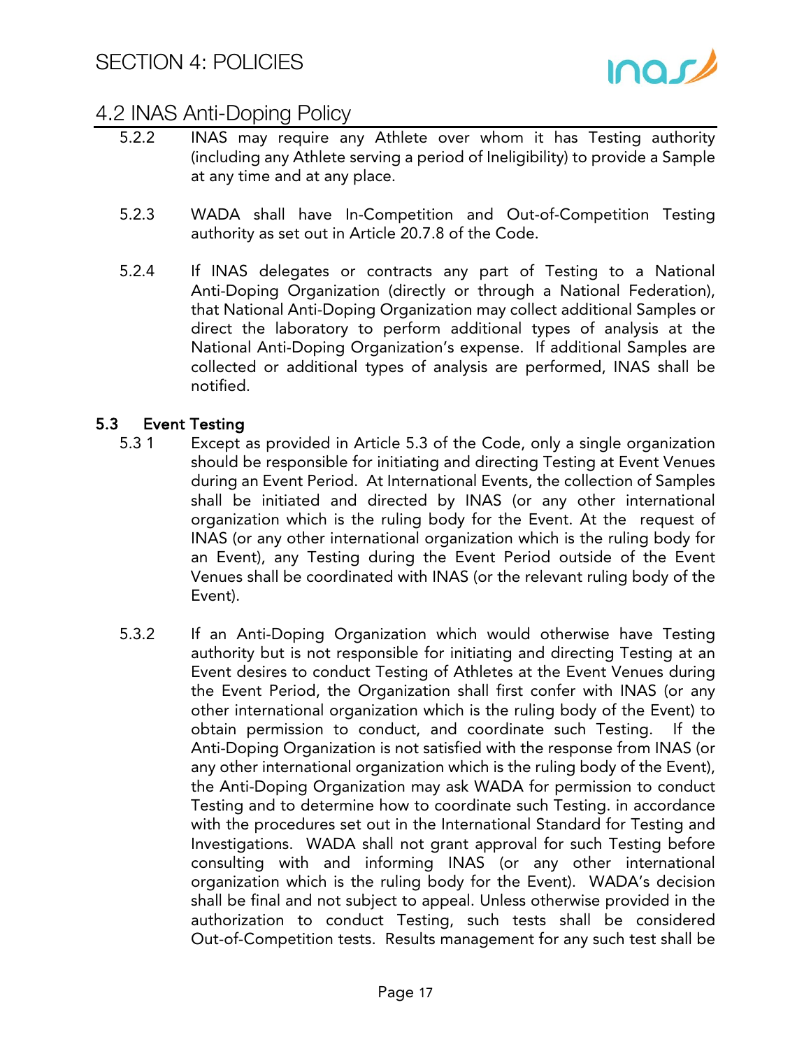5.2.2 INAS may require any Athlete over whom it has Testing authority (including any Athlete serving a period of Ineligibility) to provide a Sample at any time and at any place.

5.2.3 WADA shall have In-Competition and Out-of-Competition Testing authority as set out in Article 20.7.8 of the Code.

5.2.4 If INAS delegates or contracts any part of Testing to a National Anti-Doping Organization (directly or through a National Federation), that National Anti-Doping Organization may collect additional Samples or direct the laboratory to perform additional types of analysis at the National Anti-Doping Organization's expense. If additional Samples are collected or additional types of analysis are performed, INAS shall be notified.

**5.3 Event Testing**

5.3 1 Except as provided in Article 5.3 of the Code, only a single organization should be responsible for initiating and directing Testing at Event Venues during an Event Period. At International Events, the collection of Samples shall be initiated and directed by INAS (or any other international organization which is the ruling body for the Event. At the request of INAS (or any other international organization which is the ruling body for an Event), any Testing during the Event Period outside of the Event Venues shall be coordinated with INAS (or the relevant ruling body of the Event).

5.3.2 If an Anti-Doping Organization which would otherwise have Testing authority but is not responsible for initiating and directing Testing at an Event desires to conduct Testing of Athletes at the Event Venues during the Event Period, the Organization shall first confer with INAS (or any other international organization which is the ruling body of the Event) to obtain permission to conduct, and coordinate such Testing. If the Anti-Doping Organization is not satisfied with the response from INAS (or any other international organization which is the ruling body of the Event), the Anti-Doping Organization may ask WADA for permission to conduct Testing and to determine how to coordinate such Testing. in accordance with the procedures set out in the International Standard for Testing and Investigations. WADA shall not grant approval for such Testing before consulting with and informing INAS (or any other international organization which is the ruling body for the Event). WADA's decision shall be final and not subject to appeal. Unless otherwise provided in the authorization to conduct Testing, such tests shall be considered Out-of-Competition tests. Results management for any such test shall be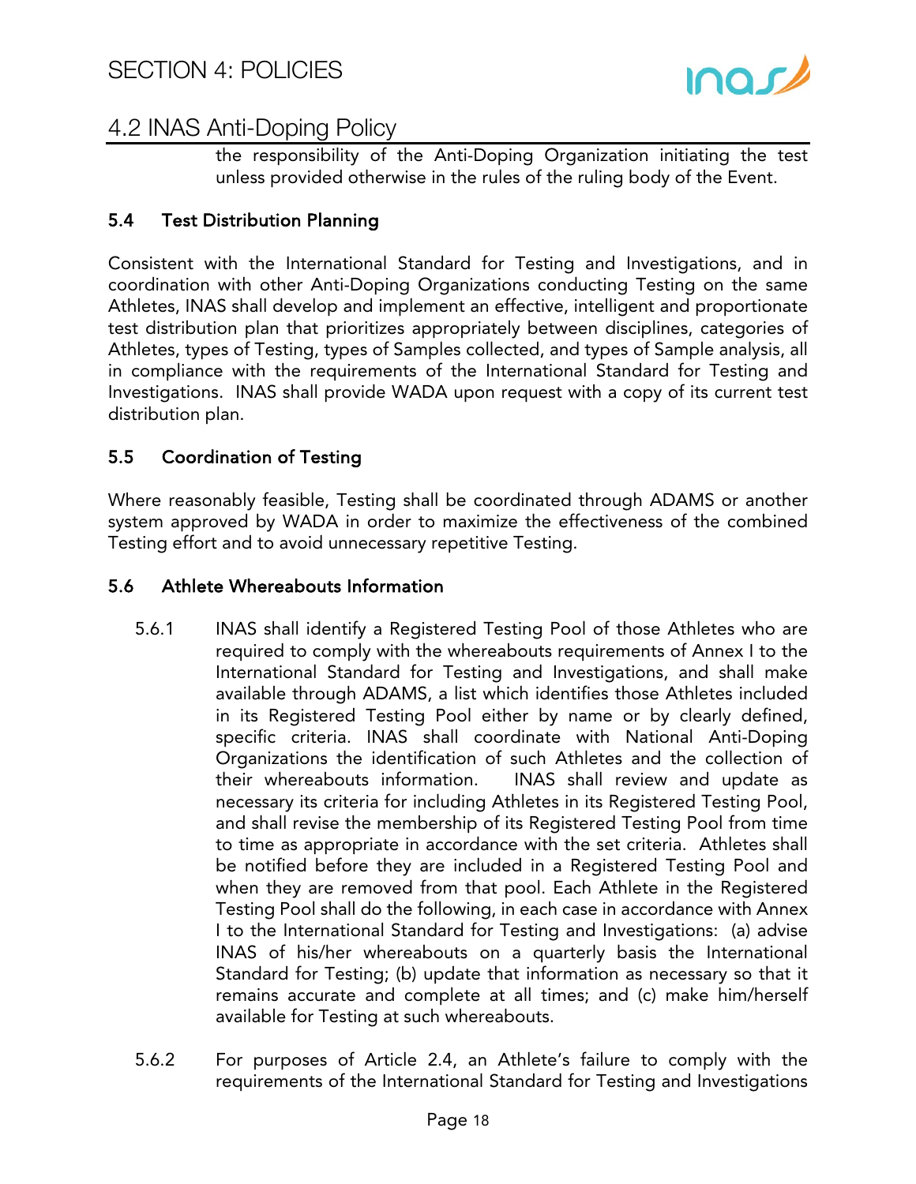the responsibility of the Anti-Doping Organization initiating the test unless provided otherwise in the rules of the ruling body of the Event.

### 5.4 Test Distribution Planning

Consistent with the International Standard for Testing and Investigations, and in coordination with other Anti-Doping Organizations conducting Testing on the same Athletes, INAS shall develop and implement an effective, intelligent and proportionate test distribution plan that prioritizes appropriately between disciplines, categories of Athletes, types of Testing, types of Samples collected, and types of Sample analysis, all in compliance with the requirements of the International Standard for Testing and Investigations. INAS shall provide WADA upon request with a copy of its current test distribution plan.

### 5.5 Coordination of Testing

Where reasonably feasible, Testing shall be coordinated through ADAMS or another system approved by WADA in order to maximize the effectiveness of the combined Testing effort and to avoid unnecessary repetitive Testing.

### 5.6 Athlete Whereabouts Information

5.6.1 INAS shall identify a Registered Testing Pool of those Athletes who are required to comply with the whereabouts requirements of Annex I to the International Standard for Testing and Investigations, and shall make available through ADAMS, a list which identifies those Athletes included in its Registered Testing Pool either by name or by clearly defined, specific criteria. INAS shall coordinate with National Anti-Doping Organizations the identification of such Athletes and the collection of their whereabouts information. INAS shall review and update as necessary its criteria for including Athletes in its Registered Testing Pool, and shall revise the membership of its Registered Testing Pool from time to time as appropriate in accordance with the set criteria. Athletes shall be notified before they are included in a Registered Testing Pool and when they are removed from that pool. Each Athlete in the Registered Testing Pool shall do the following, in each case in accordance with Annex I to the International Standard for Testing and Investigations: (a) advise INAS of his/her whereabouts on a quarterly basis the International Standard for Testing; (b) update that information as necessary so that it remains accurate and complete at all times; and (c) make him/herself available for Testing at such whereabouts.

5.6.2 For purposes of Article 2.4, an Athlete's failure to comply with the requirements of the International Standard for Testing and Investigations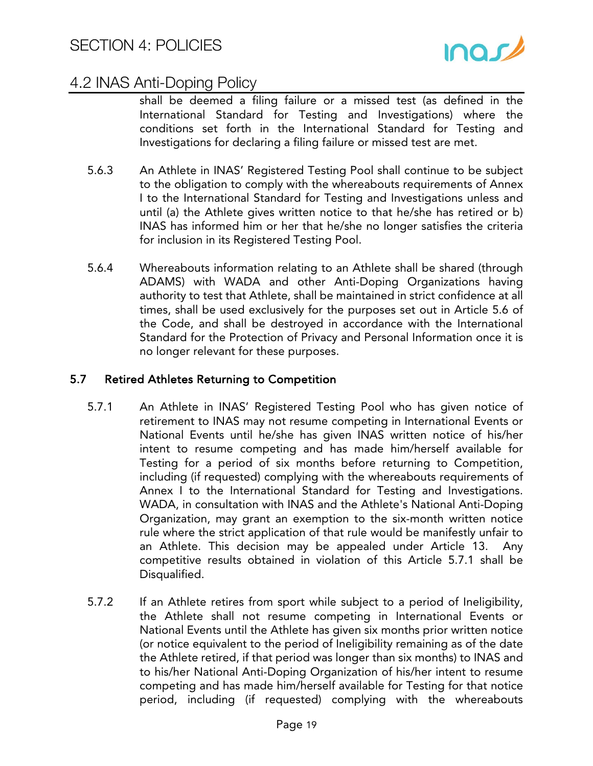shall be deemed a filing failure or a missed test (as defined in the International Standard for Testing and Investigations) where the conditions set forth in the International Standard for Testing and Investigations for declaring a filing failure or missed test are met.

5.6.3 An Athlete in INAS' Registered Testing Pool shall continue to be subject to the obligation to comply with the whereabouts requirements of Annex I to the International Standard for Testing and Investigations unless and until (a) the Athlete gives written notice to that he/she has retired or b) INAS has informed him or her that he/she no longer satisfies the criteria for inclusion in its Registered Testing Pool.

5.6.4 Whereabouts information relating to an Athlete shall be shared (through ADAMS) with WADA and other Anti-Doping Organizations having authority to test that Athlete, shall be maintained in strict confidence at all times, shall be used exclusively for the purposes set out in Article 5.6 of the Code, and shall be destroyed in accordance with the International Standard for the Protection of Privacy and Personal Information once it is no longer relevant for these purposes.

### 5.7 Retired Athletes Returning to Competition

5.7.1 An Athlete in INAS' Registered Testing Pool who has given notice of retirement to INAS may not resume competing in International Events or National Events until he/she has given INAS written notice of his/her intent to resume competing and has made him/herself available for Testing for a period of six months before returning to Competition, including (if requested) complying with the whereabouts requirements of Annex I to the International Standard for Testing and Investigations. WADA, in consultation with INAS and the Athlete's National Anti-Doping Organization, may grant an exemption to the six-month written notice rule where the strict application of that rule would be manifestly unfair to an Athlete. This decision may be appealed under Article 13. Any competitive results obtained in violation of this Article 5.7.1 shall be Disqualified.

5.7.2 If an Athlete retires from sport while subject to a period of Ineligibility, the Athlete shall not resume competing in International Events or National Events until the Athlete has given six months prior written notice (or notice equivalent to the period of Ineligibility remaining as of the date the Athlete retired, if that period was longer than six months) to INAS and to his/her National Anti-Doping Organization of his/her intent to resume competing and has made him/herself available for Testing for that notice period, including (if requested) complying with the whereabouts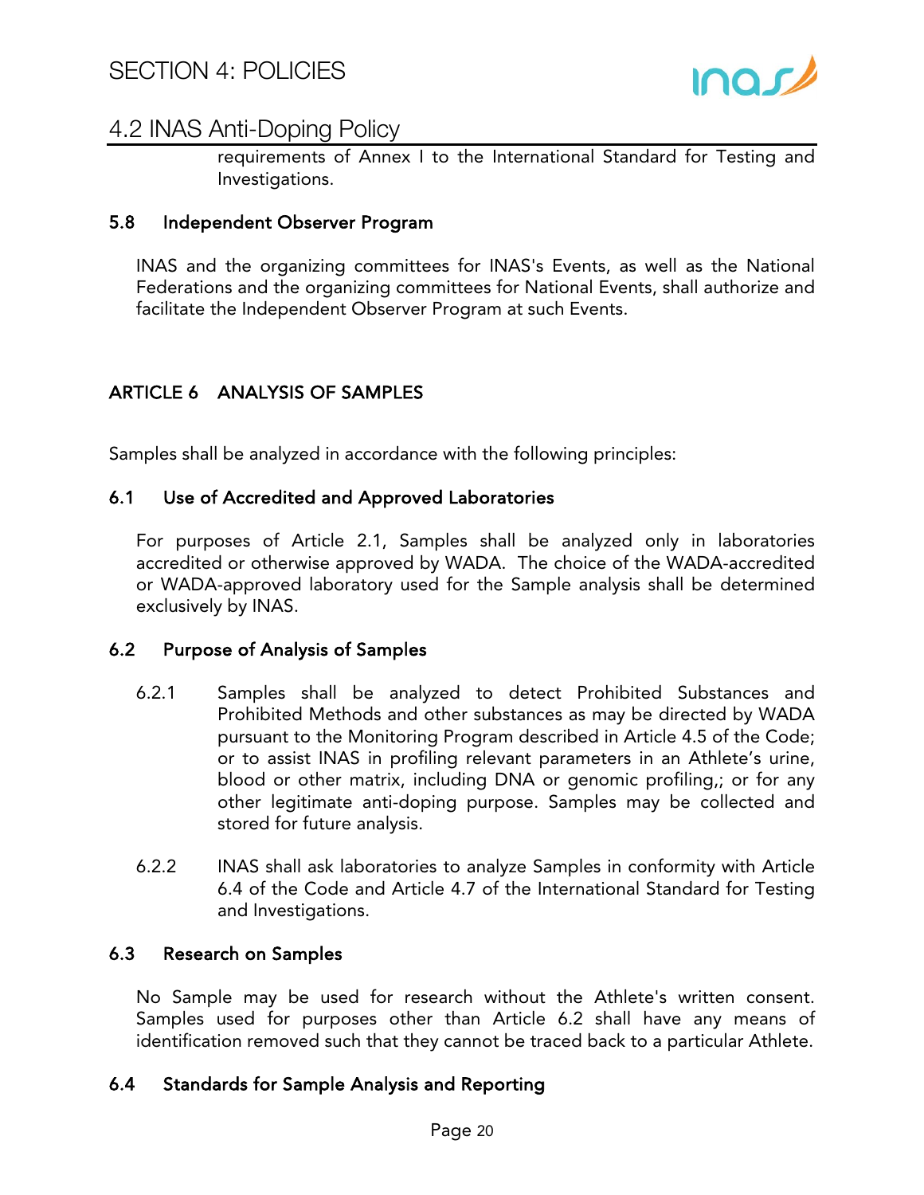requirements of Annex I to the International Standard for Testing and Investigations.

### 5.8 Independent Observer Program

INAS and the organizing committees for INAS's Events, as well as the National Federations and the organizing committees for National Events, shall authorize and facilitate the Independent Observer Program at such Events.

## ARTICLE 6 ANALYSIS OF SAMPLES

Samples shall be analyzed in accordance with the following principles:

### 6.1 Use of Accredited and Approved Laboratories

For purposes of Article 2.1, Samples shall be analyzed only in laboratories accredited or otherwise approved by WADA. The choice of the WADA-accredited or WADA-approved laboratory used for the Sample analysis shall be determined exclusively by INAS.

### 6.2 Purpose of Analysis of Samples

6.2.1 Samples shall be analyzed to detect Prohibited Substances and Prohibited Methods and other substances as may be directed by WADA pursuant to the Monitoring Program described in Article 4.5 of the Code; or to assist INAS in profiling relevant parameters in an Athlete's urine, blood or other matrix, including DNA or genomic profiling,; or for any other legitimate anti-doping purpose. Samples may be collected and stored for future analysis.

6.2.2 INAS shall ask laboratories to analyze Samples in conformity with Article 6.4 of the Code and Article 4.7 of the International Standard for Testing and Investigations.

### 6.3 Research on Samples

No Sample may be used for research without the Athlete's written consent. Samples used for purposes other than Article 6.2 shall have any means of identification removed such that they cannot be traced back to a particular Athlete.

### 6.4 Standards for Sample Analysis and Reporting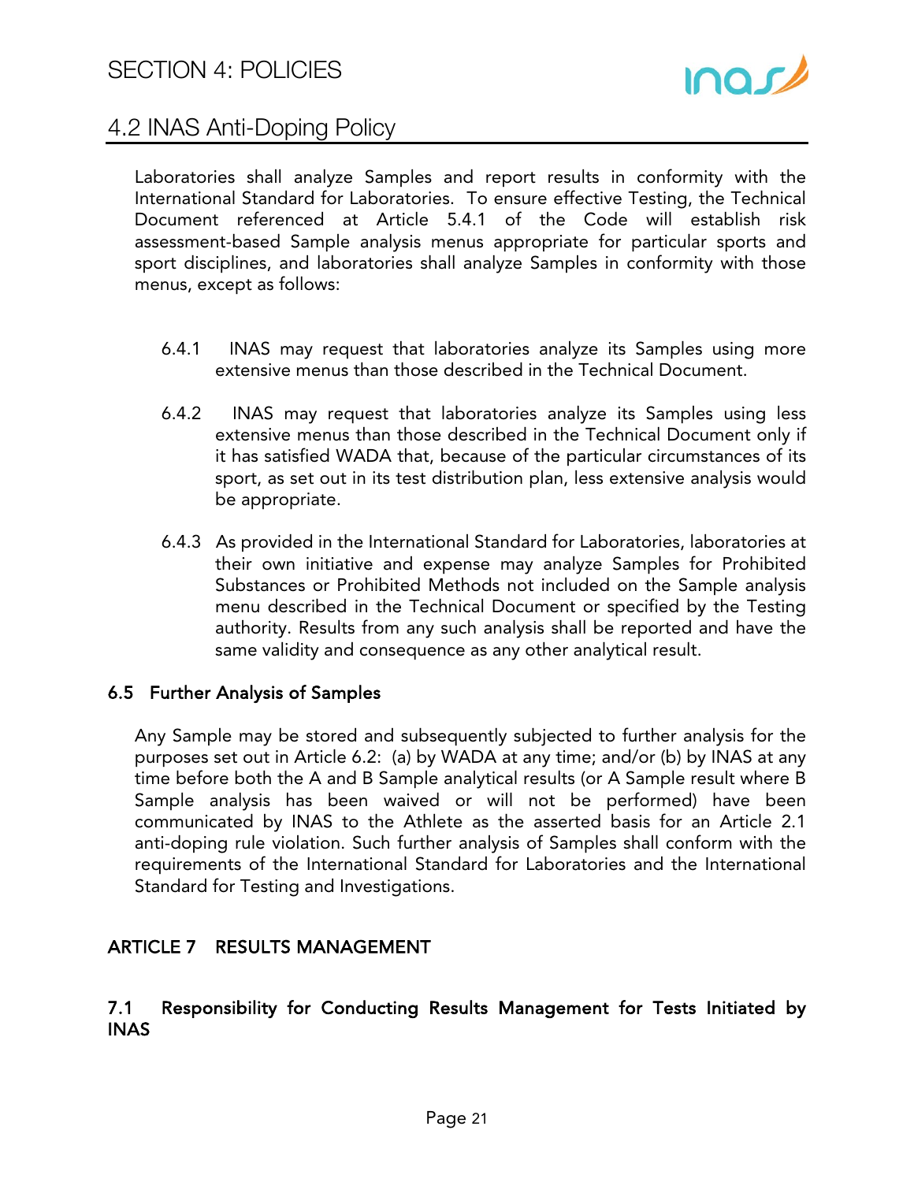Laboratories shall analyze Samples and report results in conformity with the International Standard for Laboratories. To ensure effective Testing, the Technical Document referenced at Article 5.4.1 of the Code will establish risk assessment-based Sample analysis menus appropriate for particular sports and sport disciplines, and laboratories shall analyze Samples in conformity with those menus, except as follows:

6.4.1 INAS may request that laboratories analyze its Samples using more extensive menus than those described in the Technical Document.

6.4.2 INAS may request that laboratories analyze its Samples using less extensive menus than those described in the Technical Document only if it has satisfied WADA that, because of the particular circumstances of its sport, as set out in its test distribution plan, less extensive analysis would be appropriate.

6.4.3 As provided in the International Standard for Laboratories, laboratories at their own initiative and expense may analyze Samples for Prohibited Substances or Prohibited Methods not included on the Sample analysis menu described in the Technical Document or specified by the Testing authority. Results from any such analysis shall be reported and have the same validity and consequence as any other analytical result.

### 6.5 Further Analysis of Samples

Any Sample may be stored and subsequently subjected to further analysis for the purposes set out in Article 6.2: (a) by WADA at any time; and/or (b) by INAS at any time before both the A and B Sample analytical results (or A Sample result where B Sample analysis has been waived or will not be performed) have been communicated by INAS to the Athlete as the asserted basis for an Article 2.1 anti-doping rule violation. Such further analysis of Samples shall conform with the requirements of the International Standard for Laboratories and the International Standard for Testing and Investigations.

## ARTICLE 7 RESULTS MANAGEMENT

### 7.1 Responsibility for Conducting Results Management for Tests Initiated by INAS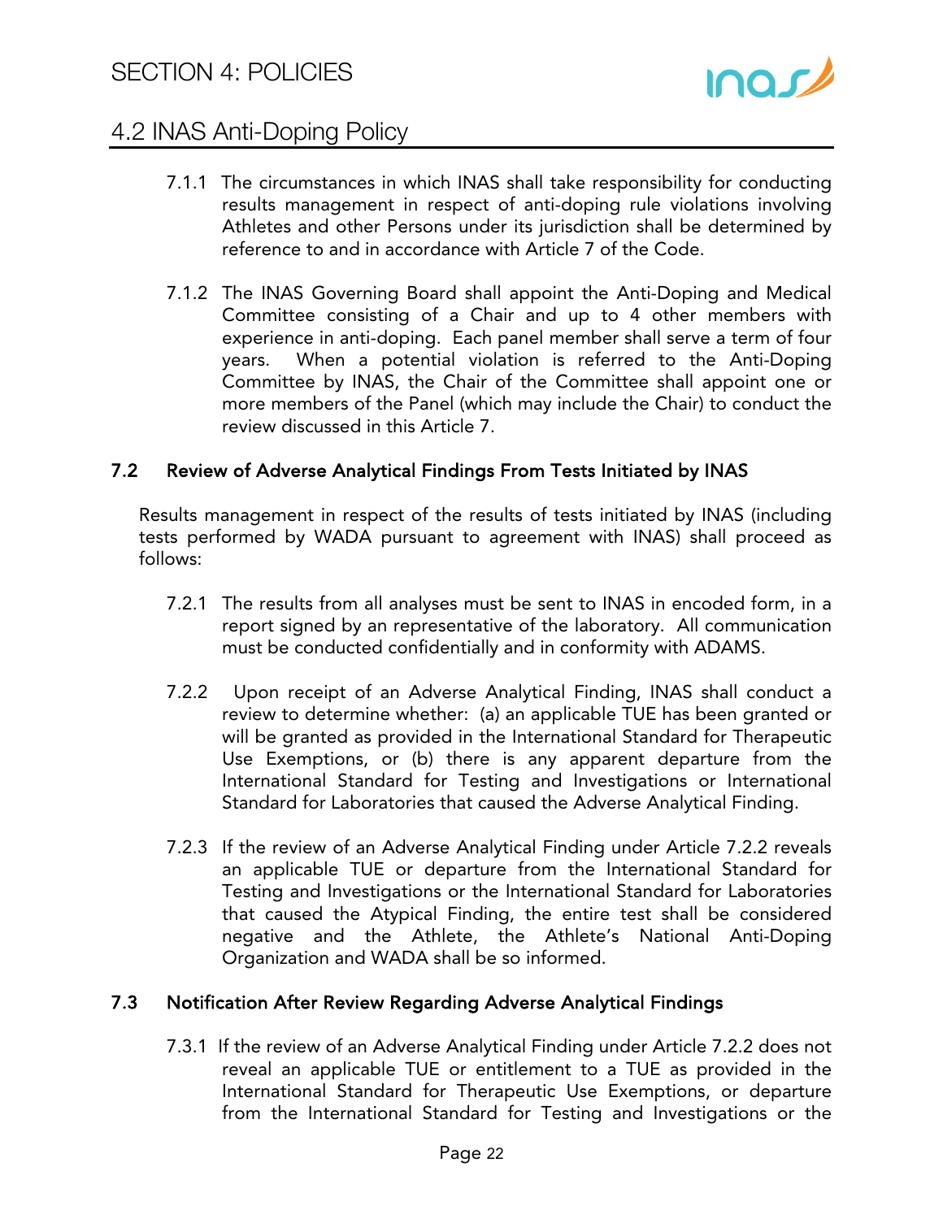7.1.1 The circumstances in which INAS shall take responsibility for conducting results management in respect of anti-doping rule violations involving Athletes and other Persons under its jurisdiction shall be determined by reference to and in accordance with Article 7 of the Code.

7.1.2 The INAS Governing Board shall appoint the Anti-Doping and Medical Committee consisting of a Chair and up to 4 other members with experience in anti-doping. Each panel member shall serve a term of four years. When a potential violation is referred to the Anti-Doping Committee by INAS, the Chair of the Committee shall appoint one or more members of the Panel (which may include the Chair) to conduct the review discussed in this Article 7.

## 7.2 Review of Adverse Analytical Findings From Tests Initiated by INAS

Results management in respect of the results of tests initiated by INAS (including tests performed by WADA pursuant to agreement with INAS) shall proceed as follows:

7.2.1 The results from all analyses must be sent to INAS in encoded form, in a report signed by an representative of the laboratory. All communication must be conducted confidentially and in conformity with ADAMS.

7.2.2 Upon receipt of an Adverse Analytical Finding, INAS shall conduct a review to determine whether: (a) an applicable TUE has been granted or will be granted as provided in the International Standard for Therapeutic Use Exemptions, or (b) there is any apparent departure from the International Standard for Testing and Investigations or International Standard for Laboratories that caused the Adverse Analytical Finding.

7.2.3 If the review of an Adverse Analytical Finding under Article 7.2.2 reveals an applicable TUE or departure from the International Standard for Testing and Investigations or the International Standard for Laboratories that caused the Atypical Finding, the entire test shall be considered negative and the Athlete, the Athlete's National Anti-Doping Organization and WADA shall be so informed.

## 7.3 Notification After Review Regarding Adverse Analytical Findings

7.3.1 If the review of an Adverse Analytical Finding under Article 7.2.2 does not reveal an applicable TUE or entitlement to a TUE as provided in the International Standard for Therapeutic Use Exemptions, or departure from the International Standard for Testing and Investigations or the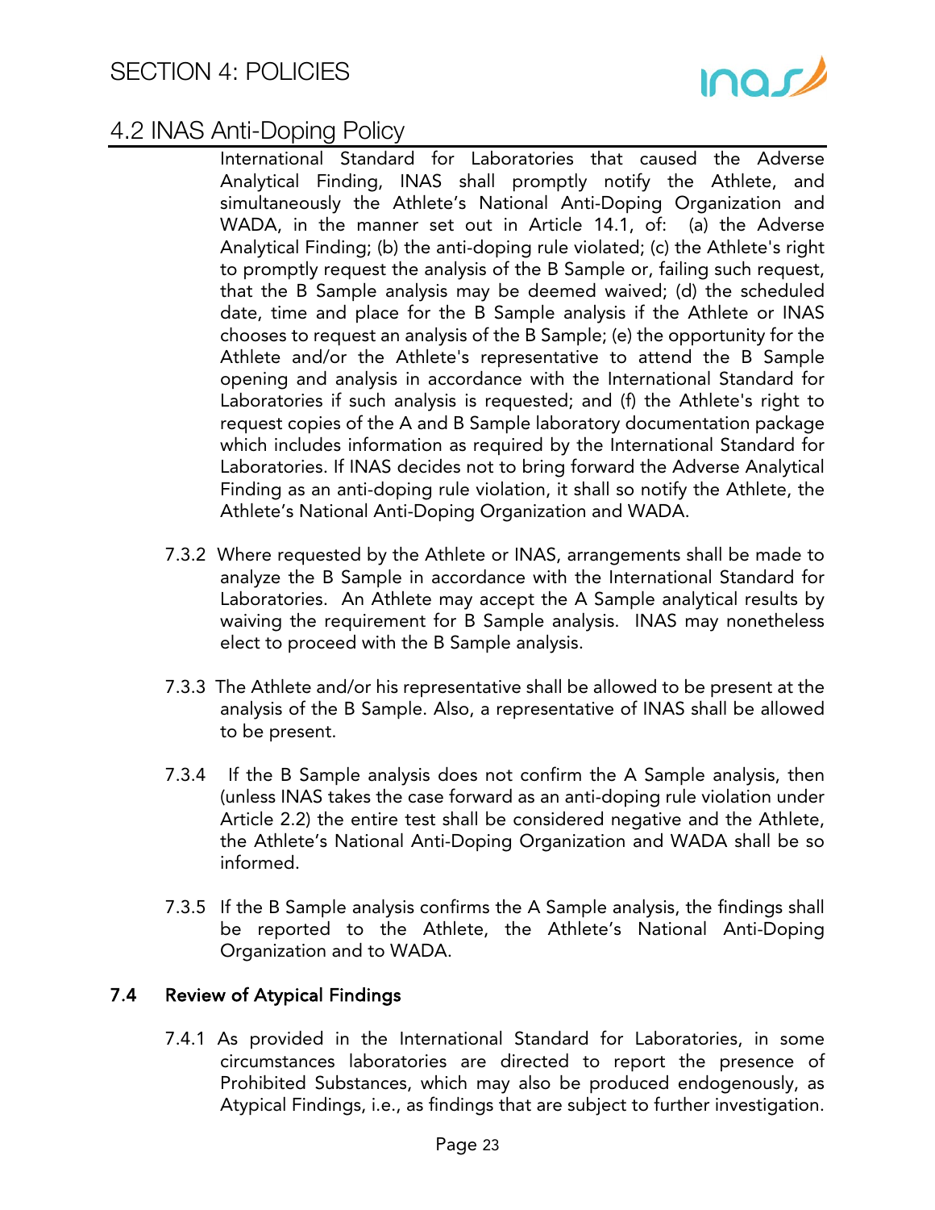International Standard for Laboratories that caused the Adverse Analytical Finding, INAS shall promptly notify the Athlete, and simultaneously the Athlete's National Anti-Doping Organization and WADA, in the manner set out in Article 14.1, of: (a) the Adverse Analytical Finding; (b) the anti-doping rule violated; (c) the Athlete's right to promptly request the analysis of the B Sample or, failing such request, that the B Sample analysis may be deemed waived; (d) the scheduled date, time and place for the B Sample analysis if the Athlete or INAS chooses to request an analysis of the B Sample; (e) the opportunity for the Athlete and/or the Athlete's representative to attend the B Sample opening and analysis in accordance with the International Standard for Laboratories if such analysis is requested; and (f) the Athlete's right to request copies of the A and B Sample laboratory documentation package which includes information as required by the International Standard for Laboratories. If INAS decides not to bring forward the Adverse Analytical Finding as an anti-doping rule violation, it shall so notify the Athlete, the Athlete's National Anti-Doping Organization and WADA.

7.3.2 Where requested by the Athlete or INAS, arrangements shall be made to analyze the B Sample in accordance with the International Standard for Laboratories. An Athlete may accept the A Sample analytical results by waiving the requirement for B Sample analysis. INAS may nonetheless elect to proceed with the B Sample analysis.

7.3.3 The Athlete and/or his representative shall be allowed to be present at the analysis of the B Sample. Also, a representative of INAS shall be allowed to be present.

7.3.4 If the B Sample analysis does not confirm the A Sample analysis, then (unless INAS takes the case forward as an anti-doping rule violation under Article 2.2) the entire test shall be considered negative and the Athlete, the Athlete's National Anti-Doping Organization and WADA shall be so informed.

7.3.5 If the B Sample analysis confirms the A Sample analysis, the findings shall be reported to the Athlete, the Athlete's National Anti-Doping Organization and to WADA.

### 7.4 Review of Atypical Findings

7.4.1 As provided in the International Standard for Laboratories, in some circumstances laboratories are directed to report the presence of Prohibited Substances, which may also be produced endogenously, as Atypical Findings, i.e., as findings that are subject to further investigation.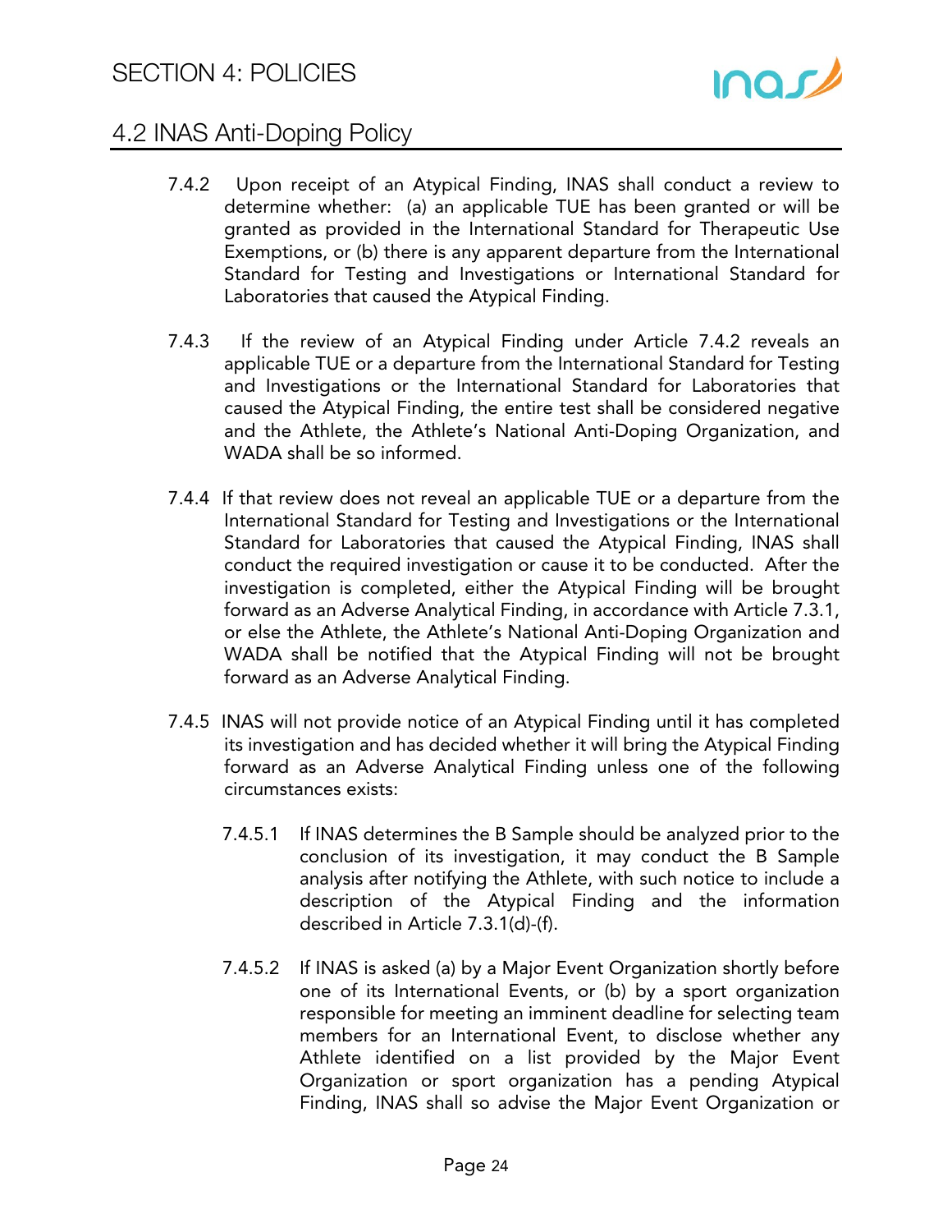7.4.2 Upon receipt of an Atypical Finding, INAS shall conduct a review to determine whether: (a) an applicable TUE has been granted or will be granted as provided in the International Standard for Therapeutic Use Exemptions, or (b) there is any apparent departure from the International Standard for Testing and Investigations or International Standard for Laboratories that caused the Atypical Finding.

7.4.3 If the review of an Atypical Finding under Article 7.4.2 reveals an applicable TUE or a departure from the International Standard for Testing and Investigations or the International Standard for Laboratories that caused the Atypical Finding, the entire test shall be considered negative and the Athlete, the Athlete's National Anti-Doping Organization, and WADA shall be so informed.

7.4.4 If that review does not reveal an applicable TUE or a departure from the International Standard for Testing and Investigations or the International Standard for Laboratories that caused the Atypical Finding, INAS shall conduct the required investigation or cause it to be conducted. After the investigation is completed, either the Atypical Finding will be brought forward as an Adverse Analytical Finding, in accordance with Article 7.3.1, or else the Athlete, the Athlete's National Anti-Doping Organization and WADA shall be notified that the Atypical Finding will not be brought forward as an Adverse Analytical Finding.

7.4.5 INAS will not provide notice of an Atypical Finding until it has completed its investigation and has decided whether it will bring the Atypical Finding forward as an Adverse Analytical Finding unless one of the following circumstances exists:

7.4.5.1 If INAS determines the B Sample should be analyzed prior to the conclusion of its investigation, it may conduct the B Sample analysis after notifying the Athlete, with such notice to include a description of the Atypical Finding and the information described in Article 7.3.1(d)-(f).

7.4.5.2 If INAS is asked (a) by a Major Event Organization shortly before one of its International Events, or (b) by a sport organization responsible for meeting an imminent deadline for selecting team members for an International Event, to disclose whether any Athlete identified on a list provided by the Major Event Organization or sport organization has a pending Atypical Finding, INAS shall so advise the Major Event Organization or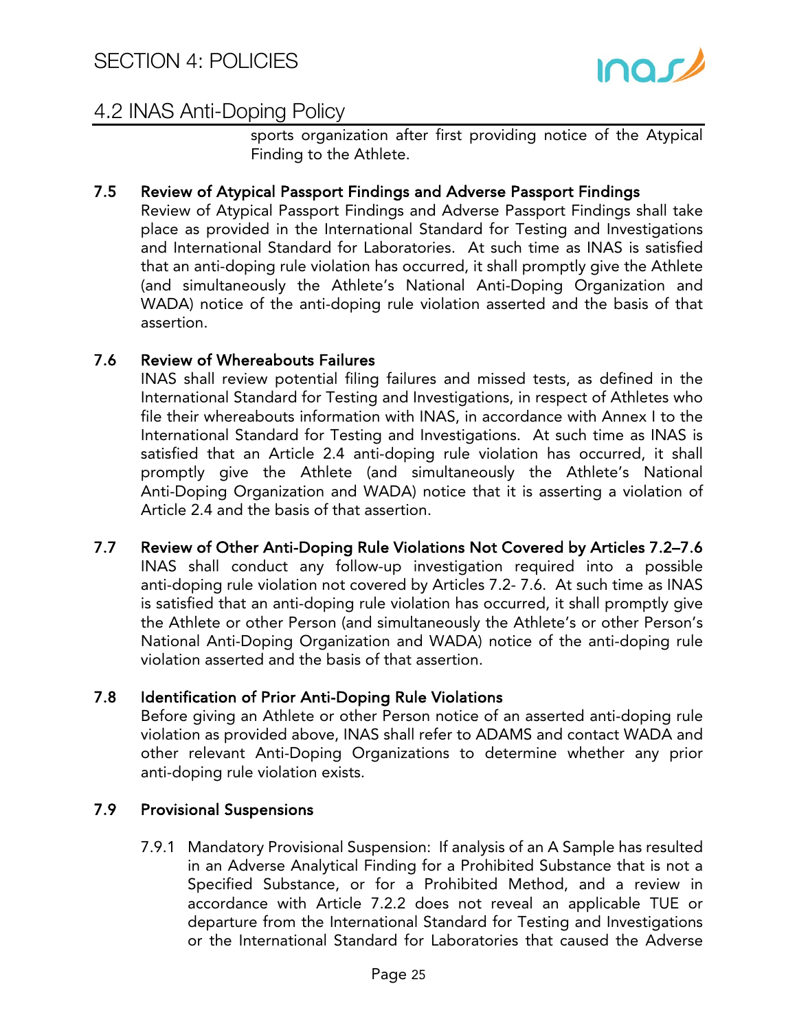sports organization after first providing notice of the Atypical Finding to the Athlete.

**7.5 Review of Atypical Passport Findings and Adverse Passport Findings**

Review of Atypical Passport Findings and Adverse Passport Findings shall take place as provided in the International Standard for Testing and Investigations and International Standard for Laboratories. At such time as INAS is satisfied that an anti-doping rule violation has occurred, it shall promptly give the Athlete (and simultaneously the Athlete's National Anti-Doping Organization and WADA) notice of the anti-doping rule violation asserted and the basis of that assertion.

**7.6 Review of Whereabouts Failures**

INAS shall review potential filing failures and missed tests, as defined in the International Standard for Testing and Investigations, in respect of Athletes who file their whereabouts information with INAS, in accordance with Annex I to the International Standard for Testing and Investigations. At such time as INAS is satisfied that an Article 2.4 anti-doping rule violation has occurred, it shall promptly give the Athlete (and simultaneously the Athlete's National Anti-Doping Organization and WADA) notice that it is asserting a violation of Article 2.4 and the basis of that assertion.

**7.7 Review of Other Anti-Doping Rule Violations Not Covered by Articles 7.2–7.6**

INAS shall conduct any follow-up investigation required into a possible anti-doping rule violation not covered by Articles 7.2- 7.6. At such time as INAS is satisfied that an anti-doping rule violation has occurred, it shall promptly give the Athlete or other Person (and simultaneously the Athlete's or other Person's National Anti-Doping Organization and WADA) notice of the anti-doping rule violation asserted and the basis of that assertion.

**7.8 Identification of Prior Anti-Doping Rule Violations**

Before giving an Athlete or other Person notice of an asserted anti-doping rule violation as provided above, INAS shall refer to ADAMS and contact WADA and other relevant Anti-Doping Organizations to determine whether any prior anti-doping rule violation exists.

**7.9 Provisional Suspensions**

7.9.1 Mandatory Provisional Suspension: If analysis of an A Sample has resulted in an Adverse Analytical Finding for a Prohibited Substance that is not a Specified Substance, or for a Prohibited Method, and a review in accordance with Article 7.2.2 does not reveal an applicable TUE or departure from the International Standard for Testing and Investigations or the International Standard for Laboratories that caused the Adverse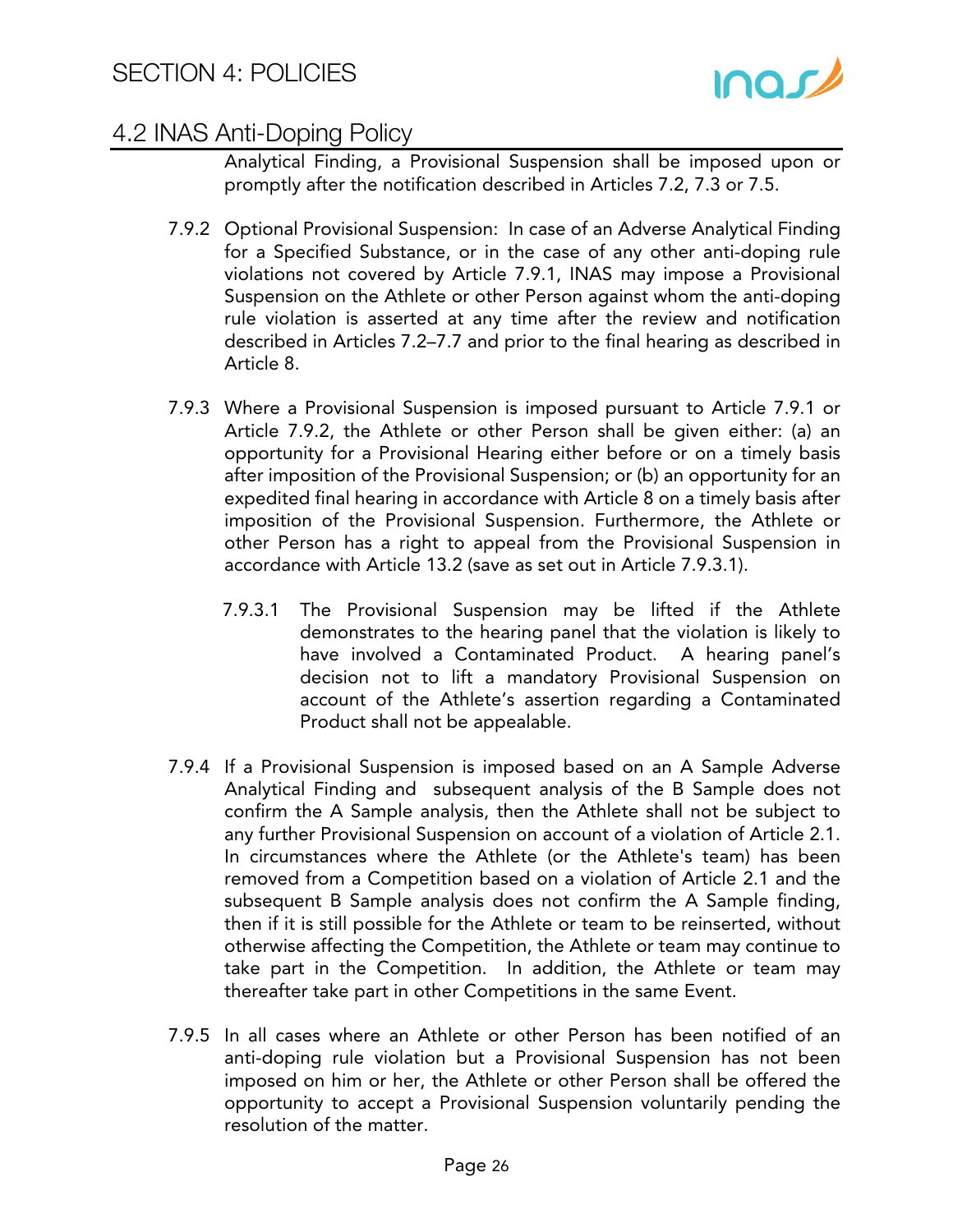Analytical Finding, a Provisional Suspension shall be imposed upon or promptly after the notification described in Articles 7.2, 7.3 or 7.5.

7.9.2 Optional Provisional Suspension: In case of an Adverse Analytical Finding for a Specified Substance, or in the case of any other anti-doping rule violations not covered by Article 7.9.1, INAS may impose a Provisional Suspension on the Athlete or other Person against whom the anti-doping rule violation is asserted at any time after the review and notification described in Articles 7.2–7.7 and prior to the final hearing as described in Article 8.

7.9.3 Where a Provisional Suspension is imposed pursuant to Article 7.9.1 or Article 7.9.2, the Athlete or other Person shall be given either: (a) an opportunity for a Provisional Hearing either before or on a timely basis after imposition of the Provisional Suspension; or (b) an opportunity for an expedited final hearing in accordance with Article 8 on a timely basis after imposition of the Provisional Suspension. Furthermore, the Athlete or other Person has a right to appeal from the Provisional Suspension in accordance with Article 13.2 (save as set out in Article 7.9.3.1).

7.9.3.1 The Provisional Suspension may be lifted if the Athlete demonstrates to the hearing panel that the violation is likely to have involved a Contaminated Product. A hearing panel's decision not to lift a mandatory Provisional Suspension on account of the Athlete's assertion regarding a Contaminated Product shall not be appealable.

7.9.4 If a Provisional Suspension is imposed based on an A Sample Adverse Analytical Finding and subsequent analysis of the B Sample does not confirm the A Sample analysis, then the Athlete shall not be subject to any further Provisional Suspension on account of a violation of Article 2.1. In circumstances where the Athlete (or the Athlete's team) has been removed from a Competition based on a violation of Article 2.1 and the subsequent B Sample analysis does not confirm the A Sample finding, then if it is still possible for the Athlete or team to be reinserted, without otherwise affecting the Competition, the Athlete or team may continue to take part in the Competition. In addition, the Athlete or team may thereafter take part in other Competitions in the same Event.

7.9.5 In all cases where an Athlete or other Person has been notified of an anti-doping rule violation but a Provisional Suspension has not been imposed on him or her, the Athlete or other Person shall be offered the opportunity to accept a Provisional Suspension voluntarily pending the resolution of the matter.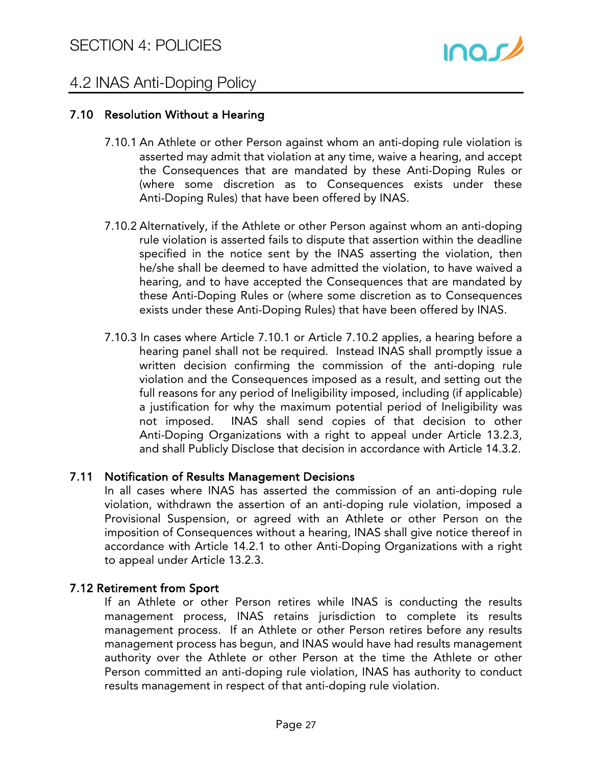### 7.10 Resolution Without a Hearing

7.10.1 An Athlete or other Person against whom an anti-doping rule violation is asserted may admit that violation at any time, waive a hearing, and accept the Consequences that are mandated by these Anti-Doping Rules or (where some discretion as to Consequences exists under these Anti-Doping Rules) that have been offered by INAS.

7.10.2 Alternatively, if the Athlete or other Person against whom an anti-doping rule violation is asserted fails to dispute that assertion within the deadline specified in the notice sent by the INAS asserting the violation, then he/she shall be deemed to have admitted the violation, to have waived a hearing, and to have accepted the Consequences that are mandated by these Anti-Doping Rules or (where some discretion as to Consequences exists under these Anti-Doping Rules) that have been offered by INAS.

7.10.3 In cases where Article 7.10.1 or Article 7.10.2 applies, a hearing before a hearing panel shall not be required. Instead INAS shall promptly issue a written decision confirming the commission of the anti-doping rule violation and the Consequences imposed as a result, and setting out the full reasons for any period of Ineligibility imposed, including (if applicable) a justification for why the maximum potential period of Ineligibility was not imposed. INAS shall send copies of that decision to other Anti-Doping Organizations with a right to appeal under Article 13.2.3, and shall Publicly Disclose that decision in accordance with Article 14.3.2.

### 7.11 Notification of Results Management Decisions

In all cases where INAS has asserted the commission of an anti-doping rule violation, withdrawn the assertion of an anti-doping rule violation, imposed a Provisional Suspension, or agreed with an Athlete or other Person on the imposition of Consequences without a hearing, INAS shall give notice thereof in accordance with Article 14.2.1 to other Anti-Doping Organizations with a right to appeal under Article 13.2.3.

### 7.12 Retirement from Sport

If an Athlete or other Person retires while INAS is conducting the results management process, INAS retains jurisdiction to complete its results management process. If an Athlete or other Person retires before any results management process has begun, and INAS would have had results management authority over the Athlete or other Person at the time the Athlete or other Person committed an anti-doping rule violation, INAS has authority to conduct results management in respect of that anti-doping rule violation.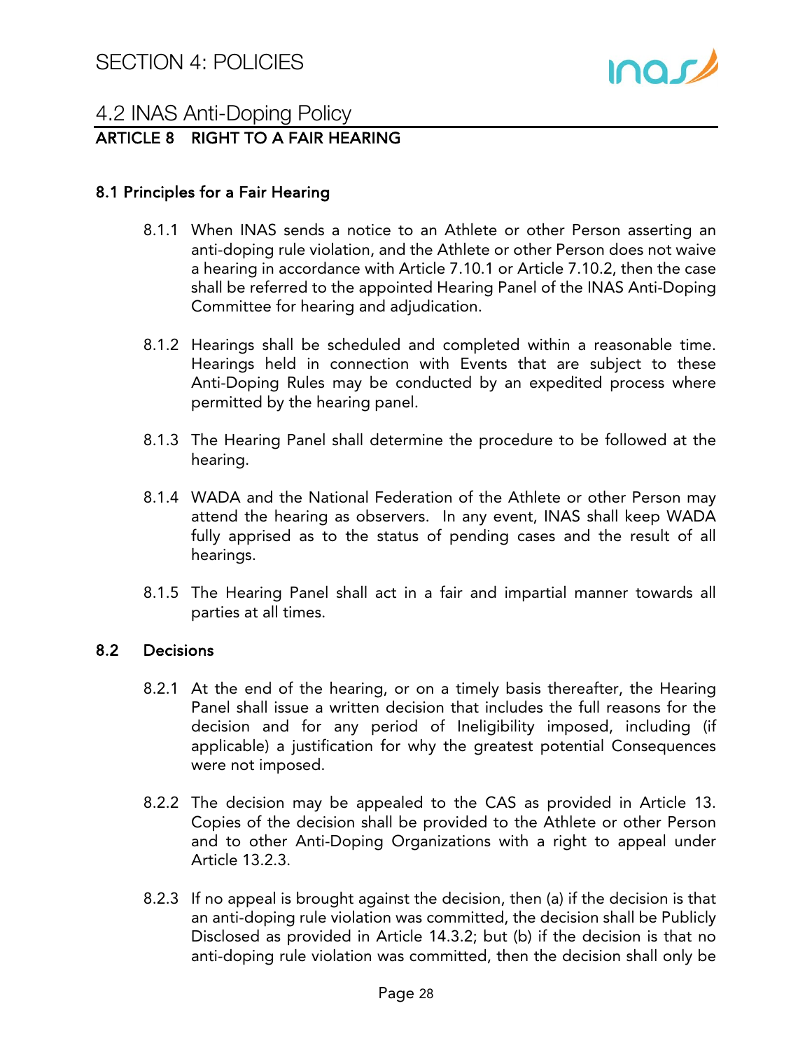## 4.2 INAS Anti-Doping Policy

### ARTICLE 8 RIGHT TO A FAIR HEARING

#### 8.1 Principles for a Fair Hearing

8.1.1 When INAS sends a notice to an Athlete or other Person asserting an anti-doping rule violation, and the Athlete or other Person does not waive a hearing in accordance with Article 7.10.1 or Article 7.10.2, then the case shall be referred to the appointed Hearing Panel of the INAS Anti-Doping Committee for hearing and adjudication.

8.1.2 Hearings shall be scheduled and completed within a reasonable time. Hearings held in connection with Events that are subject to these Anti-Doping Rules may be conducted by an expedited process where permitted by the hearing panel.

8.1.3 The Hearing Panel shall determine the procedure to be followed at the hearing.

8.1.4 WADA and the National Federation of the Athlete or other Person may attend the hearing as observers. In any event, INAS shall keep WADA fully apprised as to the status of pending cases and the result of all hearings.

8.1.5 The Hearing Panel shall act in a fair and impartial manner towards all parties at all times.

#### 8.2 Decisions

8.2.1 At the end of the hearing, or on a timely basis thereafter, the Hearing Panel shall issue a written decision that includes the full reasons for the decision and for any period of Ineligibility imposed, including (if applicable) a justification for why the greatest potential Consequences were not imposed.

8.2.2 The decision may be appealed to the CAS as provided in Article 13. Copies of the decision shall be provided to the Athlete or other Person and to other Anti-Doping Organizations with a right to appeal under Article 13.2.3.

8.2.3 If no appeal is brought against the decision, then (a) if the decision is that an anti-doping rule violation was committed, the decision shall be Publicly Disclosed as provided in Article 14.3.2; but (b) if the decision is that no anti-doping rule violation was committed, then the decision shall only be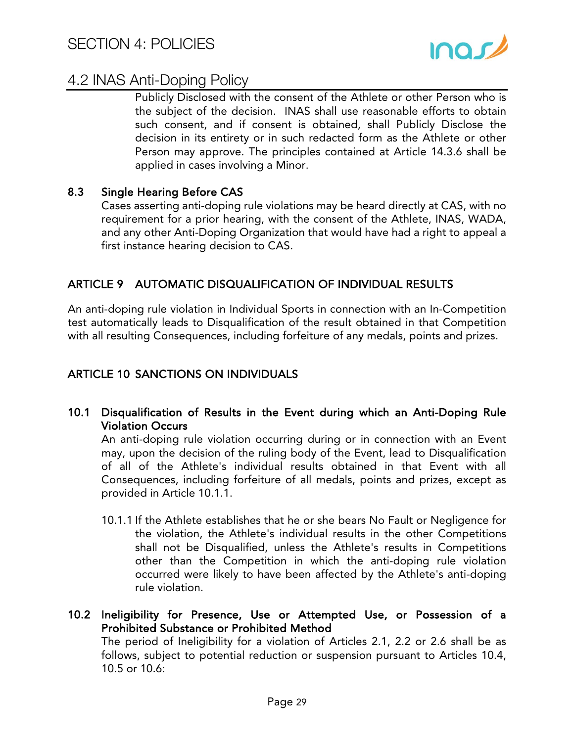Publicly Disclosed with the consent of the Athlete or other Person who is the subject of the decision. INAS shall use reasonable efforts to obtain such consent, and if consent is obtained, shall Publicly Disclose the decision in its entirety or in such redacted form as the Athlete or other Person may approve. The principles contained at Article 14.3.6 shall be applied in cases involving a Minor.

### 8.3 Single Hearing Before CAS

Cases asserting anti-doping rule violations may be heard directly at CAS, with no requirement for a prior hearing, with the consent of the Athlete, INAS, WADA, and any other Anti-Doping Organization that would have had a right to appeal a first instance hearing decision to CAS.

## ARTICLE 9 AUTOMATIC DISQUALIFICATION OF INDIVIDUAL RESULTS

An anti-doping rule violation in Individual Sports in connection with an In-Competition test automatically leads to Disqualification of the result obtained in that Competition with all resulting Consequences, including forfeiture of any medals, points and prizes.

## ARTICLE 10 SANCTIONS ON INDIVIDUALS

### 10.1 Disqualification of Results in the Event during which an Anti-Doping Rule Violation Occurs

An anti-doping rule violation occurring during or in connection with an Event may, upon the decision of the ruling body of the Event, lead to Disqualification of all of the Athlete's individual results obtained in that Event with all Consequences, including forfeiture of all medals, points and prizes, except as provided in Article 10.1.1.

10.1.1 If the Athlete establishes that he or she bears No Fault or Negligence for the violation, the Athlete's individual results in the other Competitions shall not be Disqualified, unless the Athlete's results in Competitions other than the Competition in which the anti-doping rule violation occurred were likely to have been affected by the Athlete's anti-doping rule violation.

### 10.2 Ineligibility for Presence, Use or Attempted Use, or Possession of a Prohibited Substance or Prohibited Method

The period of Ineligibility for a violation of Articles 2.1, 2.2 or 2.6 shall be as follows, subject to potential reduction or suspension pursuant to Articles 10.4, 10.5 or 10.6: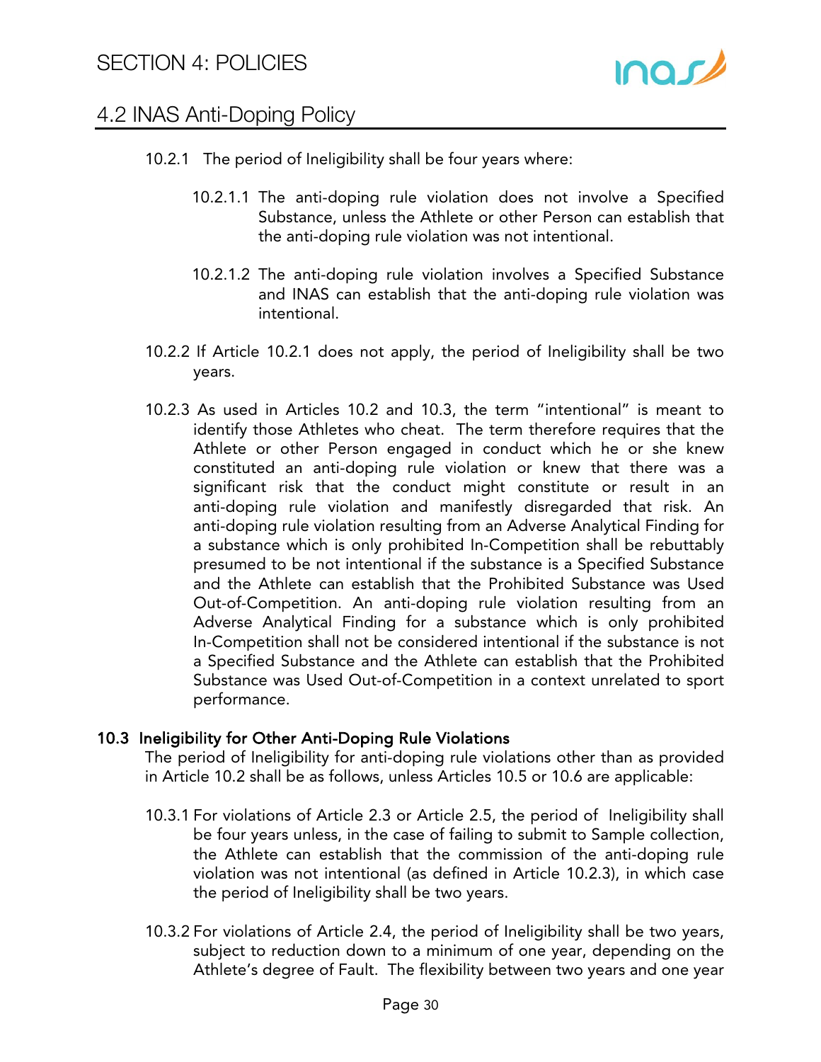10.2.1 The period of Ineligibility shall be four years where:

10.2.1.1 The anti-doping rule violation does not involve a Specified Substance, unless the Athlete or other Person can establish that the anti-doping rule violation was not intentional.

10.2.1.2 The anti-doping rule violation involves a Specified Substance and INAS can establish that the anti-doping rule violation was intentional.

10.2.2 If Article 10.2.1 does not apply, the period of Ineligibility shall be two years.

10.2.3 As used in Articles 10.2 and 10.3, the term "intentional" is meant to identify those Athletes who cheat. The term therefore requires that the Athlete or other Person engaged in conduct which he or she knew constituted an anti-doping rule violation or knew that there was a significant risk that the conduct might constitute or result in an anti-doping rule violation and manifestly disregarded that risk. An anti-doping rule violation resulting from an Adverse Analytical Finding for a substance which is only prohibited In-Competition shall be rebuttably presumed to be not intentional if the substance is a Specified Substance and the Athlete can establish that the Prohibited Substance was Used Out-of-Competition. An anti-doping rule violation resulting from an Adverse Analytical Finding for a substance which is only prohibited In-Competition shall not be considered intentional if the substance is not a Specified Substance and the Athlete can establish that the Prohibited Substance was Used Out-of-Competition in a context unrelated to sport performance.

### 10.3 Ineligibility for Other Anti-Doping Rule Violations

The period of Ineligibility for anti-doping rule violations other than as provided in Article 10.2 shall be as follows, unless Articles 10.5 or 10.6 are applicable:

10.3.1 For violations of Article 2.3 or Article 2.5, the period of Ineligibility shall be four years unless, in the case of failing to submit to Sample collection, the Athlete can establish that the commission of the anti-doping rule violation was not intentional (as defined in Article 10.2.3), in which case the period of Ineligibility shall be two years.

10.3.2 For violations of Article 2.4, the period of Ineligibility shall be two years, subject to reduction down to a minimum of one year, depending on the Athlete's degree of Fault. The flexibility between two years and one year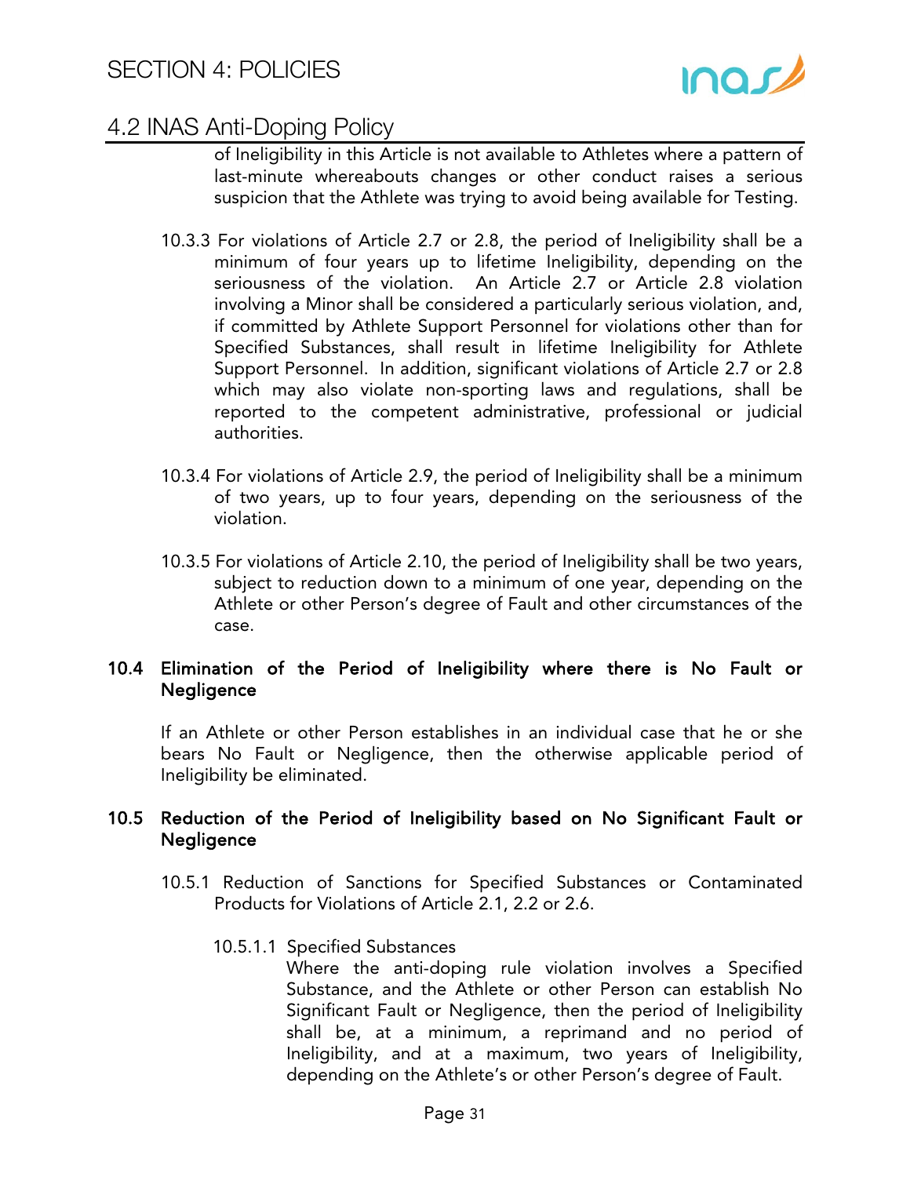of Ineligibility in this Article is not available to Athletes where a pattern of last-minute whereabouts changes or other conduct raises a serious suspicion that the Athlete was trying to avoid being available for Testing.

10.3.3 For violations of Article 2.7 or 2.8, the period of Ineligibility shall be a minimum of four years up to lifetime Ineligibility, depending on the seriousness of the violation. An Article 2.7 or Article 2.8 violation involving a Minor shall be considered a particularly serious violation, and, if committed by Athlete Support Personnel for violations other than for Specified Substances, shall result in lifetime Ineligibility for Athlete Support Personnel. In addition, significant violations of Article 2.7 or 2.8 which may also violate non-sporting laws and regulations, shall be reported to the competent administrative, professional or judicial authorities.

10.3.4 For violations of Article 2.9, the period of Ineligibility shall be a minimum of two years, up to four years, depending on the seriousness of the violation.

10.3.5 For violations of Article 2.10, the period of Ineligibility shall be two years, subject to reduction down to a minimum of one year, depending on the Athlete or other Person's degree of Fault and other circumstances of the case.

## 10.4 Elimination of the Period of Ineligibility where there is No Fault or Negligence

If an Athlete or other Person establishes in an individual case that he or she bears No Fault or Negligence, then the otherwise applicable period of Ineligibility be eliminated.

## 10.5 Reduction of the Period of Ineligibility based on No Significant Fault or Negligence

10.5.1 Reduction of Sanctions for Specified Substances or Contaminated Products for Violations of Article 2.1, 2.2 or 2.6.

10.5.1.1 Specified Substances

Where the anti-doping rule violation involves a Specified Substance, and the Athlete or other Person can establish No Significant Fault or Negligence, then the period of Ineligibility shall be, at a minimum, a reprimand and no period of Ineligibility, and at a maximum, two years of Ineligibility, depending on the Athlete's or other Person's degree of Fault.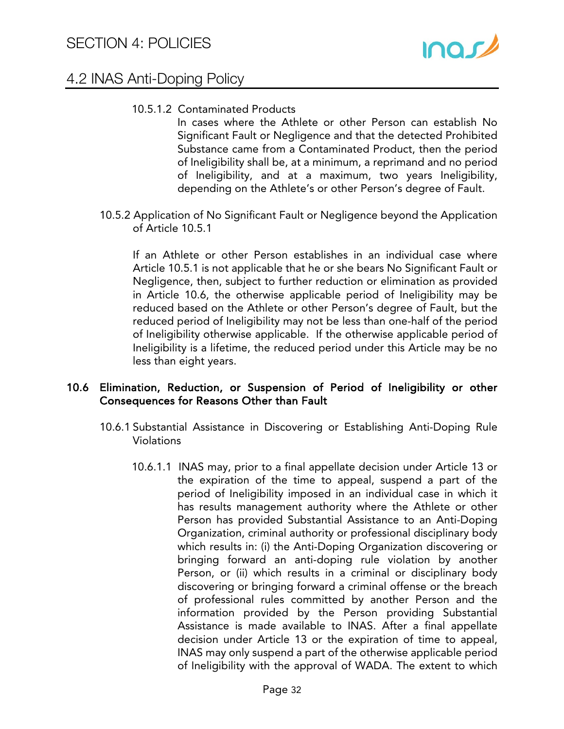10.5.1.2 Contaminated Products

In cases where the Athlete or other Person can establish No Significant Fault or Negligence and that the detected Prohibited Substance came from a Contaminated Product, then the period of Ineligibility shall be, at a minimum, a reprimand and no period of Ineligibility, and at a maximum, two years Ineligibility, depending on the Athlete's or other Person's degree of Fault.

10.5.2 Application of No Significant Fault or Negligence beyond the Application of Article 10.5.1

If an Athlete or other Person establishes in an individual case where Article 10.5.1 is not applicable that he or she bears No Significant Fault or Negligence, then, subject to further reduction or elimination as provided in Article 10.6, the otherwise applicable period of Ineligibility may be reduced based on the Athlete or other Person's degree of Fault, but the reduced period of Ineligibility may not be less than one-half of the period of Ineligibility otherwise applicable. If the otherwise applicable period of Ineligibility is a lifetime, the reduced period under this Article may be no less than eight years.

### 10.6 Elimination, Reduction, or Suspension of Period of Ineligibility or other Consequences for Reasons Other than Fault

10.6.1 Substantial Assistance in Discovering or Establishing Anti-Doping Rule Violations

10.6.1.1 INAS may, prior to a final appellate decision under Article 13 or the expiration of the time to appeal, suspend a part of the period of Ineligibility imposed in an individual case in which it has results management authority where the Athlete or other Person has provided Substantial Assistance to an Anti-Doping Organization, criminal authority or professional disciplinary body which results in: (i) the Anti-Doping Organization discovering or bringing forward an anti-doping rule violation by another Person, or (ii) which results in a criminal or disciplinary body discovering or bringing forward a criminal offense or the breach of professional rules committed by another Person and the information provided by the Person providing Substantial Assistance is made available to INAS. After a final appellate decision under Article 13 or the expiration of time to appeal, INAS may only suspend a part of the otherwise applicable period of Ineligibility with the approval of WADA. The extent to which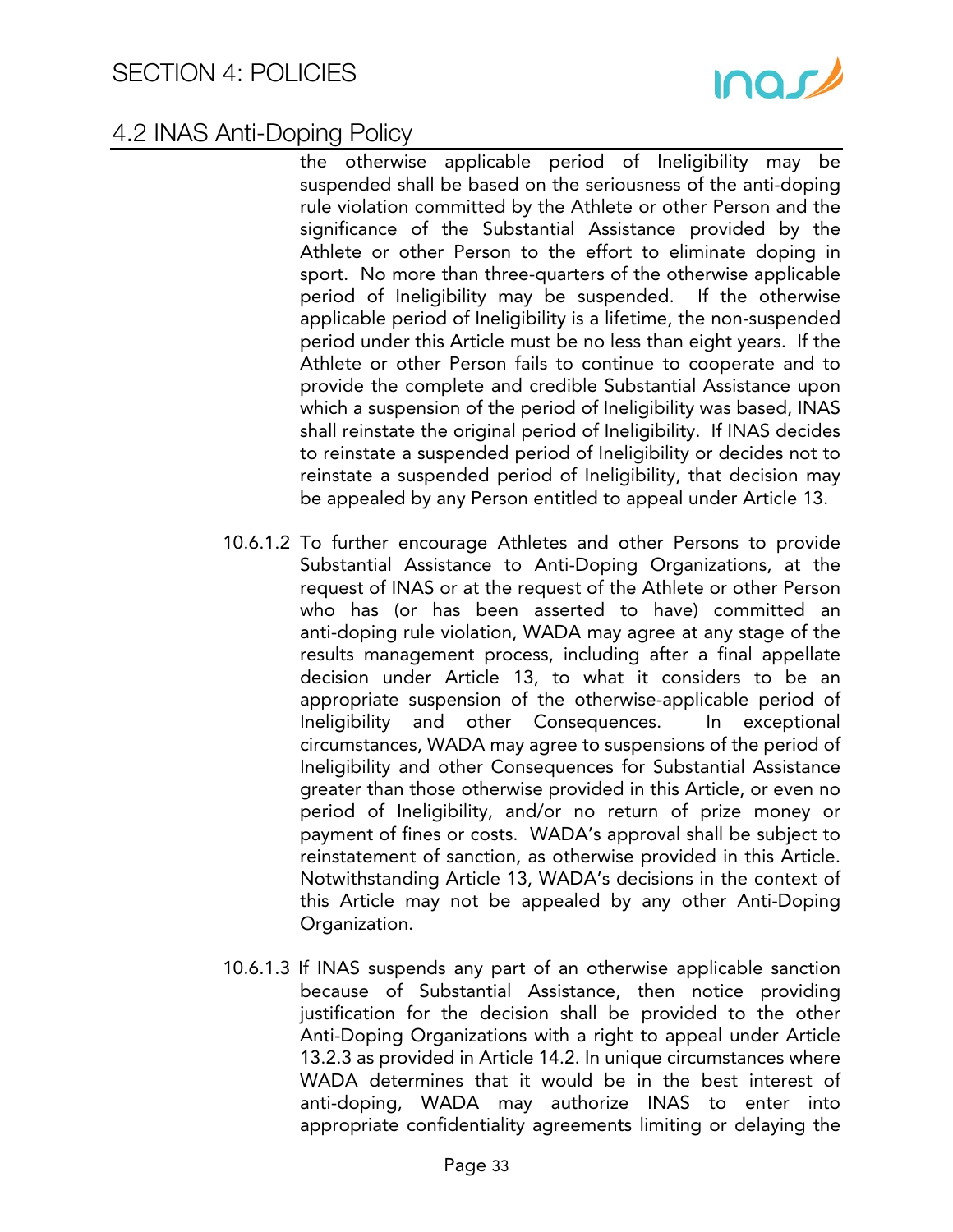the otherwise applicable period of Ineligibility may be suspended shall be based on the seriousness of the anti-doping rule violation committed by the Athlete or other Person and the significance of the Substantial Assistance provided by the Athlete or other Person to the effort to eliminate doping in sport. No more than three-quarters of the otherwise applicable period of Ineligibility may be suspended. If the otherwise applicable period of Ineligibility is a lifetime, the non-suspended period under this Article must be no less than eight years. If the Athlete or other Person fails to continue to cooperate and to provide the complete and credible Substantial Assistance upon which a suspension of the period of Ineligibility was based, INAS shall reinstate the original period of Ineligibility. If INAS decides to reinstate a suspended period of Ineligibility or decides not to reinstate a suspended period of Ineligibility, that decision may be appealed by any Person entitled to appeal under Article 13.

10.6.1.2 To further encourage Athletes and other Persons to provide Substantial Assistance to Anti-Doping Organizations, at the request of INAS or at the request of the Athlete or other Person who has (or has been asserted to have) committed an anti-doping rule violation, WADA may agree at any stage of the results management process, including after a final appellate decision under Article 13, to what it considers to be an appropriate suspension of the otherwise-applicable period of Ineligibility and other Consequences. In exceptional circumstances, WADA may agree to suspensions of the period of Ineligibility and other Consequences for Substantial Assistance greater than those otherwise provided in this Article, or even no period of Ineligibility, and/or no return of prize money or payment of fines or costs. WADA's approval shall be subject to reinstatement of sanction, as otherwise provided in this Article. Notwithstanding Article 13, WADA's decisions in the context of this Article may not be appealed by any other Anti-Doping Organization.

10.6.1.3 If INAS suspends any part of an otherwise applicable sanction because of Substantial Assistance, then notice providing justification for the decision shall be provided to the other Anti-Doping Organizations with a right to appeal under Article 13.2.3 as provided in Article 14.2. In unique circumstances where WADA determines that it would be in the best interest of anti-doping, WADA may authorize INAS to enter into appropriate confidentiality agreements limiting or delaying the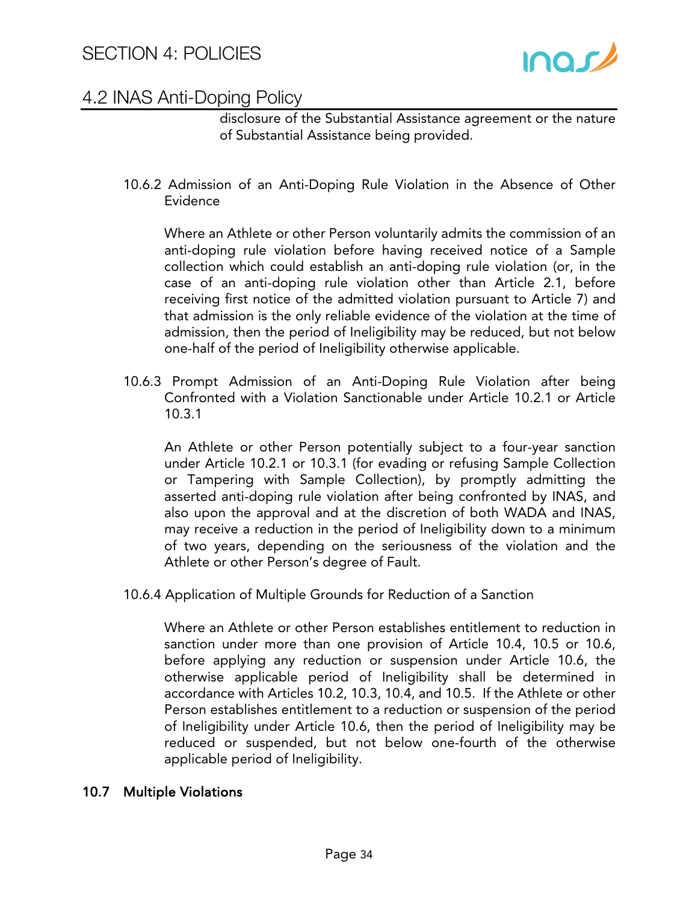disclosure of the Substantial Assistance agreement or the nature of Substantial Assistance being provided.

10.6.2 Admission of an Anti-Doping Rule Violation in the Absence of Other Evidence

Where an Athlete or other Person voluntarily admits the commission of an anti-doping rule violation before having received notice of a Sample collection which could establish an anti-doping rule violation (or, in the case of an anti-doping rule violation other than Article 2.1, before receiving first notice of the admitted violation pursuant to Article 7) and that admission is the only reliable evidence of the violation at the time of admission, then the period of Ineligibility may be reduced, but not below one-half of the period of Ineligibility otherwise applicable.

10.6.3 Prompt Admission of an Anti-Doping Rule Violation after being Confronted with a Violation Sanctionable under Article 10.2.1 or Article 10.3.1

An Athlete or other Person potentially subject to a four-year sanction under Article 10.2.1 or 10.3.1 (for evading or refusing Sample Collection or Tampering with Sample Collection), by promptly admitting the asserted anti-doping rule violation after being confronted by INAS, and also upon the approval and at the discretion of both WADA and INAS, may receive a reduction in the period of Ineligibility down to a minimum of two years, depending on the seriousness of the violation and the Athlete or other Person's degree of Fault.

10.6.4 Application of Multiple Grounds for Reduction of a Sanction

Where an Athlete or other Person establishes entitlement to reduction in sanction under more than one provision of Article 10.4, 10.5 or 10.6, before applying any reduction or suspension under Article 10.6, the otherwise applicable period of Ineligibility shall be determined in accordance with Articles 10.2, 10.3, 10.4, and 10.5. If the Athlete or other Person establishes entitlement to a reduction or suspension of the period of Ineligibility under Article 10.6, then the period of Ineligibility may be reduced or suspended, but not below one-fourth of the otherwise applicable period of Ineligibility.

**10.7 Multiple Violations**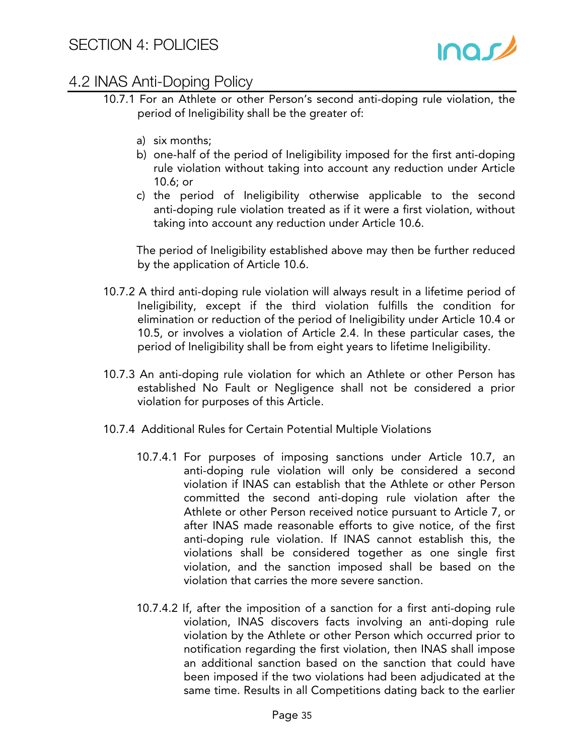10.7.1 For an Athlete or other Person's second anti-doping rule violation, the period of Ineligibility shall be the greater of:

a) six months;
b) one-half of the period of Ineligibility imposed for the first anti-doping rule violation without taking into account any reduction under Article 10.6; or
c) the period of Ineligibility otherwise applicable to the second anti-doping rule violation treated as if it were a first violation, without taking into account any reduction under Article 10.6.

The period of Ineligibility established above may then be further reduced by the application of Article 10.6.

10.7.2 A third anti-doping rule violation will always result in a lifetime period of Ineligibility, except if the third violation fulfills the condition for elimination or reduction of the period of Ineligibility under Article 10.4 or 10.5, or involves a violation of Article 2.4. In these particular cases, the period of Ineligibility shall be from eight years to lifetime Ineligibility.

10.7.3 An anti-doping rule violation for which an Athlete or other Person has established No Fault or Negligence shall not be considered a prior violation for purposes of this Article.

10.7.4 Additional Rules for Certain Potential Multiple Violations

10.7.4.1 For purposes of imposing sanctions under Article 10.7, an anti-doping rule violation will only be considered a second violation if INAS can establish that the Athlete or other Person committed the second anti-doping rule violation after the Athlete or other Person received notice pursuant to Article 7, or after INAS made reasonable efforts to give notice, of the first anti-doping rule violation. If INAS cannot establish this, the violations shall be considered together as one single first violation, and the sanction imposed shall be based on the violation that carries the more severe sanction.

10.7.4.2 If, after the imposition of a sanction for a first anti-doping rule violation, INAS discovers facts involving an anti-doping rule violation by the Athlete or other Person which occurred prior to notification regarding the first violation, then INAS shall impose an additional sanction based on the sanction that could have been imposed if the two violations had been adjudicated at the same time. Results in all Competitions dating back to the earlier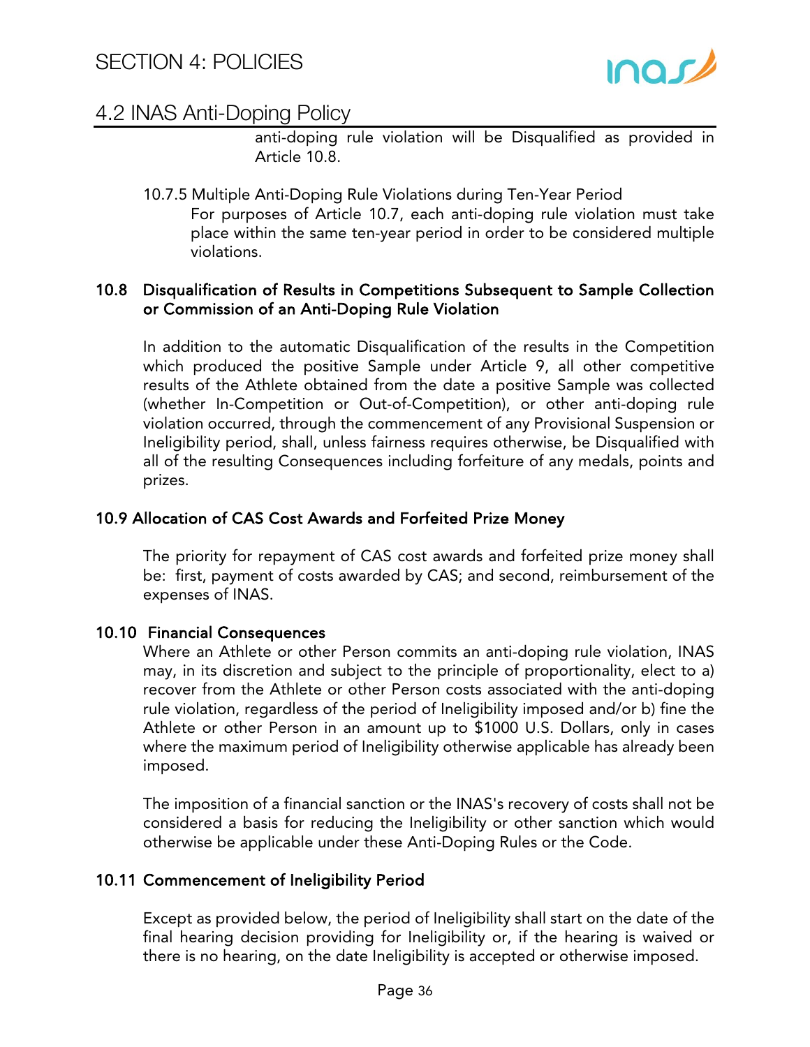anti-doping rule violation will be Disqualified as provided in Article 10.8.

10.7.5 Multiple Anti-Doping Rule Violations during Ten-Year Period

For purposes of Article 10.7, each anti-doping rule violation must take place within the same ten-year period in order to be considered multiple violations.

### 10.8 Disqualification of Results in Competitions Subsequent to Sample Collection or Commission of an Anti-Doping Rule Violation

In addition to the automatic Disqualification of the results in the Competition which produced the positive Sample under Article 9, all other competitive results of the Athlete obtained from the date a positive Sample was collected (whether In-Competition or Out-of-Competition), or other anti-doping rule violation occurred, through the commencement of any Provisional Suspension or Ineligibility period, shall, unless fairness requires otherwise, be Disqualified with all of the resulting Consequences including forfeiture of any medals, points and prizes.

### 10.9 Allocation of CAS Cost Awards and Forfeited Prize Money

The priority for repayment of CAS cost awards and forfeited prize money shall be: first, payment of costs awarded by CAS; and second, reimbursement of the expenses of INAS.

### 10.10 Financial Consequences

Where an Athlete or other Person commits an anti-doping rule violation, INAS may, in its discretion and subject to the principle of proportionality, elect to a) recover from the Athlete or other Person costs associated with the anti-doping rule violation, regardless of the period of Ineligibility imposed and/or b) fine the Athlete or other Person in an amount up to $1000 U.S. Dollars, only in cases where the maximum period of Ineligibility otherwise applicable has already been imposed.

The imposition of a financial sanction or the INAS's recovery of costs shall not be considered a basis for reducing the Ineligibility or other sanction which would otherwise be applicable under these Anti-Doping Rules or the Code.

### 10.11 Commencement of Ineligibility Period

Except as provided below, the period of Ineligibility shall start on the date of the final hearing decision providing for Ineligibility or, if the hearing is waived or there is no hearing, on the date Ineligibility is accepted or otherwise imposed.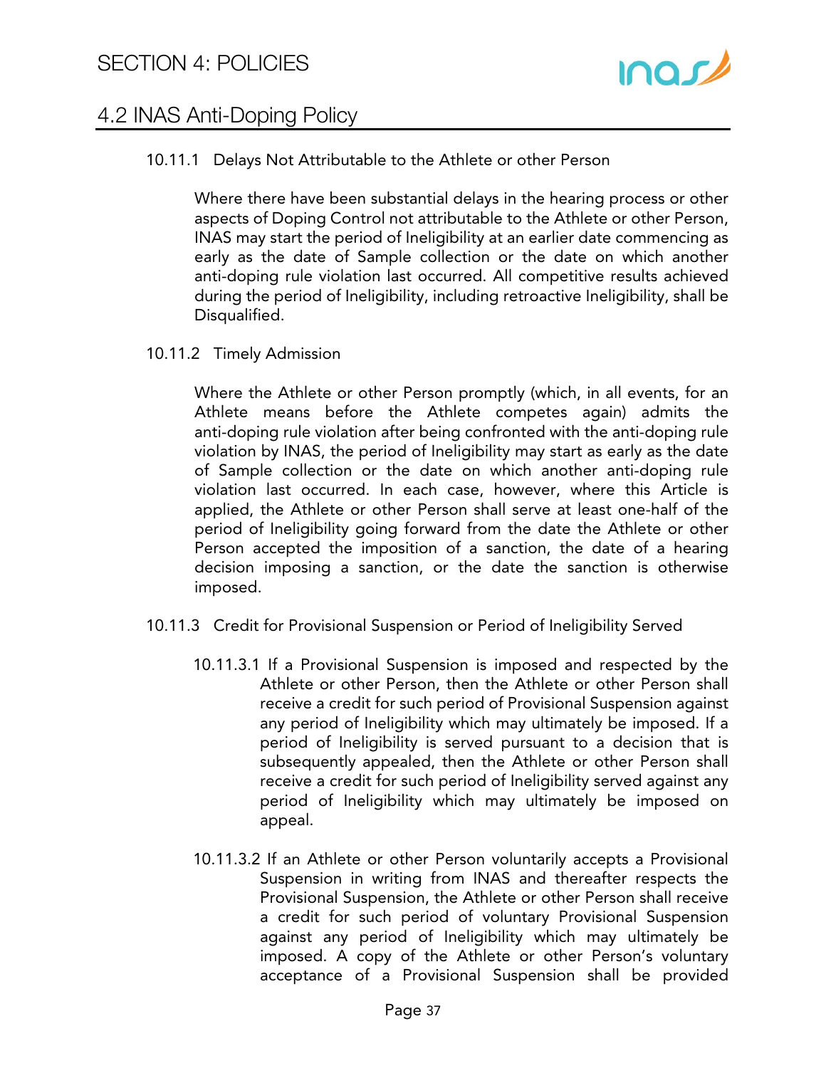#### 10.11.1 Delays Not Attributable to the Athlete or other Person

Where there have been substantial delays in the hearing process or other aspects of Doping Control not attributable to the Athlete or other Person, INAS may start the period of Ineligibility at an earlier date commencing as early as the date of Sample collection or the date on which another anti-doping rule violation last occurred. All competitive results achieved during the period of Ineligibility, including retroactive Ineligibility, shall be Disqualified.

#### 10.11.2 Timely Admission

Where the Athlete or other Person promptly (which, in all events, for an Athlete means before the Athlete competes again) admits the anti-doping rule violation after being confronted with the anti-doping rule violation by INAS, the period of Ineligibility may start as early as the date of Sample collection or the date on which another anti-doping rule violation last occurred. In each case, however, where this Article is applied, the Athlete or other Person shall serve at least one-half of the period of Ineligibility going forward from the date the Athlete or other Person accepted the imposition of a sanction, the date of a hearing decision imposing a sanction, or the date the sanction is otherwise imposed.

#### 10.11.3 Credit for Provisional Suspension or Period of Ineligibility Served

10.11.3.1 If a Provisional Suspension is imposed and respected by the Athlete or other Person, then the Athlete or other Person shall receive a credit for such period of Provisional Suspension against any period of Ineligibility which may ultimately be imposed. If a period of Ineligibility is served pursuant to a decision that is subsequently appealed, then the Athlete or other Person shall receive a credit for such period of Ineligibility served against any period of Ineligibility which may ultimately be imposed on appeal.

10.11.3.2 If an Athlete or other Person voluntarily accepts a Provisional Suspension in writing from INAS and thereafter respects the Provisional Suspension, the Athlete or other Person shall receive a credit for such period of voluntary Provisional Suspension against any period of Ineligibility which may ultimately be imposed. A copy of the Athlete or other Person's voluntary acceptance of a Provisional Suspension shall be provided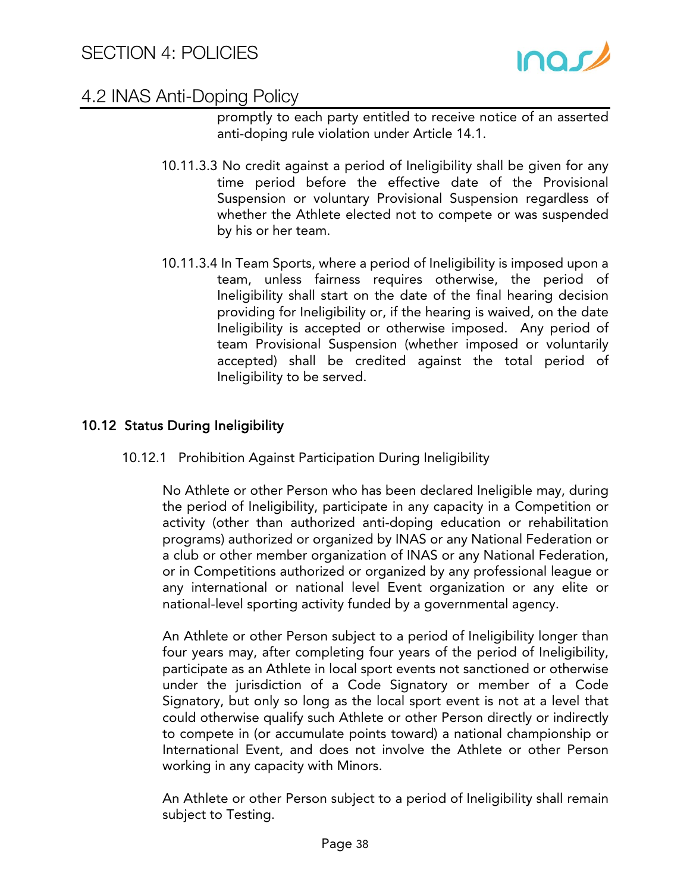promptly to each party entitled to receive notice of an asserted anti-doping rule violation under Article 14.1.

10.11.3.3 No credit against a period of Ineligibility shall be given for any time period before the effective date of the Provisional Suspension or voluntary Provisional Suspension regardless of whether the Athlete elected not to compete or was suspended by his or her team.

10.11.3.4 In Team Sports, where a period of Ineligibility is imposed upon a team, unless fairness requires otherwise, the period of Ineligibility shall start on the date of the final hearing decision providing for Ineligibility or, if the hearing is waived, on the date Ineligibility is accepted or otherwise imposed. Any period of team Provisional Suspension (whether imposed or voluntarily accepted) shall be credited against the total period of Ineligibility to be served.

### 10.12 Status During Ineligibility

10.12.1 Prohibition Against Participation During Ineligibility

No Athlete or other Person who has been declared Ineligible may, during the period of Ineligibility, participate in any capacity in a Competition or activity (other than authorized anti-doping education or rehabilitation programs) authorized or organized by INAS or any National Federation or a club or other member organization of INAS or any National Federation, or in Competitions authorized or organized by any professional league or any international or national level Event organization or any elite or national-level sporting activity funded by a governmental agency.

An Athlete or other Person subject to a period of Ineligibility longer than four years may, after completing four years of the period of Ineligibility, participate as an Athlete in local sport events not sanctioned or otherwise under the jurisdiction of a Code Signatory or member of a Code Signatory, but only so long as the local sport event is not at a level that could otherwise qualify such Athlete or other Person directly or indirectly to compete in (or accumulate points toward) a national championship or International Event, and does not involve the Athlete or other Person working in any capacity with Minors.

An Athlete or other Person subject to a period of Ineligibility shall remain subject to Testing.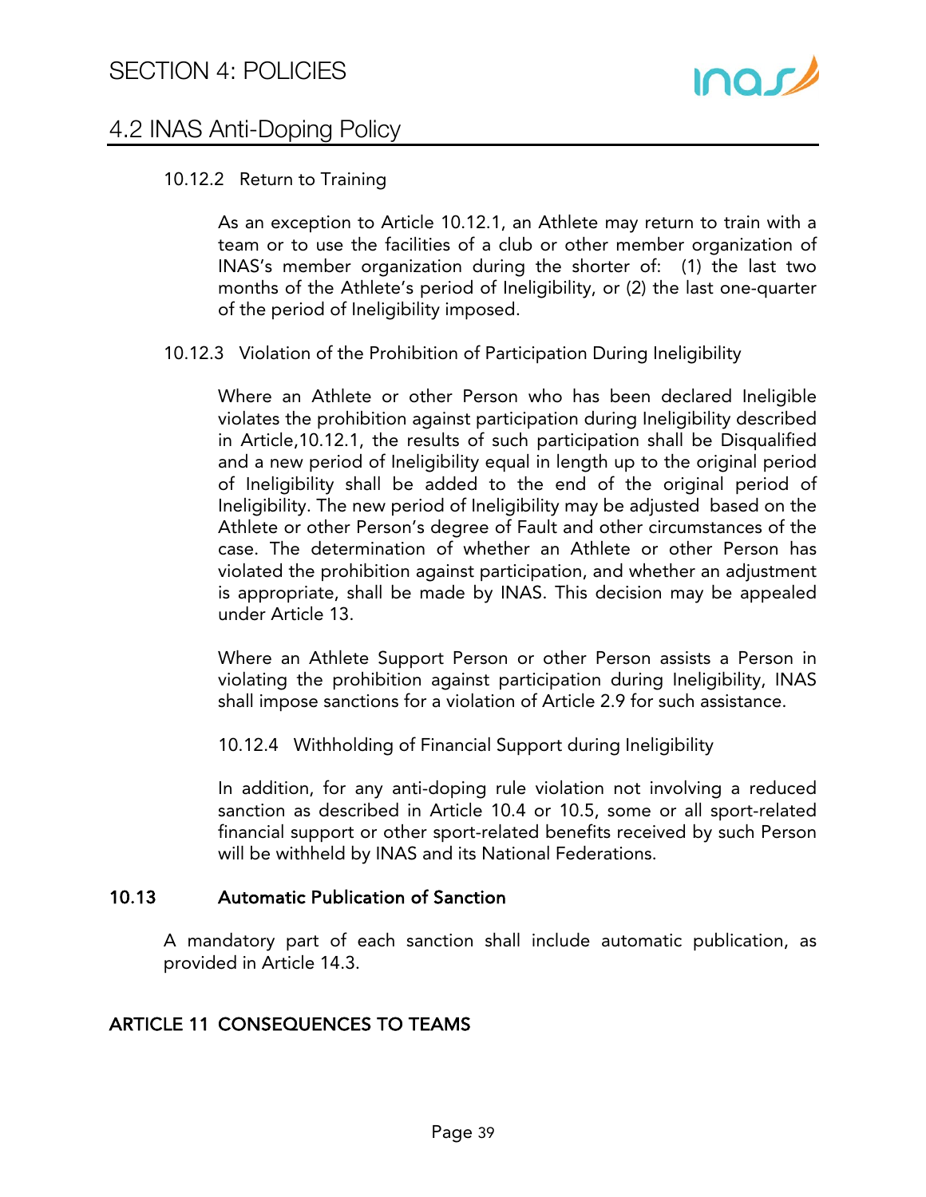10.12.2 Return to Training

As an exception to Article 10.12.1, an Athlete may return to train with a team or to use the facilities of a club or other member organization of INAS's member organization during the shorter of: (1) the last two months of the Athlete's period of Ineligibility, or (2) the last one-quarter of the period of Ineligibility imposed.

10.12.3 Violation of the Prohibition of Participation During Ineligibility

Where an Athlete or other Person who has been declared Ineligible violates the prohibition against participation during Ineligibility described in Article,10.12.1, the results of such participation shall be Disqualified and a new period of Ineligibility equal in length up to the original period of Ineligibility shall be added to the end of the original period of Ineligibility. The new period of Ineligibility may be adjusted based on the Athlete or other Person's degree of Fault and other circumstances of the case. The determination of whether an Athlete or other Person has violated the prohibition against participation, and whether an adjustment is appropriate, shall be made by INAS. This decision may be appealed under Article 13.

Where an Athlete Support Person or other Person assists a Person in violating the prohibition against participation during Ineligibility, INAS shall impose sanctions for a violation of Article 2.9 for such assistance.

10.12.4 Withholding of Financial Support during Ineligibility

In addition, for any anti-doping rule violation not involving a reduced sanction as described in Article 10.4 or 10.5, some or all sport-related financial support or other sport-related benefits received by such Person will be withheld by INAS and its National Federations.

### 10.13 Automatic Publication of Sanction

A mandatory part of each sanction shall include automatic publication, as provided in Article 14.3.

## ARTICLE 11 CONSEQUENCES TO TEAMS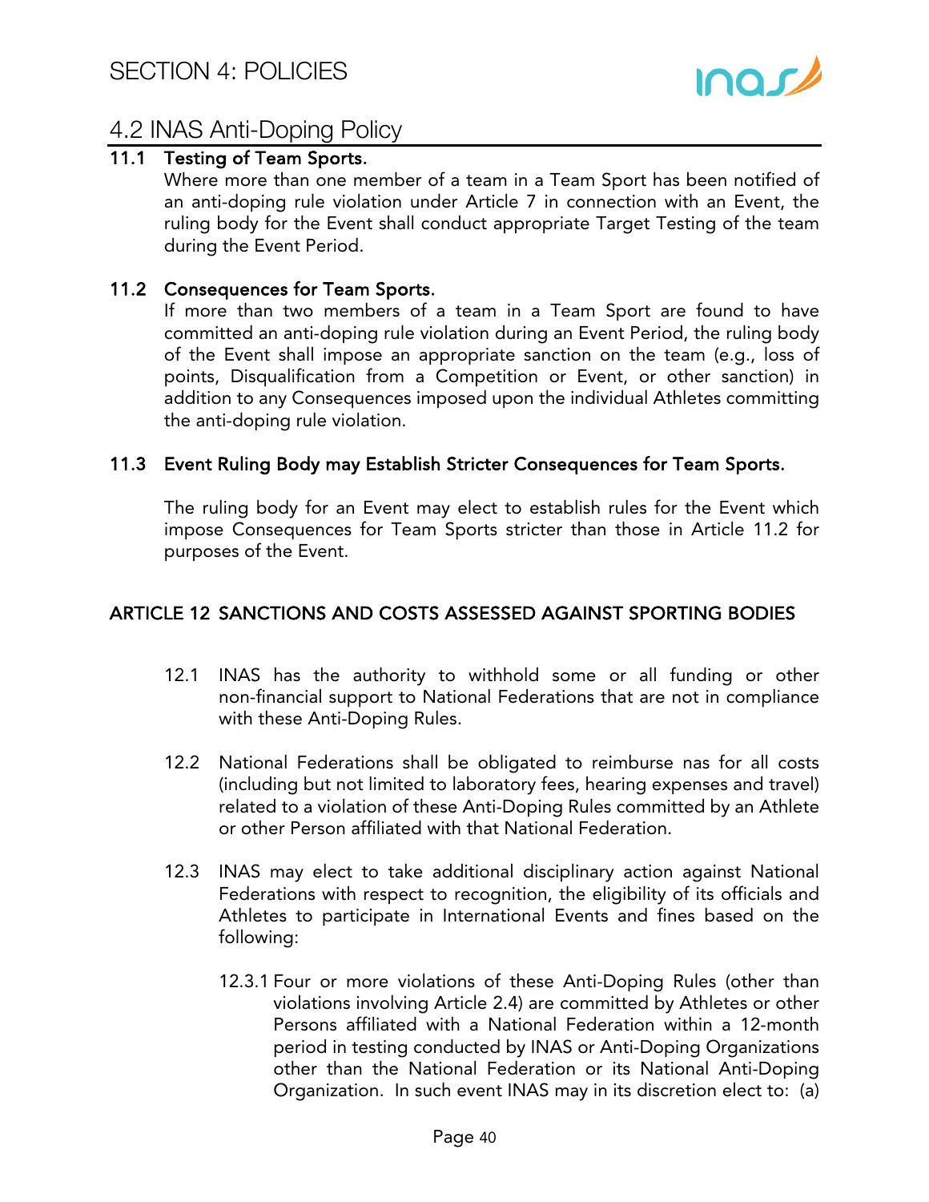## 11.1 Testing of Team Sports.

Where more than one member of a team in a Team Sport has been notified of an anti-doping rule violation under Article 7 in connection with an Event, the ruling body for the Event shall conduct appropriate Target Testing of the team during the Event Period.

## 11.2 Consequences for Team Sports.

If more than two members of a team in a Team Sport are found to have committed an anti-doping rule violation during an Event Period, the ruling body of the Event shall impose an appropriate sanction on the team (e.g., loss of points, Disqualification from a Competition or Event, or other sanction) in addition to any Consequences imposed upon the individual Athletes committing the anti-doping rule violation.

## 11.3 Event Ruling Body may Establish Stricter Consequences for Team Sports.

The ruling body for an Event may elect to establish rules for the Event which impose Consequences for Team Sports stricter than those in Article 11.2 for purposes of the Event.

# ARTICLE 12 SANCTIONS AND COSTS ASSESSED AGAINST SPORTING BODIES

12.1 INAS has the authority to withhold some or all funding or other non-financial support to National Federations that are not in compliance with these Anti-Doping Rules.

12.2 National Federations shall be obligated to reimburse nas for all costs (including but not limited to laboratory fees, hearing expenses and travel) related to a violation of these Anti-Doping Rules committed by an Athlete or other Person affiliated with that National Federation.

12.3 INAS may elect to take additional disciplinary action against National Federations with respect to recognition, the eligibility of its officials and Athletes to participate in International Events and fines based on the following:

12.3.1 Four or more violations of these Anti-Doping Rules (other than violations involving Article 2.4) are committed by Athletes or other Persons affiliated with a National Federation within a 12-month period in testing conducted by INAS or Anti-Doping Organizations other than the National Federation or its National Anti-Doping Organization. In such event INAS may in its discretion elect to: (a)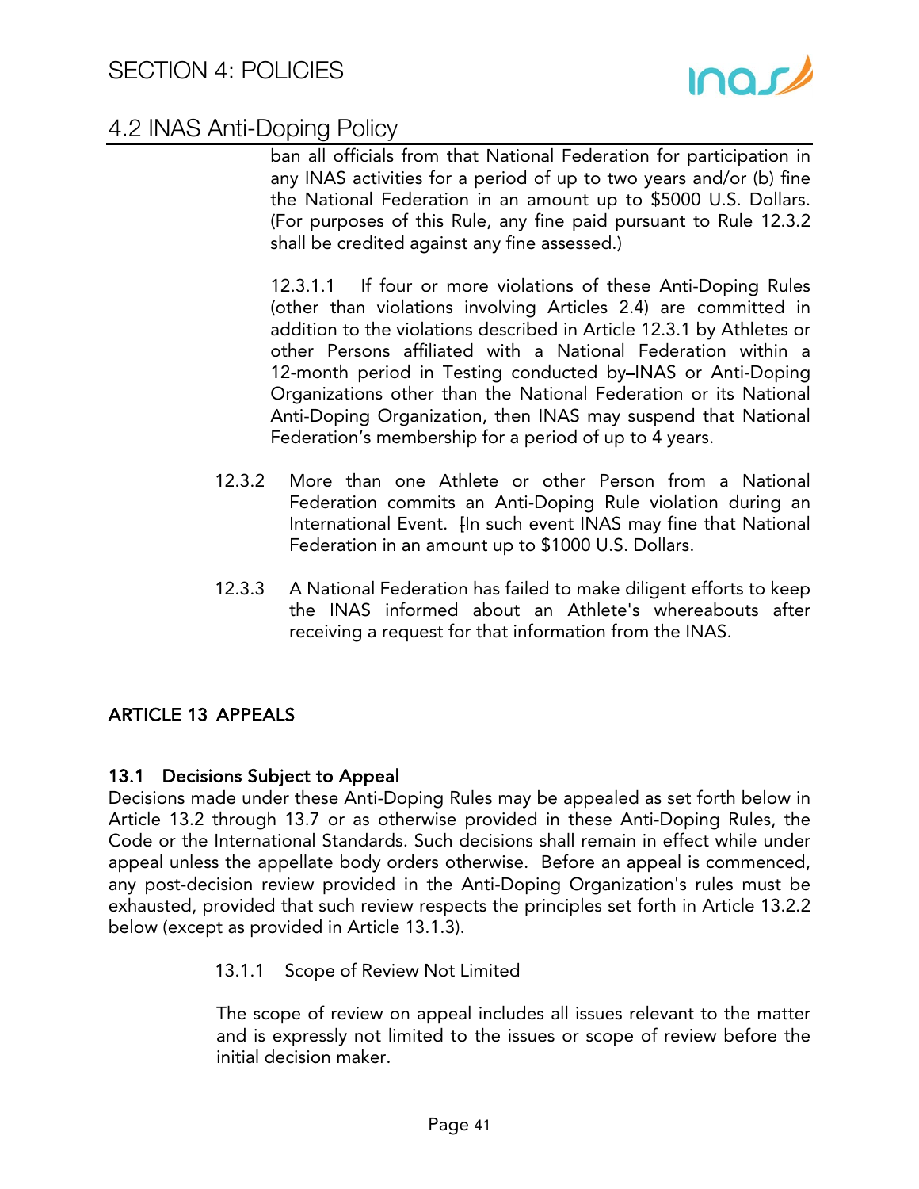ban all officials from that National Federation for participation in any INAS activities for a period of up to two years and/or (b) fine the National Federation in an amount up to $5000 U.S. Dollars. (For purposes of this Rule, any fine paid pursuant to Rule 12.3.2 shall be credited against any fine assessed.)

12.3.1.1 If four or more violations of these Anti-Doping Rules (other than violations involving Articles 2.4) are committed in addition to the violations described in Article 12.3.1 by Athletes or other Persons affiliated with a National Federation within a 12-month period in Testing conducted by INAS or Anti-Doping Organizations other than the National Federation or its National Anti-Doping Organization, then INAS may suspend that National Federation's membership for a period of up to 4 years.

12.3.2 More than one Athlete or other Person from a National Federation commits an Anti-Doping Rule violation during an International Event. In such event INAS may fine that National Federation in an amount up to $1000 U.S. Dollars.

12.3.3 A National Federation has failed to make diligent efforts to keep the INAS informed about an Athlete's whereabouts after receiving a request for that information from the INAS.

## ARTICLE 13 APPEALS

### 13.1 Decisions Subject to Appeal

Decisions made under these Anti-Doping Rules may be appealed as set forth below in Article 13.2 through 13.7 or as otherwise provided in these Anti-Doping Rules, the Code or the International Standards. Such decisions shall remain in effect while under appeal unless the appellate body orders otherwise. Before an appeal is commenced, any post-decision review provided in the Anti-Doping Organization's rules must be exhausted, provided that such review respects the principles set forth in Article 13.2.2 below (except as provided in Article 13.1.3).

13.1.1 Scope of Review Not Limited

The scope of review on appeal includes all issues relevant to the matter and is expressly not limited to the issues or scope of review before the initial decision maker.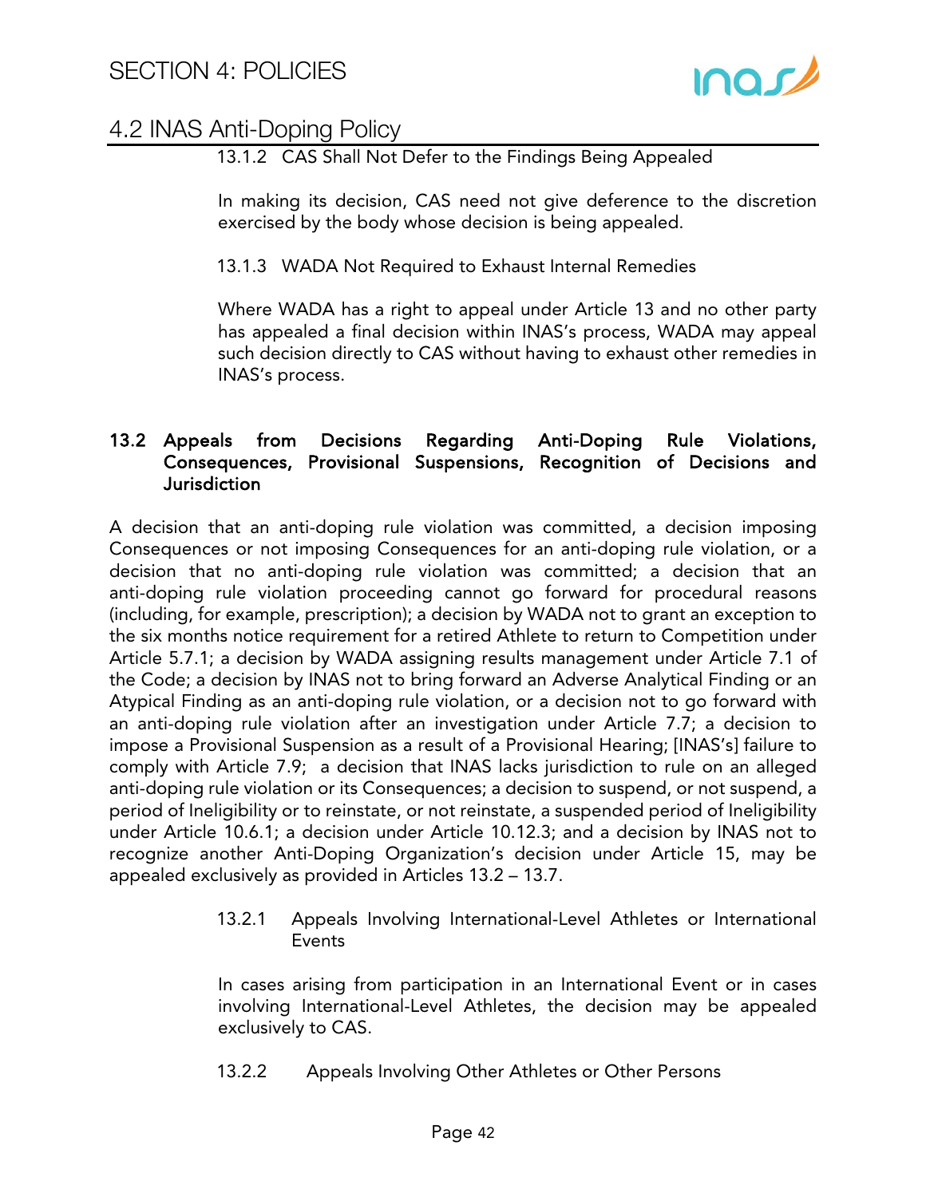13.1.2 CAS Shall Not Defer to the Findings Being Appealed

In making its decision, CAS need not give deference to the discretion exercised by the body whose decision is being appealed.

13.1.3 WADA Not Required to Exhaust Internal Remedies

Where WADA has a right to appeal under Article 13 and no other party has appealed a final decision within INAS's process, WADA may appeal such decision directly to CAS without having to exhaust other remedies in INAS's process.

**13.2 Appeals from Decisions Regarding Anti-Doping Rule Violations, Consequences, Provisional Suspensions, Recognition of Decisions and Jurisdiction**

A decision that an anti-doping rule violation was committed, a decision imposing Consequences or not imposing Consequences for an anti-doping rule violation, or a decision that no anti-doping rule violation was committed; a decision that an anti-doping rule violation proceeding cannot go forward for procedural reasons (including, for example, prescription); a decision by WADA not to grant an exception to the six months notice requirement for a retired Athlete to return to Competition under Article 5.7.1; a decision by WADA assigning results management under Article 7.1 of the Code; a decision by INAS not to bring forward an Adverse Analytical Finding or an Atypical Finding as an anti-doping rule violation, or a decision not to go forward with an anti-doping rule violation after an investigation under Article 7.7; a decision to impose a Provisional Suspension as a result of a Provisional Hearing; [INAS's] failure to comply with Article 7.9; a decision that INAS lacks jurisdiction to rule on an alleged anti-doping rule violation or its Consequences; a decision to suspend, or not suspend, a period of Ineligibility or to reinstate, or not reinstate, a suspended period of Ineligibility under Article 10.6.1; a decision under Article 10.12.3; and a decision by INAS not to recognize another Anti-Doping Organization's decision under Article 15, may be appealed exclusively as provided in Articles 13.2 – 13.7.

13.2.1 Appeals Involving International-Level Athletes or International Events

In cases arising from participation in an International Event or in cases involving International-Level Athletes, the decision may be appealed exclusively to CAS.

13.2.2 Appeals Involving Other Athletes or Other Persons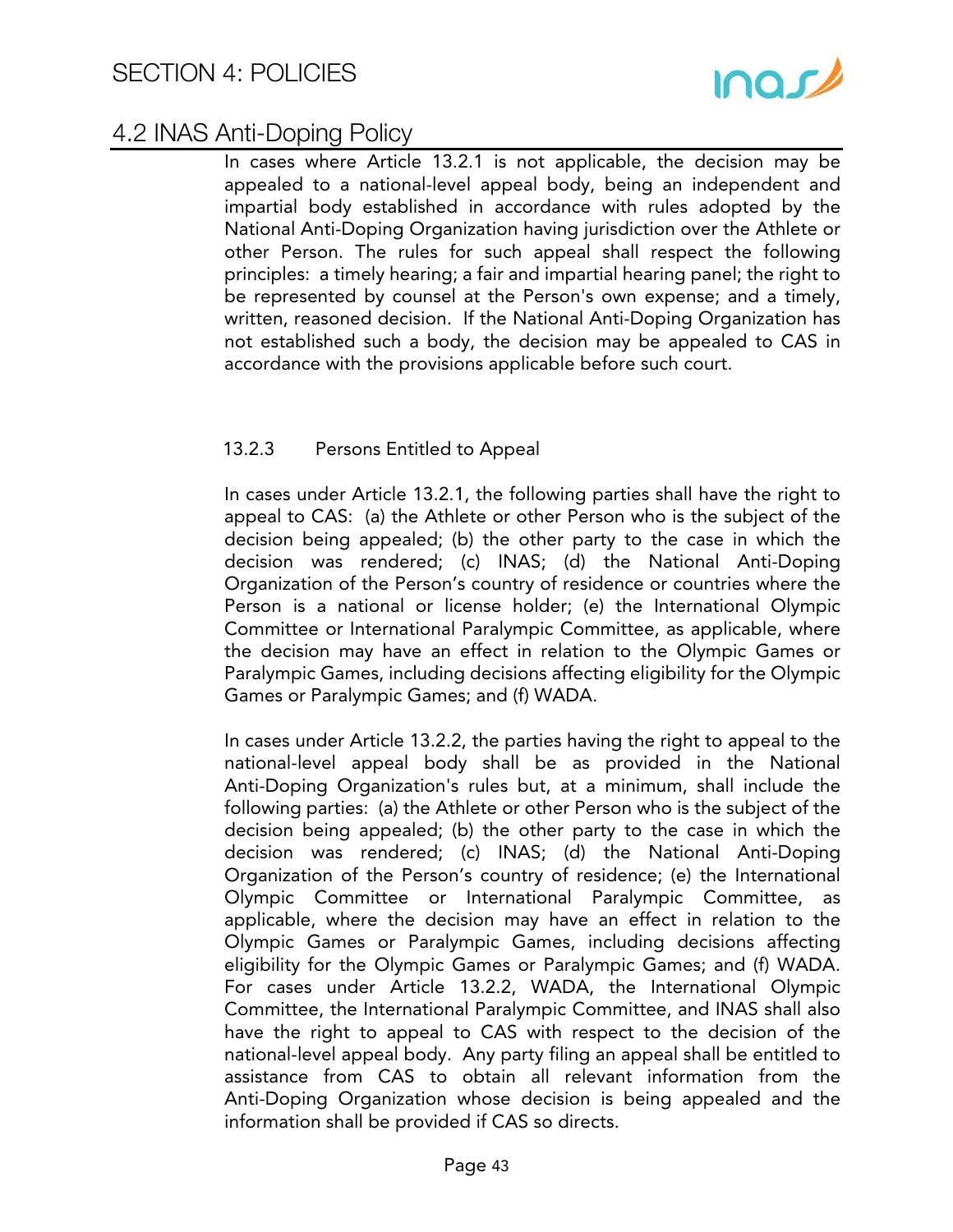In cases where Article 13.2.1 is not applicable, the decision may be appealed to a national-level appeal body, being an independent and impartial body established in accordance with rules adopted by the National Anti-Doping Organization having jurisdiction over the Athlete or other Person. The rules for such appeal shall respect the following principles: a timely hearing; a fair and impartial hearing panel; the right to be represented by counsel at the Person's own expense; and a timely, written, reasoned decision. If the National Anti-Doping Organization has not established such a body, the decision may be appealed to CAS in accordance with the provisions applicable before such court.

#### 13.2.3 Persons Entitled to Appeal

In cases under Article 13.2.1, the following parties shall have the right to appeal to CAS: (a) the Athlete or other Person who is the subject of the decision being appealed; (b) the other party to the case in which the decision was rendered; (c) INAS; (d) the National Anti-Doping Organization of the Person's country of residence or countries where the Person is a national or license holder; (e) the International Olympic Committee or International Paralympic Committee, as applicable, where the decision may have an effect in relation to the Olympic Games or Paralympic Games, including decisions affecting eligibility for the Olympic Games or Paralympic Games; and (f) WADA.

In cases under Article 13.2.2, the parties having the right to appeal to the national-level appeal body shall be as provided in the National Anti-Doping Organization's rules but, at a minimum, shall include the following parties: (a) the Athlete or other Person who is the subject of the decision being appealed; (b) the other party to the case in which the decision was rendered; (c) INAS; (d) the National Anti-Doping Organization of the Person's country of residence; (e) the International Olympic Committee or International Paralympic Committee, as applicable, where the decision may have an effect in relation to the Olympic Games or Paralympic Games, including decisions affecting eligibility for the Olympic Games or Paralympic Games; and (f) WADA. For cases under Article 13.2.2, WADA, the International Olympic Committee, the International Paralympic Committee, and INAS shall also have the right to appeal to CAS with respect to the decision of the national-level appeal body. Any party filing an appeal shall be entitled to assistance from CAS to obtain all relevant information from the Anti-Doping Organization whose decision is being appealed and the information shall be provided if CAS so directs.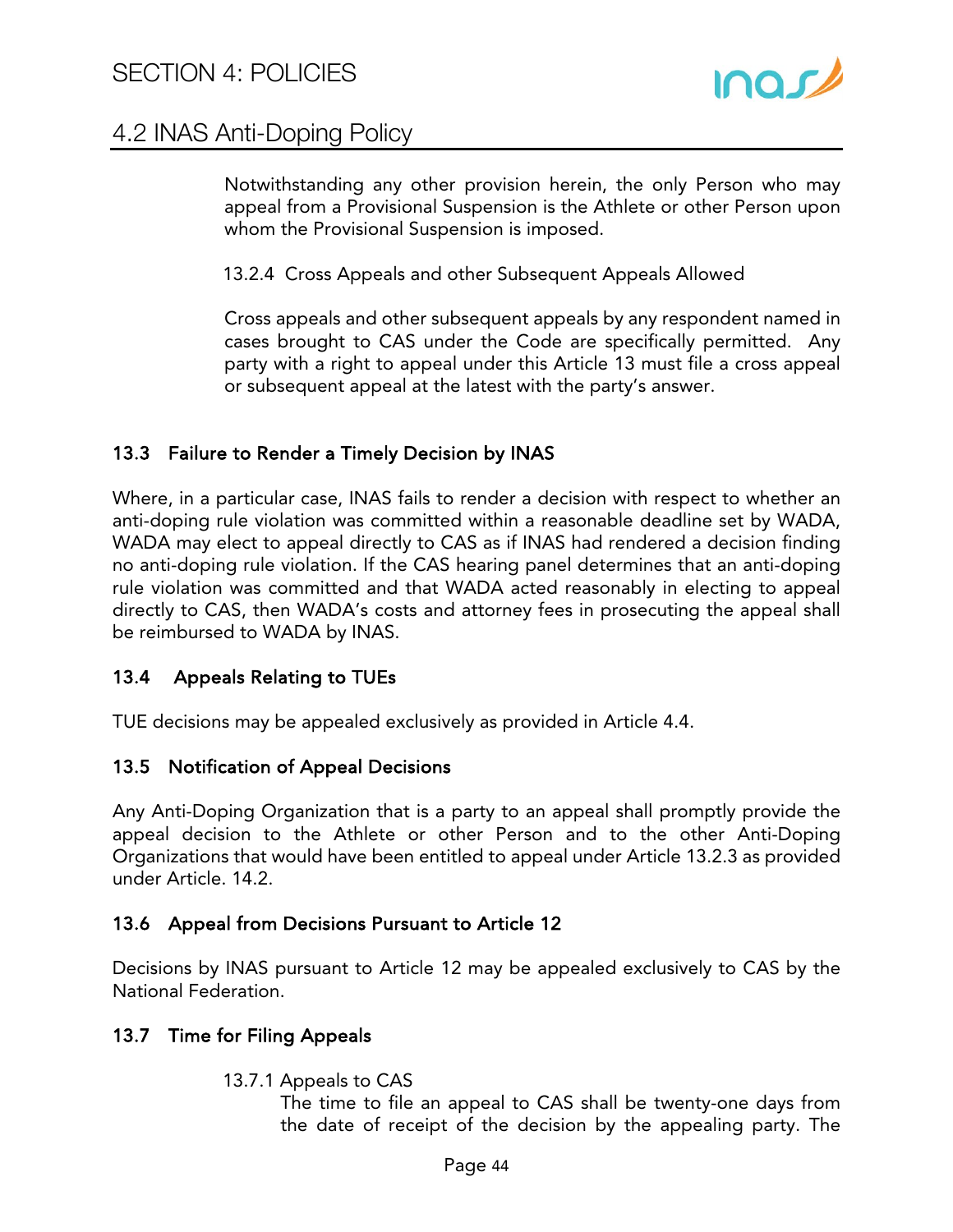Notwithstanding any other provision herein, the only Person who may appeal from a Provisional Suspension is the Athlete or other Person upon whom the Provisional Suspension is imposed.

13.2.4 Cross Appeals and other Subsequent Appeals Allowed

Cross appeals and other subsequent appeals by any respondent named in cases brought to CAS under the Code are specifically permitted. Any party with a right to appeal under this Article 13 must file a cross appeal or subsequent appeal at the latest with the party's answer.

### 13.3 Failure to Render a Timely Decision by INAS

Where, in a particular case, INAS fails to render a decision with respect to whether an anti-doping rule violation was committed within a reasonable deadline set by WADA, WADA may elect to appeal directly to CAS as if INAS had rendered a decision finding no anti-doping rule violation. If the CAS hearing panel determines that an anti-doping rule violation was committed and that WADA acted reasonably in electing to appeal directly to CAS, then WADA's costs and attorney fees in prosecuting the appeal shall be reimbursed to WADA by INAS.

### 13.4 Appeals Relating to TUEs

TUE decisions may be appealed exclusively as provided in Article 4.4.

### 13.5 Notification of Appeal Decisions

Any Anti-Doping Organization that is a party to an appeal shall promptly provide the appeal decision to the Athlete or other Person and to the other Anti-Doping Organizations that would have been entitled to appeal under Article 13.2.3 as provided under Article. 14.2.

### 13.6 Appeal from Decisions Pursuant to Article 12

Decisions by INAS pursuant to Article 12 may be appealed exclusively to CAS by the National Federation.

### 13.7 Time for Filing Appeals

13.7.1 Appeals to CAS

The time to file an appeal to CAS shall be twenty-one days from the date of receipt of the decision by the appealing party. The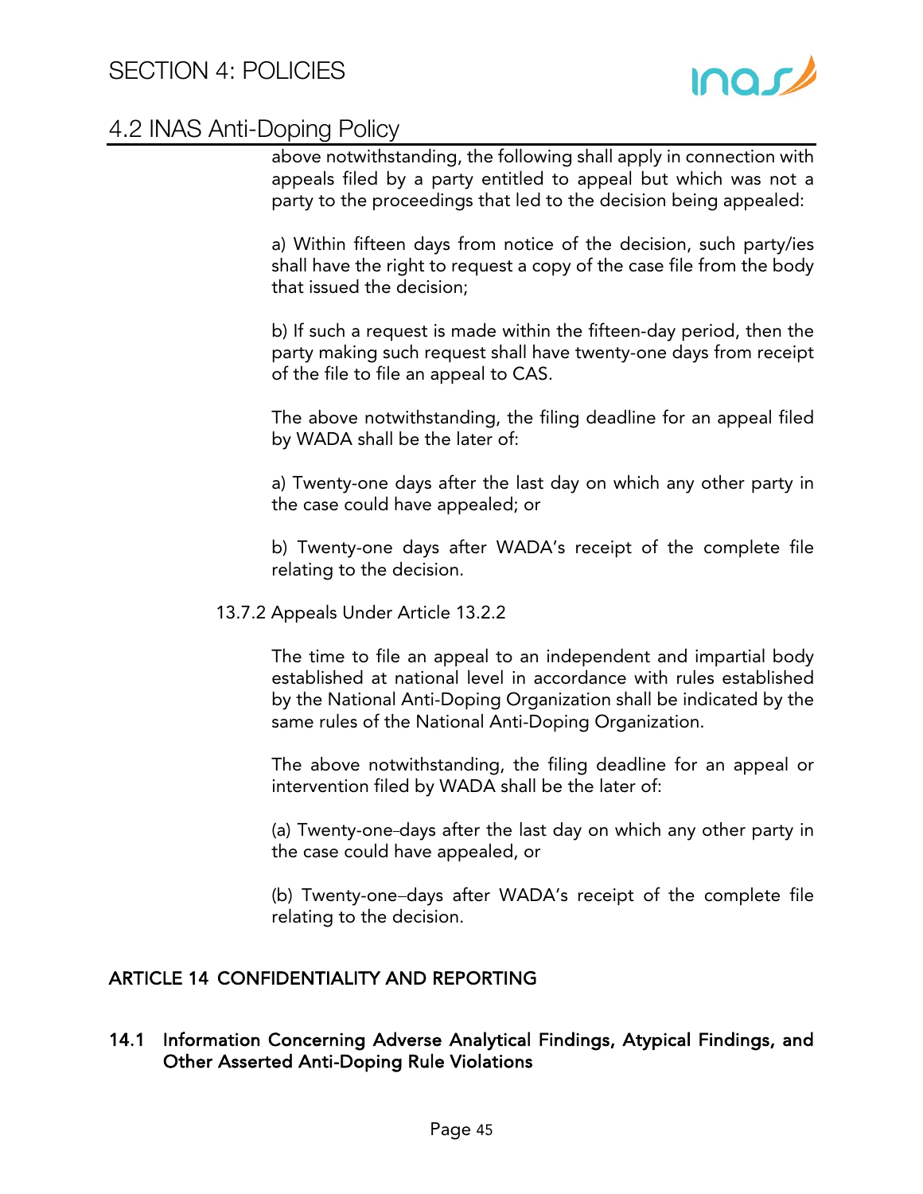above notwithstanding, the following shall apply in connection with appeals filed by a party entitled to appeal but which was not a party to the proceedings that led to the decision being appealed:

a) Within fifteen days from notice of the decision, such party/ies shall have the right to request a copy of the case file from the body that issued the decision;

b) If such a request is made within the fifteen-day period, then the party making such request shall have twenty-one days from receipt of the file to file an appeal to CAS.

The above notwithstanding, the filing deadline for an appeal filed by WADA shall be the later of:

a) Twenty-one days after the last day on which any other party in the case could have appealed; or

b) Twenty-one days after WADA's receipt of the complete file relating to the decision.

13.7.2 Appeals Under Article 13.2.2

The time to file an appeal to an independent and impartial body established at national level in accordance with rules established by the National Anti-Doping Organization shall be indicated by the same rules of the National Anti-Doping Organization.

The above notwithstanding, the filing deadline for an appeal or intervention filed by WADA shall be the later of:

(a) Twenty-one-days after the last day on which any other party in the case could have appealed, or

(b) Twenty-one-days after WADA's receipt of the complete file relating to the decision.

## ARTICLE 14 CONFIDENTIALITY AND REPORTING

### 14.1 Information Concerning Adverse Analytical Findings, Atypical Findings, and Other Asserted Anti-Doping Rule Violations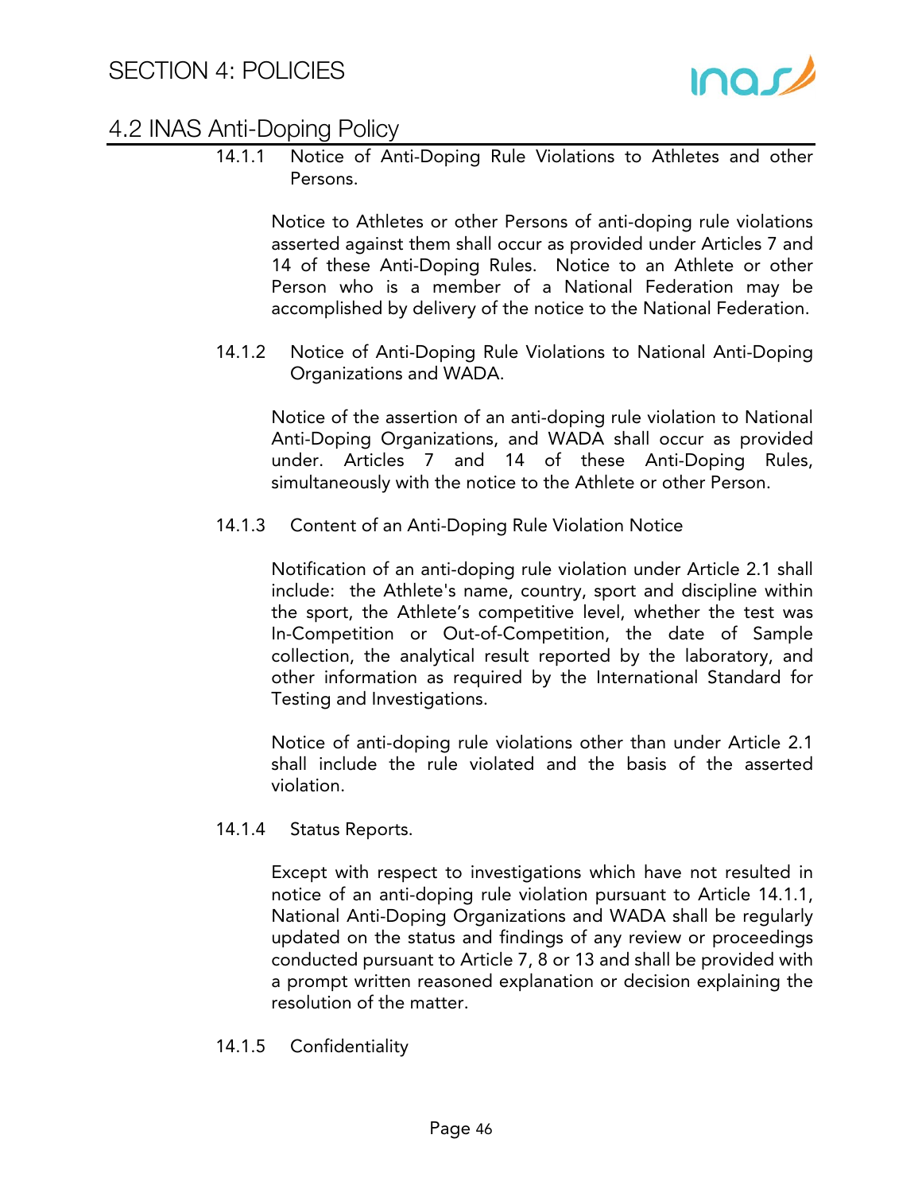14.1.1 Notice of Anti-Doping Rule Violations to Athletes and other Persons.

Notice to Athletes or other Persons of anti-doping rule violations asserted against them shall occur as provided under Articles 7 and 14 of these Anti-Doping Rules. Notice to an Athlete or other Person who is a member of a National Federation may be accomplished by delivery of the notice to the National Federation.

14.1.2 Notice of Anti-Doping Rule Violations to National Anti-Doping Organizations and WADA.

Notice of the assertion of an anti-doping rule violation to National Anti-Doping Organizations, and WADA shall occur as provided under. Articles 7 and 14 of these Anti-Doping Rules, simultaneously with the notice to the Athlete or other Person.

14.1.3 Content of an Anti-Doping Rule Violation Notice

Notification of an anti-doping rule violation under Article 2.1 shall include: the Athlete's name, country, sport and discipline within the sport, the Athlete's competitive level, whether the test was In-Competition or Out-of-Competition, the date of Sample collection, the analytical result reported by the laboratory, and other information as required by the International Standard for Testing and Investigations.

Notice of anti-doping rule violations other than under Article 2.1 shall include the rule violated and the basis of the asserted violation.

14.1.4 Status Reports.

Except with respect to investigations which have not resulted in notice of an anti-doping rule violation pursuant to Article 14.1.1, National Anti-Doping Organizations and WADA shall be regularly updated on the status and findings of any review or proceedings conducted pursuant to Article 7, 8 or 13 and shall be provided with a prompt written reasoned explanation or decision explaining the resolution of the matter.

14.1.5 Confidentiality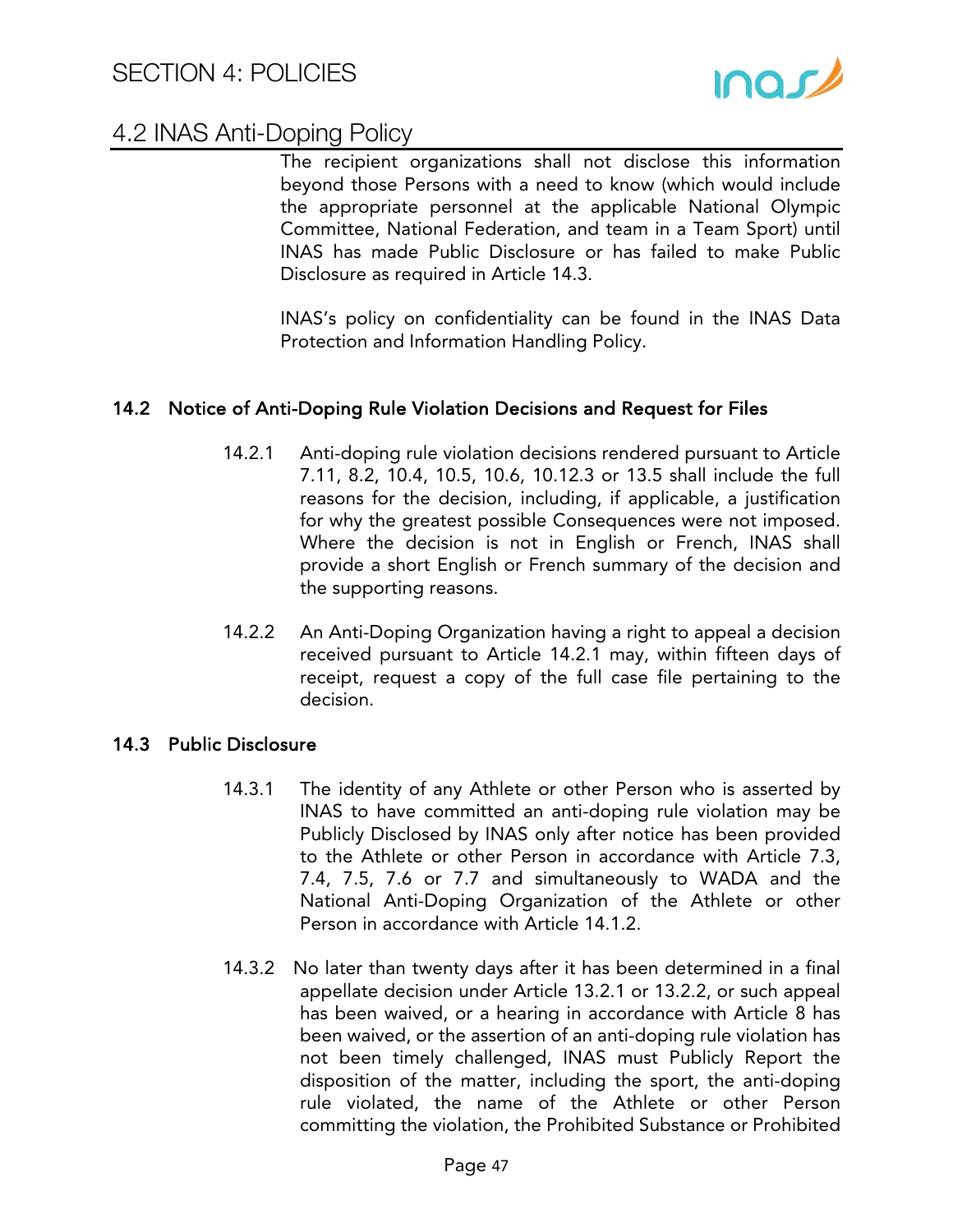The recipient organizations shall not disclose this information beyond those Persons with a need to know (which would include the appropriate personnel at the applicable National Olympic Committee, National Federation, and team in a Team Sport) until INAS has made Public Disclosure or has failed to make Public Disclosure as required in Article 14.3.

INAS's policy on confidentiality can be found in the INAS Data Protection and Information Handling Policy.

### 14.2 Notice of Anti-Doping Rule Violation Decisions and Request for Files

14.2.1 Anti-doping rule violation decisions rendered pursuant to Article 7.11, 8.2, 10.4, 10.5, 10.6, 10.12.3 or 13.5 shall include the full reasons for the decision, including, if applicable, a justification for why the greatest possible Consequences were not imposed. Where the decision is not in English or French, INAS shall provide a short English or French summary of the decision and the supporting reasons.

14.2.2 An Anti-Doping Organization having a right to appeal a decision received pursuant to Article 14.2.1 may, within fifteen days of receipt, request a copy of the full case file pertaining to the decision.

### 14.3 Public Disclosure

14.3.1 The identity of any Athlete or other Person who is asserted by INAS to have committed an anti-doping rule violation may be Publicly Disclosed by INAS only after notice has been provided to the Athlete or other Person in accordance with Article 7.3, 7.4, 7.5, 7.6 or 7.7 and simultaneously to WADA and the National Anti-Doping Organization of the Athlete or other Person in accordance with Article 14.1.2.

14.3.2 No later than twenty days after it has been determined in a final appellate decision under Article 13.2.1 or 13.2.2, or such appeal has been waived, or a hearing in accordance with Article 8 has been waived, or the assertion of an anti-doping rule violation has not been timely challenged, INAS must Publicly Report the disposition of the matter, including the sport, the anti-doping rule violated, the name of the Athlete or other Person committing the violation, the Prohibited Substance or Prohibited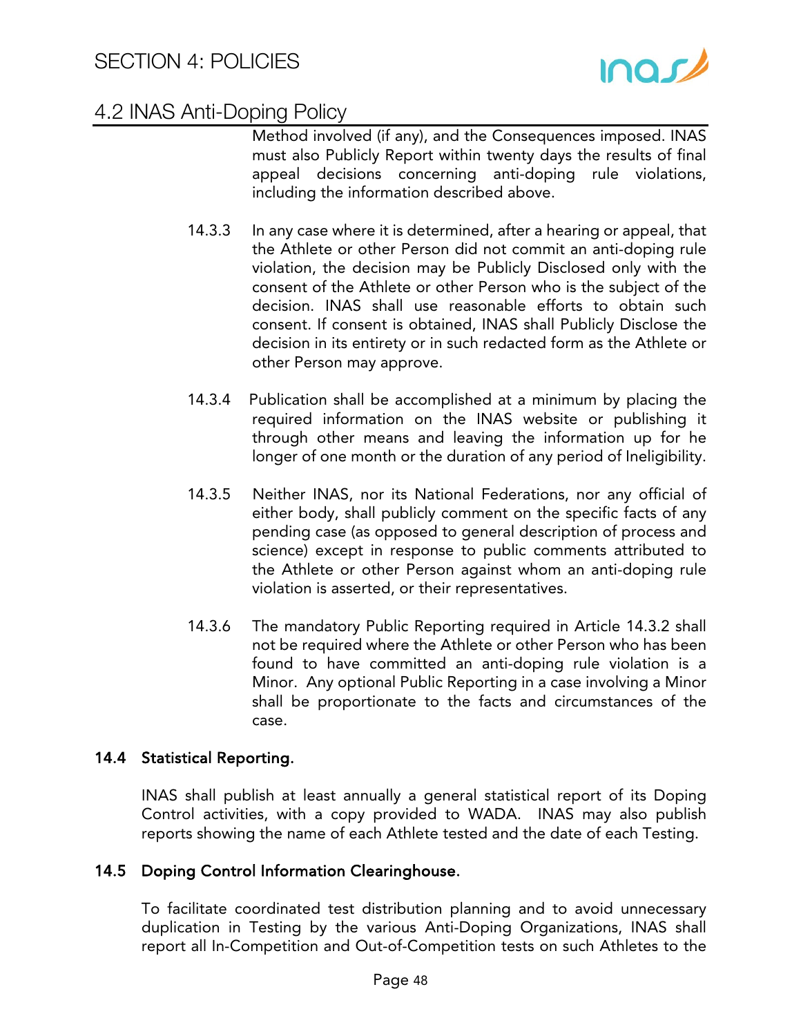Method involved (if any), and the Consequences imposed. INAS must also Publicly Report within twenty days the results of final appeal decisions concerning anti-doping rule violations, including the information described above.

14.3.3 In any case where it is determined, after a hearing or appeal, that the Athlete or other Person did not commit an anti-doping rule violation, the decision may be Publicly Disclosed only with the consent of the Athlete or other Person who is the subject of the decision. INAS shall use reasonable efforts to obtain such consent. If consent is obtained, INAS shall Publicly Disclose the decision in its entirety or in such redacted form as the Athlete or other Person may approve.

14.3.4 Publication shall be accomplished at a minimum by placing the required information on the INAS website or publishing it through other means and leaving the information up for he longer of one month or the duration of any period of Ineligibility.

14.3.5 Neither INAS, nor its National Federations, nor any official of either body, shall publicly comment on the specific facts of any pending case (as opposed to general description of process and science) except in response to public comments attributed to the Athlete or other Person against whom an anti-doping rule violation is asserted, or their representatives.

14.3.6 The mandatory Public Reporting required in Article 14.3.2 shall not be required where the Athlete or other Person who has been found to have committed an anti-doping rule violation is a Minor. Any optional Public Reporting in a case involving a Minor shall be proportionate to the facts and circumstances of the case.

**14.4 Statistical Reporting.**

INAS shall publish at least annually a general statistical report of its Doping Control activities, with a copy provided to WADA. INAS may also publish reports showing the name of each Athlete tested and the date of each Testing.

**14.5 Doping Control Information Clearinghouse.**

To facilitate coordinated test distribution planning and to avoid unnecessary duplication in Testing by the various Anti-Doping Organizations, INAS shall report all In-Competition and Out-of-Competition tests on such Athletes to the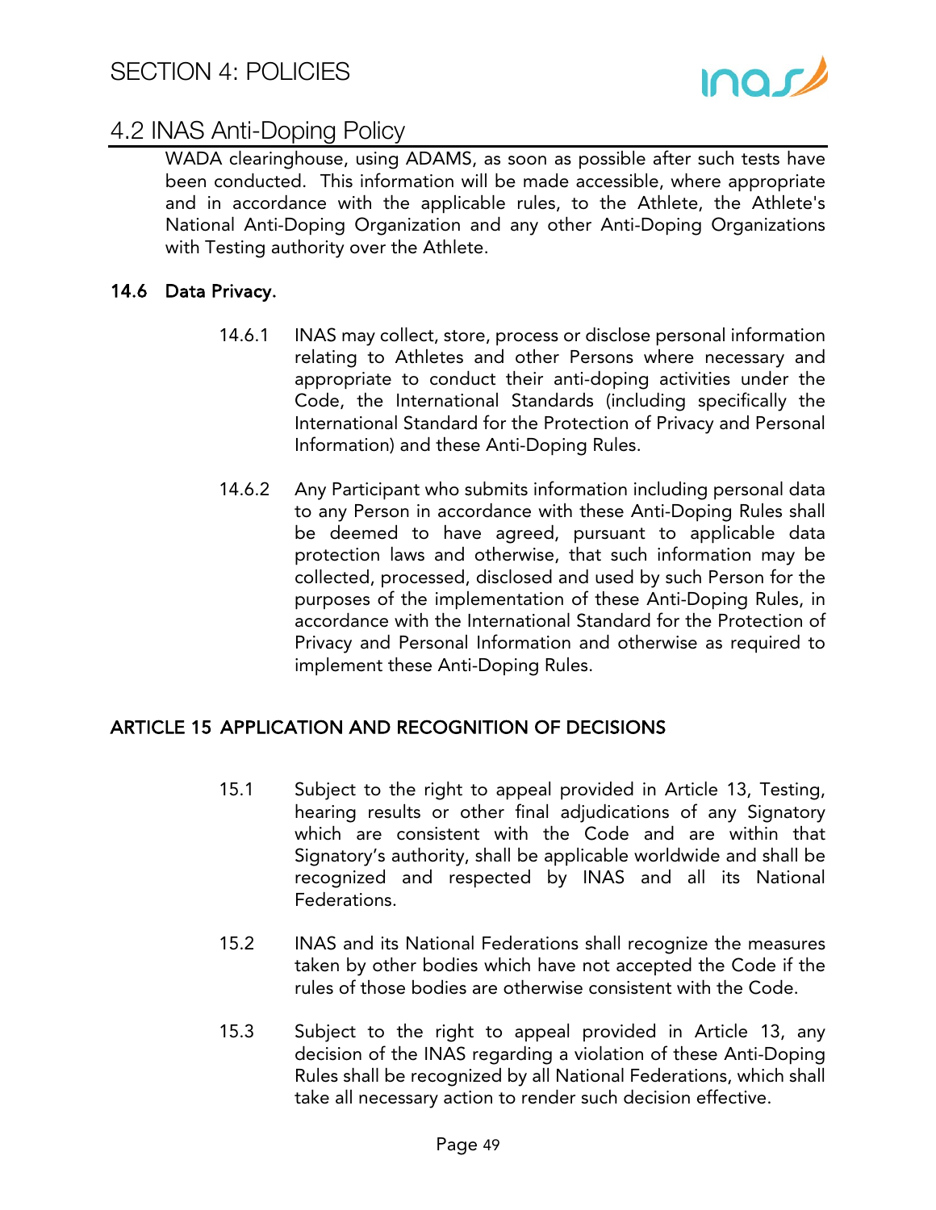WADA clearinghouse, using ADAMS, as soon as possible after such tests have been conducted. This information will be made accessible, where appropriate and in accordance with the applicable rules, to the Athlete, the Athlete's National Anti-Doping Organization and any other Anti-Doping Organizations with Testing authority over the Athlete.

**14.6 Data Privacy.**

14.6.1 INAS may collect, store, process or disclose personal information relating to Athletes and other Persons where necessary and appropriate to conduct their anti-doping activities under the Code, the International Standards (including specifically the International Standard for the Protection of Privacy and Personal Information) and these Anti-Doping Rules.

14.6.2 Any Participant who submits information including personal data to any Person in accordance with these Anti-Doping Rules shall be deemed to have agreed, pursuant to applicable data protection laws and otherwise, that such information may be collected, processed, disclosed and used by such Person for the purposes of the implementation of these Anti-Doping Rules, in accordance with the International Standard for the Protection of Privacy and Personal Information and otherwise as required to implement these Anti-Doping Rules.

## ARTICLE 15 APPLICATION AND RECOGNITION OF DECISIONS

15.1 Subject to the right to appeal provided in Article 13, Testing, hearing results or other final adjudications of any Signatory which are consistent with the Code and are within that Signatory's authority, shall be applicable worldwide and shall be recognized and respected by INAS and all its National Federations.

15.2 INAS and its National Federations shall recognize the measures taken by other bodies which have not accepted the Code if the rules of those bodies are otherwise consistent with the Code.

15.3 Subject to the right to appeal provided in Article 13, any decision of the INAS regarding a violation of these Anti-Doping Rules shall be recognized by all National Federations, which shall take all necessary action to render such decision effective.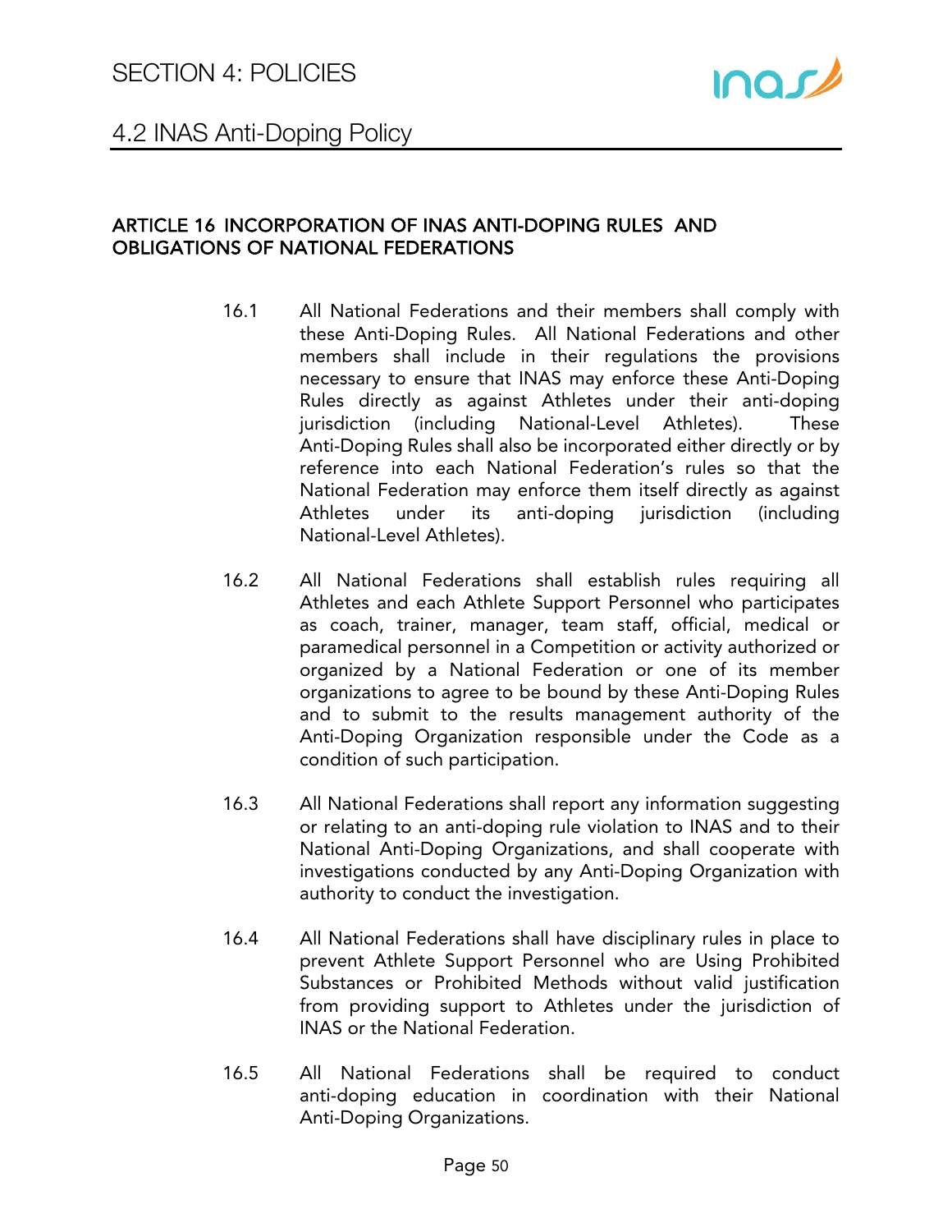## ARTICLE 16 INCORPORATION OF INAS ANTI-DOPING RULES AND OBLIGATIONS OF NATIONAL FEDERATIONS

16.1 All National Federations and their members shall comply with these Anti-Doping Rules. All National Federations and other members shall include in their regulations the provisions necessary to ensure that INAS may enforce these Anti-Doping Rules directly as against Athletes under their anti-doping jurisdiction (including National-Level Athletes). These Anti-Doping Rules shall also be incorporated either directly or by reference into each National Federation's rules so that the National Federation may enforce them itself directly as against Athletes under its anti-doping jurisdiction (including National-Level Athletes).

16.2 All National Federations shall establish rules requiring all Athletes and each Athlete Support Personnel who participates as coach, trainer, manager, team staff, official, medical or paramedical personnel in a Competition or activity authorized or organized by a National Federation or one of its member organizations to agree to be bound by these Anti-Doping Rules and to submit to the results management authority of the Anti-Doping Organization responsible under the Code as a condition of such participation.

16.3 All National Federations shall report any information suggesting or relating to an anti-doping rule violation to INAS and to their National Anti-Doping Organizations, and shall cooperate with investigations conducted by any Anti-Doping Organization with authority to conduct the investigation.

16.4 All National Federations shall have disciplinary rules in place to prevent Athlete Support Personnel who are Using Prohibited Substances or Prohibited Methods without valid justification from providing support to Athletes under the jurisdiction of INAS or the National Federation.

16.5 All National Federations shall be required to conduct anti-doping education in coordination with their National Anti-Doping Organizations.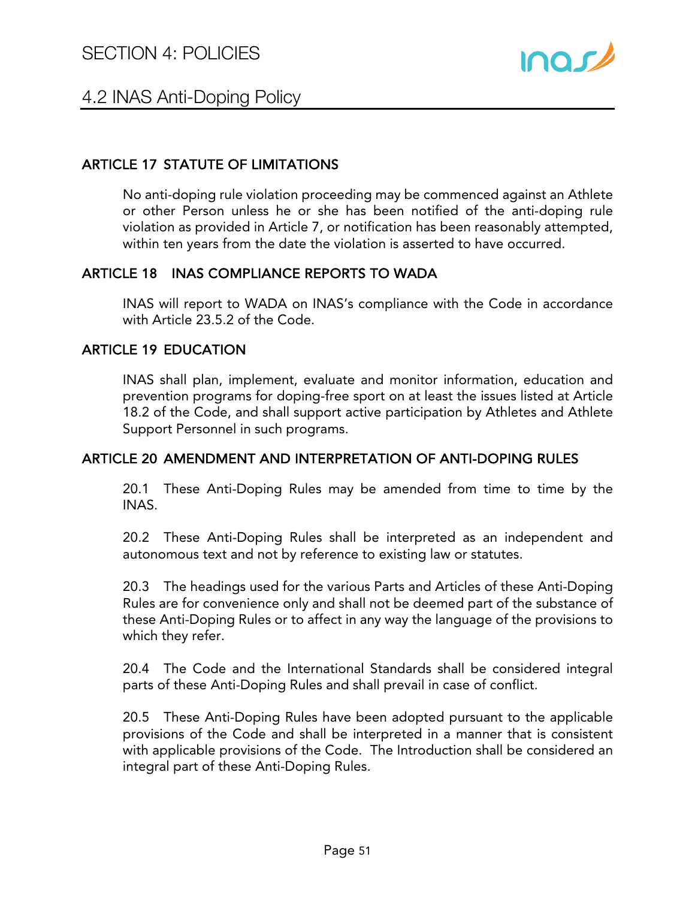## ARTICLE 17 STATUTE OF LIMITATIONS

No anti-doping rule violation proceeding may be commenced against an Athlete or other Person unless he or she has been notified of the anti-doping rule violation as provided in Article 7, or notification has been reasonably attempted, within ten years from the date the violation is asserted to have occurred.

## ARTICLE 18 INAS COMPLIANCE REPORTS TO WADA

INAS will report to WADA on INAS's compliance with the Code in accordance with Article 23.5.2 of the Code.

## ARTICLE 19 EDUCATION

INAS shall plan, implement, evaluate and monitor information, education and prevention programs for doping-free sport on at least the issues listed at Article 18.2 of the Code, and shall support active participation by Athletes and Athlete Support Personnel in such programs.

## ARTICLE 20 AMENDMENT AND INTERPRETATION OF ANTI-DOPING RULES

20.1 These Anti-Doping Rules may be amended from time to time by the INAS.

20.2 These Anti-Doping Rules shall be interpreted as an independent and autonomous text and not by reference to existing law or statutes.

20.3 The headings used for the various Parts and Articles of these Anti-Doping Rules are for convenience only and shall not be deemed part of the substance of these Anti-Doping Rules or to affect in any way the language of the provisions to which they refer.

20.4 The Code and the International Standards shall be considered integral parts of these Anti-Doping Rules and shall prevail in case of conflict.

20.5 These Anti-Doping Rules have been adopted pursuant to the applicable provisions of the Code and shall be interpreted in a manner that is consistent with applicable provisions of the Code. The Introduction shall be considered an integral part of these Anti-Doping Rules.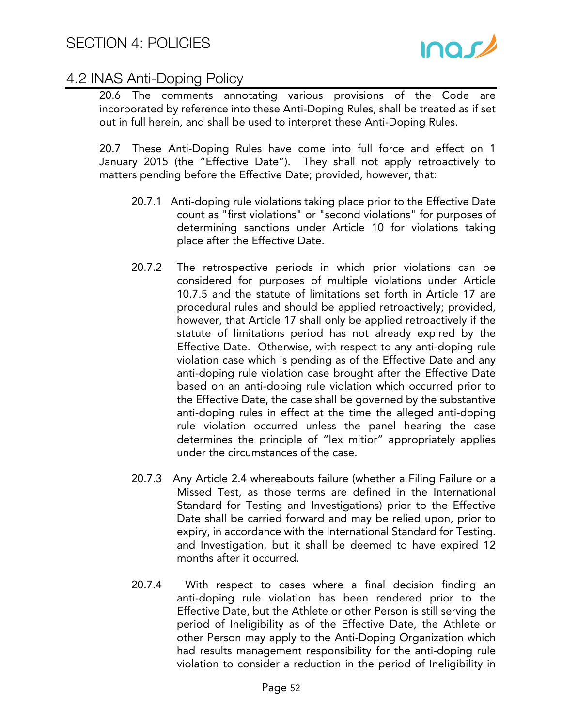20.6 The comments annotating various provisions of the Code are incorporated by reference into these Anti-Doping Rules, shall be treated as if set out in full herein, and shall be used to interpret these Anti-Doping Rules.

20.7 These Anti-Doping Rules have come into full force and effect on 1 January 2015 (the "Effective Date"). They shall not apply retroactively to matters pending before the Effective Date; provided, however, that:

20.7.1 Anti-doping rule violations taking place prior to the Effective Date count as "first violations" or "second violations" for purposes of determining sanctions under Article 10 for violations taking place after the Effective Date.

20.7.2 The retrospective periods in which prior violations can be considered for purposes of multiple violations under Article 10.7.5 and the statute of limitations set forth in Article 17 are procedural rules and should be applied retroactively; provided, however, that Article 17 shall only be applied retroactively if the statute of limitations period has not already expired by the Effective Date. Otherwise, with respect to any anti-doping rule violation case which is pending as of the Effective Date and any anti-doping rule violation case brought after the Effective Date based on an anti-doping rule violation which occurred prior to the Effective Date, the case shall be governed by the substantive anti-doping rules in effect at the time the alleged anti-doping rule violation occurred unless the panel hearing the case determines the principle of "lex mitior" appropriately applies under the circumstances of the case.

20.7.3 Any Article 2.4 whereabouts failure (whether a Filing Failure or a Missed Test, as those terms are defined in the International Standard for Testing and Investigations) prior to the Effective Date shall be carried forward and may be relied upon, prior to expiry, in accordance with the International Standard for Testing. and Investigation, but it shall be deemed to have expired 12 months after it occurred.

20.7.4 With respect to cases where a final decision finding an anti-doping rule violation has been rendered prior to the Effective Date, but the Athlete or other Person is still serving the period of Ineligibility as of the Effective Date, the Athlete or other Person may apply to the Anti-Doping Organization which had results management responsibility for the anti-doping rule violation to consider a reduction in the period of Ineligibility in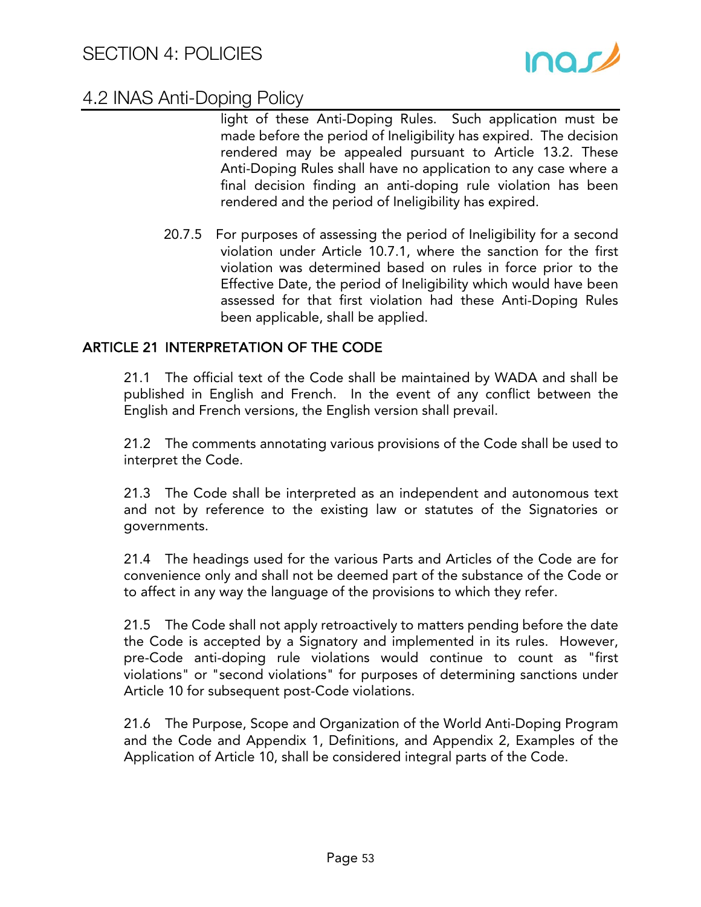light of these Anti-Doping Rules. Such application must be made before the period of Ineligibility has expired. The decision rendered may be appealed pursuant to Article 13.2. These Anti-Doping Rules shall have no application to any case where a final decision finding an anti-doping rule violation has been rendered and the period of Ineligibility has expired.

20.7.5 For purposes of assessing the period of Ineligibility for a second violation under Article 10.7.1, where the sanction for the first violation was determined based on rules in force prior to the Effective Date, the period of Ineligibility which would have been assessed for that first violation had these Anti-Doping Rules been applicable, shall be applied.

## ARTICLE 21 INTERPRETATION OF THE CODE

21.1 The official text of the Code shall be maintained by WADA and shall be published in English and French. In the event of any conflict between the English and French versions, the English version shall prevail.

21.2 The comments annotating various provisions of the Code shall be used to interpret the Code.

21.3 The Code shall be interpreted as an independent and autonomous text and not by reference to the existing law or statutes of the Signatories or governments.

21.4 The headings used for the various Parts and Articles of the Code are for convenience only and shall not be deemed part of the substance of the Code or to affect in any way the language of the provisions to which they refer.

21.5 The Code shall not apply retroactively to matters pending before the date the Code is accepted by a Signatory and implemented in its rules. However, pre-Code anti-doping rule violations would continue to count as "first violations" or "second violations" for purposes of determining sanctions under Article 10 for subsequent post-Code violations.

21.6 The Purpose, Scope and Organization of the World Anti-Doping Program and the Code and Appendix 1, Definitions, and Appendix 2, Examples of the Application of Article 10, shall be considered integral parts of the Code.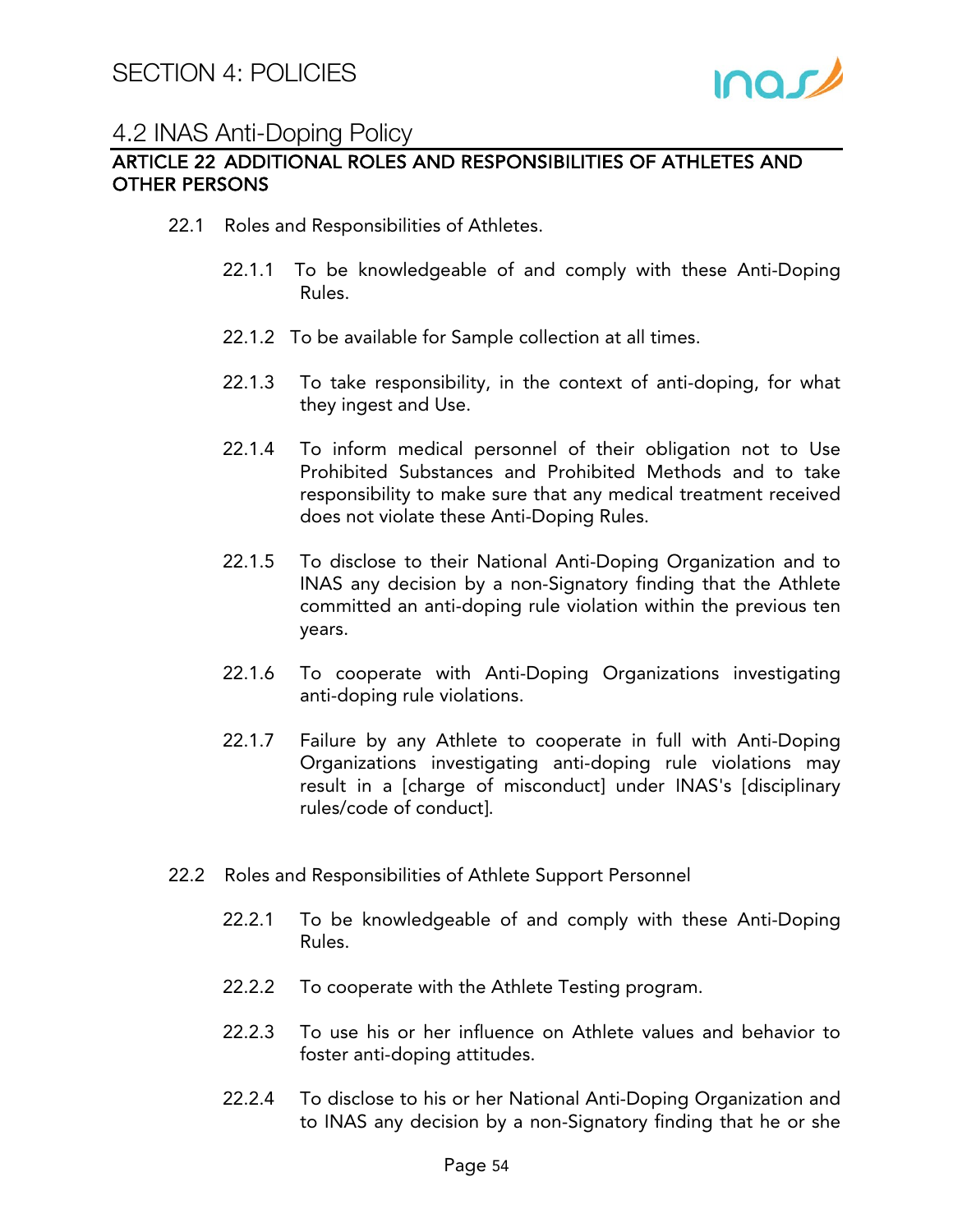# SECTION 4: POLICIES

## 4.2 INAS Anti-Doping Policy

### ARTICLE 22 ADDITIONAL ROLES AND RESPONSIBILITIES OF ATHLETES AND OTHER PERSONS

22.1 Roles and Responsibilities of Athletes.

22.1.1 To be knowledgeable of and comply with these Anti-Doping Rules.

22.1.2 To be available for Sample collection at all times.

22.1.3 To take responsibility, in the context of anti-doping, for what they ingest and Use.

22.1.4 To inform medical personnel of their obligation not to Use Prohibited Substances and Prohibited Methods and to take responsibility to make sure that any medical treatment received does not violate these Anti-Doping Rules.

22.1.5 To disclose to their National Anti-Doping Organization and to INAS any decision by a non-Signatory finding that the Athlete committed an anti-doping rule violation within the previous ten years.

22.1.6 To cooperate with Anti-Doping Organizations investigating anti-doping rule violations.

22.1.7 Failure by any Athlete to cooperate in full with Anti-Doping Organizations investigating anti-doping rule violations may result in a [charge of misconduct] under INAS's [disciplinary rules/code of conduct].

22.2 Roles and Responsibilities of Athlete Support Personnel

22.2.1 To be knowledgeable of and comply with these Anti-Doping Rules.

22.2.2 To cooperate with the Athlete Testing program.

22.2.3 To use his or her influence on Athlete values and behavior to foster anti-doping attitudes.

22.2.4 To disclose to his or her National Anti-Doping Organization and to INAS any decision by a non-Signatory finding that he or she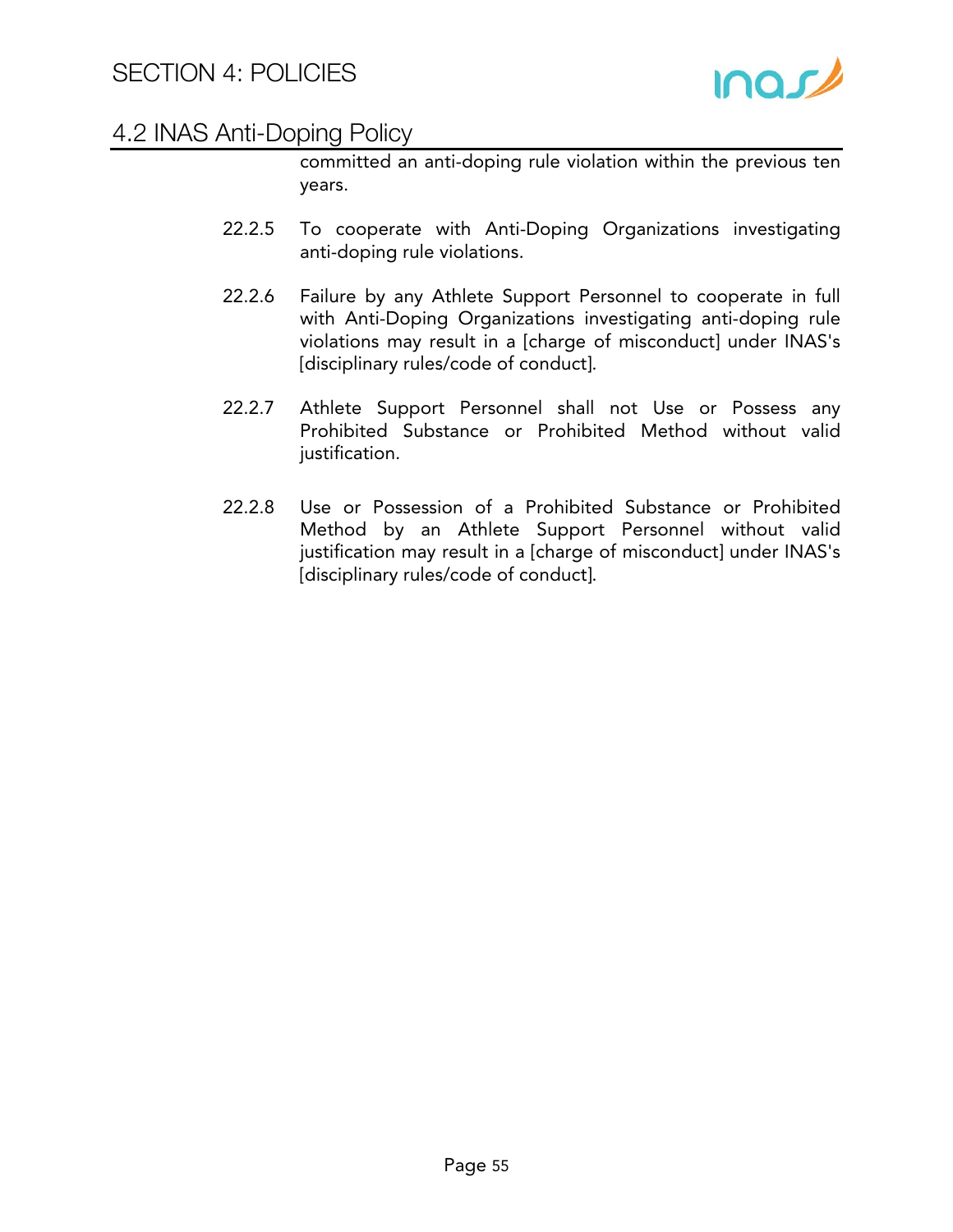committed an anti-doping rule violation within the previous ten years.

22.2.5 To cooperate with Anti-Doping Organizations investigating anti-doping rule violations.

22.2.6 Failure by any Athlete Support Personnel to cooperate in full with Anti-Doping Organizations investigating anti-doping rule violations may result in a [charge of misconduct] under INAS's [disciplinary rules/code of conduct].

22.2.7 Athlete Support Personnel shall not Use or Possess any Prohibited Substance or Prohibited Method without valid justification.

22.2.8 Use or Possession of a Prohibited Substance or Prohibited Method by an Athlete Support Personnel without valid justification may result in a [charge of misconduct] under INAS's [disciplinary rules/code of conduct].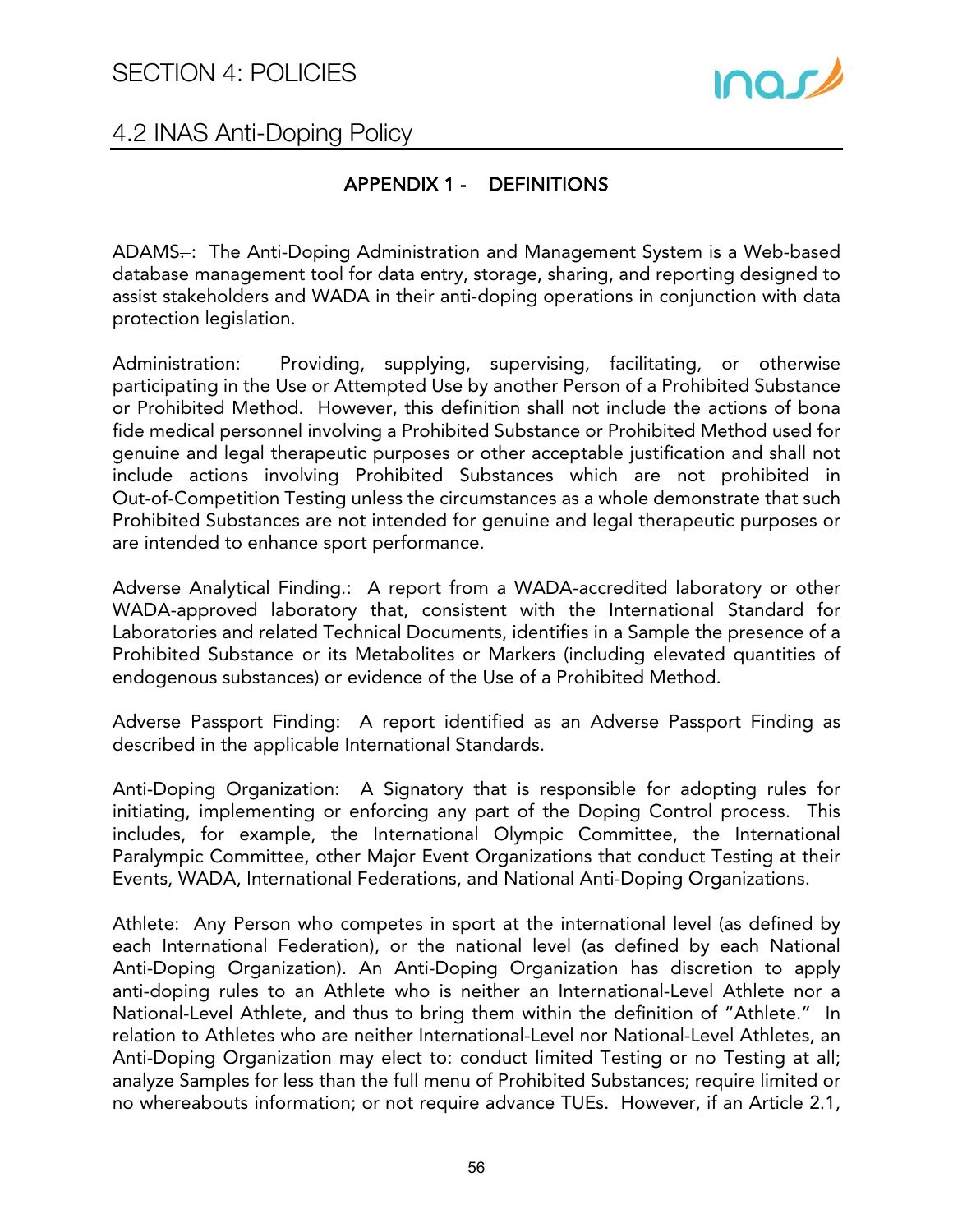## APPENDIX 1 - DEFINITIONS

ADAMS.: The Anti-Doping Administration and Management System is a Web-based database management tool for data entry, storage, sharing, and reporting designed to assist stakeholders and WADA in their anti-doping operations in conjunction with data protection legislation.

Administration: Providing, supplying, supervising, facilitating, or otherwise participating in the Use or Attempted Use by another Person of a Prohibited Substance or Prohibited Method. However, this definition shall not include the actions of bona fide medical personnel involving a Prohibited Substance or Prohibited Method used for genuine and legal therapeutic purposes or other acceptable justification and shall not include actions involving Prohibited Substances which are not prohibited in Out-of-Competition Testing unless the circumstances as a whole demonstrate that such Prohibited Substances are not intended for genuine and legal therapeutic purposes or are intended to enhance sport performance.

Adverse Analytical Finding.: A report from a WADA-accredited laboratory or other WADA-approved laboratory that, consistent with the International Standard for Laboratories and related Technical Documents, identifies in a Sample the presence of a Prohibited Substance or its Metabolites or Markers (including elevated quantities of endogenous substances) or evidence of the Use of a Prohibited Method.

Adverse Passport Finding: A report identified as an Adverse Passport Finding as described in the applicable International Standards.

Anti-Doping Organization: A Signatory that is responsible for adopting rules for initiating, implementing or enforcing any part of the Doping Control process. This includes, for example, the International Olympic Committee, the International Paralympic Committee, other Major Event Organizations that conduct Testing at their Events, WADA, International Federations, and National Anti-Doping Organizations.

Athlete: Any Person who competes in sport at the international level (as defined by each International Federation), or the national level (as defined by each National Anti-Doping Organization). An Anti-Doping Organization has discretion to apply anti-doping rules to an Athlete who is neither an International-Level Athlete nor a National-Level Athlete, and thus to bring them within the definition of "Athlete." In relation to Athletes who are neither International-Level nor National-Level Athletes, an Anti-Doping Organization may elect to: conduct limited Testing or no Testing at all; analyze Samples for less than the full menu of Prohibited Substances; require limited or no whereabouts information; or not require advance TUEs. However, if an Article 2.1,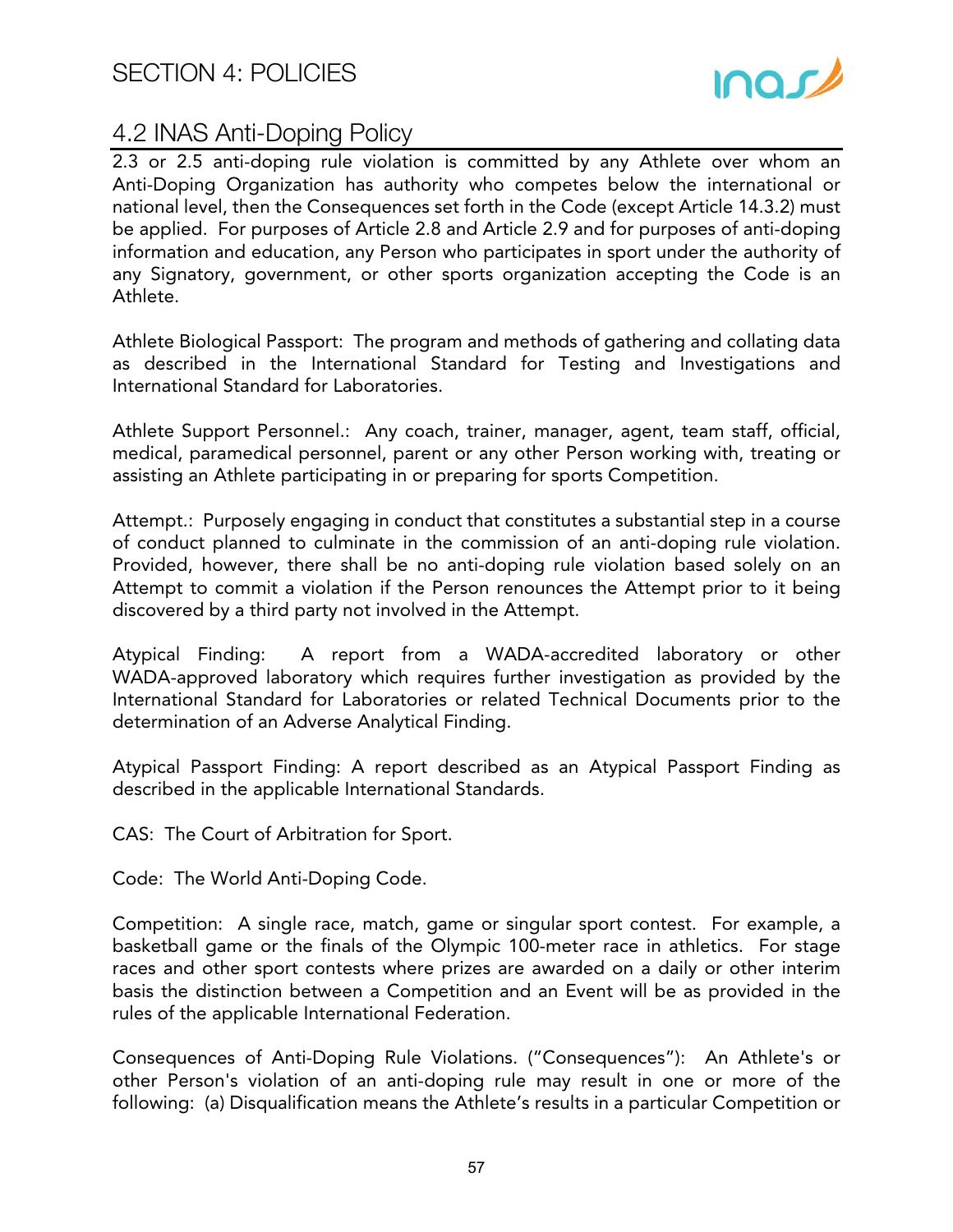## 4.2 INAS Anti-Doping Policy

2.3 or 2.5 anti-doping rule violation is committed by any Athlete over whom an Anti-Doping Organization has authority who competes below the international or national level, then the Consequences set forth in the Code (except Article 14.3.2) must be applied. For purposes of Article 2.8 and Article 2.9 and for purposes of anti-doping information and education, any Person who participates in sport under the authority of any Signatory, government, or other sports organization accepting the Code is an Athlete.

Athlete Biological Passport: The program and methods of gathering and collating data as described in the International Standard for Testing and Investigations and International Standard for Laboratories.

Athlete Support Personnel.: Any coach, trainer, manager, agent, team staff, official, medical, paramedical personnel, parent or any other Person working with, treating or assisting an Athlete participating in or preparing for sports Competition.

Attempt.: Purposely engaging in conduct that constitutes a substantial step in a course of conduct planned to culminate in the commission of an anti-doping rule violation. Provided, however, there shall be no anti-doping rule violation based solely on an Attempt to commit a violation if the Person renounces the Attempt prior to it being discovered by a third party not involved in the Attempt.

Atypical Finding: A report from a WADA-accredited laboratory or other WADA-approved laboratory which requires further investigation as provided by the International Standard for Laboratories or related Technical Documents prior to the determination of an Adverse Analytical Finding.

Atypical Passport Finding: A report described as an Atypical Passport Finding as described in the applicable International Standards.

CAS: The Court of Arbitration for Sport.

Code: The World Anti-Doping Code.

Competition: A single race, match, game or singular sport contest. For example, a basketball game or the finals of the Olympic 100-meter race in athletics. For stage races and other sport contests where prizes are awarded on a daily or other interim basis the distinction between a Competition and an Event will be as provided in the rules of the applicable International Federation.

Consequences of Anti-Doping Rule Violations. ("Consequences"): An Athlete's or other Person's violation of an anti-doping rule may result in one or more of the following: (a) Disqualification means the Athlete's results in a particular Competition or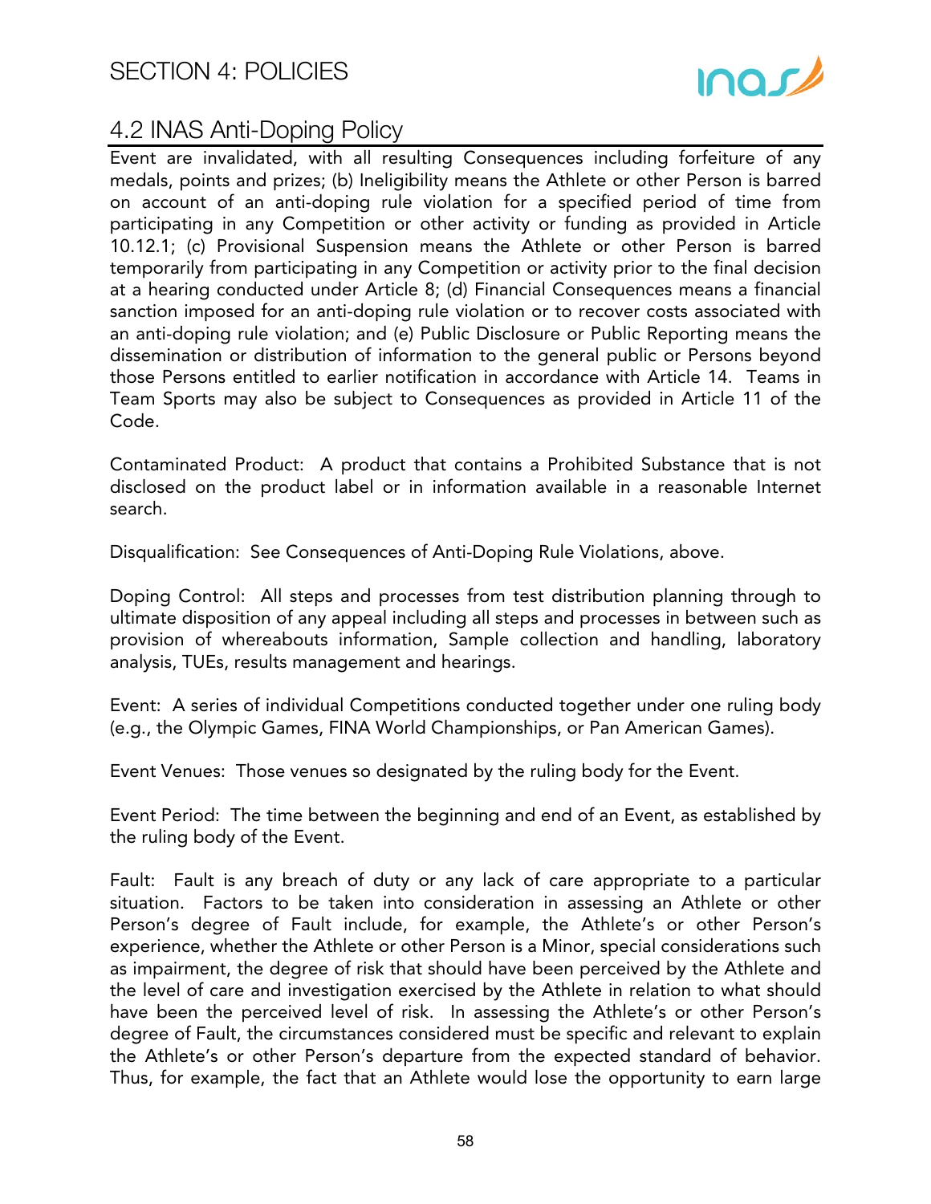Event are invalidated, with all resulting Consequences including forfeiture of any medals, points and prizes; (b) Ineligibility means the Athlete or other Person is barred on account of an anti-doping rule violation for a specified period of time from participating in any Competition or other activity or funding as provided in Article 10.12.1; (c) Provisional Suspension means the Athlete or other Person is barred temporarily from participating in any Competition or activity prior to the final decision at a hearing conducted under Article 8; (d) Financial Consequences means a financial sanction imposed for an anti-doping rule violation or to recover costs associated with an anti-doping rule violation; and (e) Public Disclosure or Public Reporting means the dissemination or distribution of information to the general public or Persons beyond those Persons entitled to earlier notification in accordance with Article 14. Teams in Team Sports may also be subject to Consequences as provided in Article 11 of the Code.

Contaminated Product: A product that contains a Prohibited Substance that is not disclosed on the product label or in information available in a reasonable Internet search.

Disqualification: See Consequences of Anti-Doping Rule Violations, above.

Doping Control: All steps and processes from test distribution planning through to ultimate disposition of any appeal including all steps and processes in between such as provision of whereabouts information, Sample collection and handling, laboratory analysis, TUEs, results management and hearings.

Event: A series of individual Competitions conducted together under one ruling body (e.g., the Olympic Games, FINA World Championships, or Pan American Games).

Event Venues: Those venues so designated by the ruling body for the Event.

Event Period: The time between the beginning and end of an Event, as established by the ruling body of the Event.

Fault: Fault is any breach of duty or any lack of care appropriate to a particular situation. Factors to be taken into consideration in assessing an Athlete or other Person's degree of Fault include, for example, the Athlete's or other Person's experience, whether the Athlete or other Person is a Minor, special considerations such as impairment, the degree of risk that should have been perceived by the Athlete and the level of care and investigation exercised by the Athlete in relation to what should have been the perceived level of risk. In assessing the Athlete's or other Person's degree of Fault, the circumstances considered must be specific and relevant to explain the Athlete's or other Person's departure from the expected standard of behavior. Thus, for example, the fact that an Athlete would lose the opportunity to earn large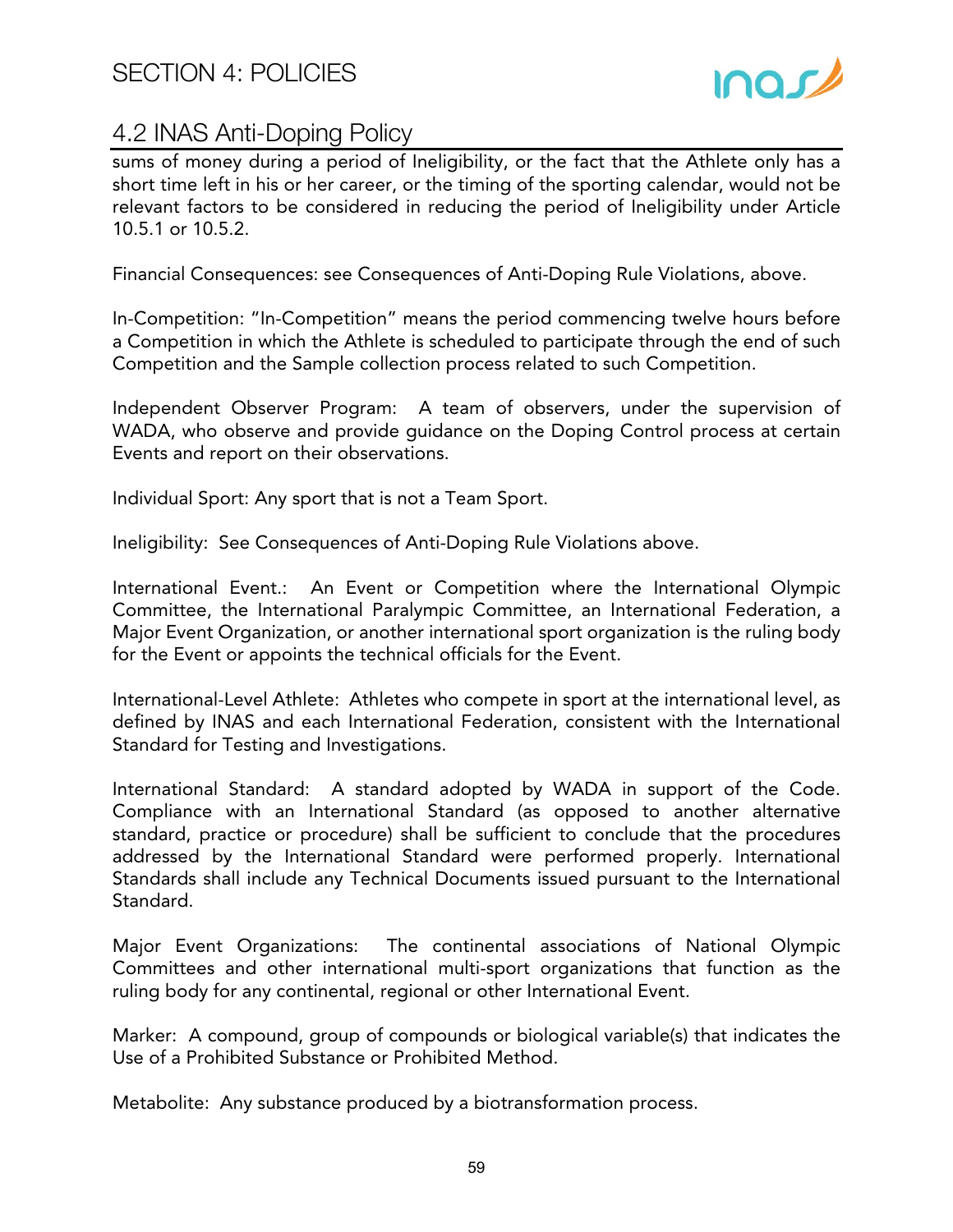sums of money during a period of Ineligibility, or the fact that the Athlete only has a short time left in his or her career, or the timing of the sporting calendar, would not be relevant factors to be considered in reducing the period of Ineligibility under Article 10.5.1 or 10.5.2.

Financial Consequences: see Consequences of Anti-Doping Rule Violations, above.

In-Competition: "In-Competition" means the period commencing twelve hours before a Competition in which the Athlete is scheduled to participate through the end of such Competition and the Sample collection process related to such Competition.

Independent Observer Program: A team of observers, under the supervision of WADA, who observe and provide guidance on the Doping Control process at certain Events and report on their observations.

Individual Sport: Any sport that is not a Team Sport.

Ineligibility: See Consequences of Anti-Doping Rule Violations above.

International Event.: An Event or Competition where the International Olympic Committee, the International Paralympic Committee, an International Federation, a Major Event Organization, or another international sport organization is the ruling body for the Event or appoints the technical officials for the Event.

International-Level Athlete: Athletes who compete in sport at the international level, as defined by INAS and each International Federation, consistent with the International Standard for Testing and Investigations.

International Standard: A standard adopted by WADA in support of the Code. Compliance with an International Standard (as opposed to another alternative standard, practice or procedure) shall be sufficient to conclude that the procedures addressed by the International Standard were performed properly. International Standards shall include any Technical Documents issued pursuant to the International Standard.

Major Event Organizations: The continental associations of National Olympic Committees and other international multi-sport organizations that function as the ruling body for any continental, regional or other International Event.

Marker: A compound, group of compounds or biological variable(s) that indicates the Use of a Prohibited Substance or Prohibited Method.

Metabolite: Any substance produced by a biotransformation process.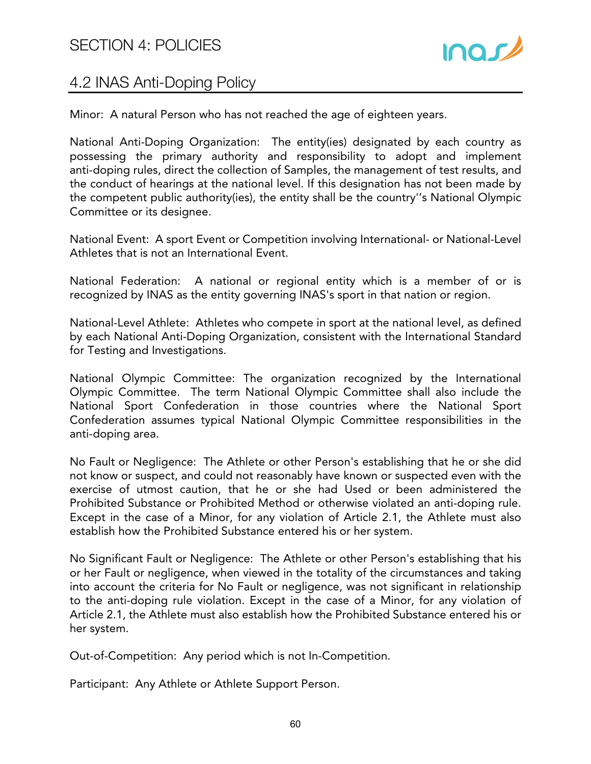Minor: A natural Person who has not reached the age of eighteen years.

National Anti-Doping Organization: The entity(ies) designated by each country as possessing the primary authority and responsibility to adopt and implement anti-doping rules, direct the collection of Samples, the management of test results, and the conduct of hearings at the national level. If this designation has not been made by the competent public authority(ies), the entity shall be the country''s National Olympic Committee or its designee.

National Event: A sport Event or Competition involving International- or National-Level Athletes that is not an International Event.

National Federation: A national or regional entity which is a member of or is recognized by INAS as the entity governing INAS's sport in that nation or region.

National-Level Athlete: Athletes who compete in sport at the national level, as defined by each National Anti-Doping Organization, consistent with the International Standard for Testing and Investigations.

National Olympic Committee: The organization recognized by the International Olympic Committee. The term National Olympic Committee shall also include the National Sport Confederation in those countries where the National Sport Confederation assumes typical National Olympic Committee responsibilities in the anti-doping area.

No Fault or Negligence: The Athlete or other Person's establishing that he or she did not know or suspect, and could not reasonably have known or suspected even with the exercise of utmost caution, that he or she had Used or been administered the Prohibited Substance or Prohibited Method or otherwise violated an anti-doping rule. Except in the case of a Minor, for any violation of Article 2.1, the Athlete must also establish how the Prohibited Substance entered his or her system.

No Significant Fault or Negligence: The Athlete or other Person's establishing that his or her Fault or negligence, when viewed in the totality of the circumstances and taking into account the criteria for No Fault or negligence, was not significant in relationship to the anti-doping rule violation. Except in the case of a Minor, for any violation of Article 2.1, the Athlete must also establish how the Prohibited Substance entered his or her system.

Out-of-Competition: Any period which is not In-Competition.

Participant: Any Athlete or Athlete Support Person.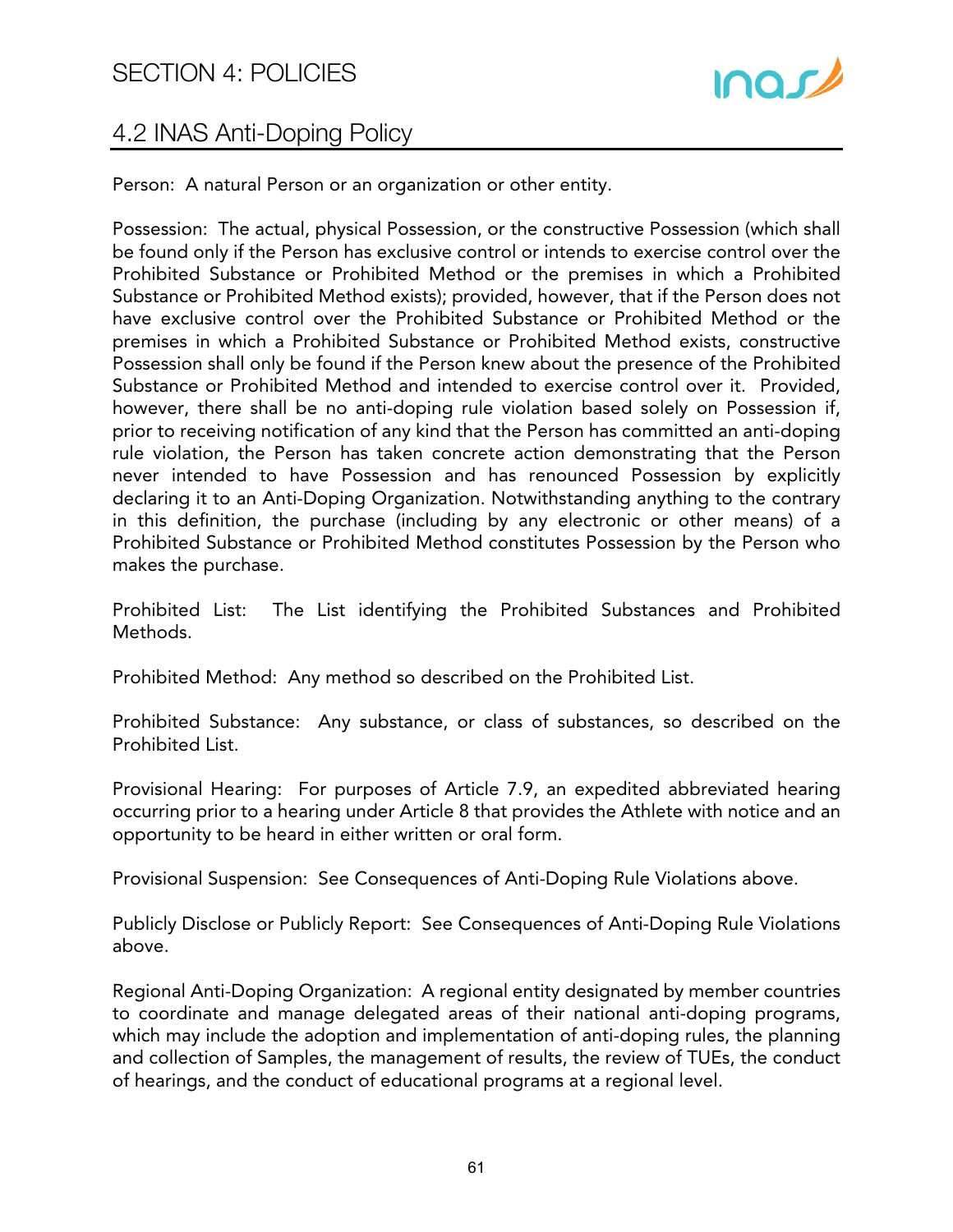Person: A natural Person or an organization or other entity.

Possession: The actual, physical Possession, or the constructive Possession (which shall be found only if the Person has exclusive control or intends to exercise control over the Prohibited Substance or Prohibited Method or the premises in which a Prohibited Substance or Prohibited Method exists); provided, however, that if the Person does not have exclusive control over the Prohibited Substance or Prohibited Method or the premises in which a Prohibited Substance or Prohibited Method exists, constructive Possession shall only be found if the Person knew about the presence of the Prohibited Substance or Prohibited Method and intended to exercise control over it. Provided, however, there shall be no anti-doping rule violation based solely on Possession if, prior to receiving notification of any kind that the Person has committed an anti-doping rule violation, the Person has taken concrete action demonstrating that the Person never intended to have Possession and has renounced Possession by explicitly declaring it to an Anti-Doping Organization. Notwithstanding anything to the contrary in this definition, the purchase (including by any electronic or other means) of a Prohibited Substance or Prohibited Method constitutes Possession by the Person who makes the purchase.

Prohibited List: The List identifying the Prohibited Substances and Prohibited Methods.

Prohibited Method: Any method so described on the Prohibited List.

Prohibited Substance: Any substance, or class of substances, so described on the Prohibited List.

Provisional Hearing: For purposes of Article 7.9, an expedited abbreviated hearing occurring prior to a hearing under Article 8 that provides the Athlete with notice and an opportunity to be heard in either written or oral form.

Provisional Suspension: See Consequences of Anti-Doping Rule Violations above.

Publicly Disclose or Publicly Report: See Consequences of Anti-Doping Rule Violations above.

Regional Anti-Doping Organization: A regional entity designated by member countries to coordinate and manage delegated areas of their national anti-doping programs, which may include the adoption and implementation of anti-doping rules, the planning and collection of Samples, the management of results, the review of TUEs, the conduct of hearings, and the conduct of educational programs at a regional level.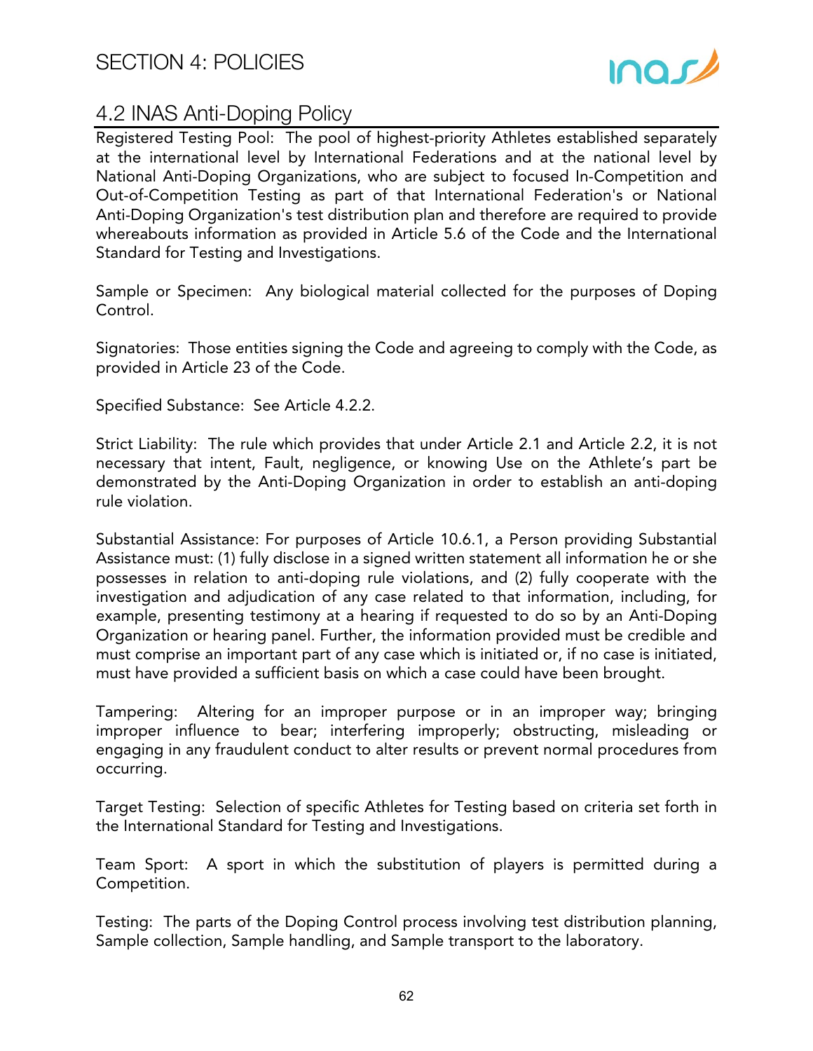## 4.2 INAS Anti-Doping Policy

Registered Testing Pool: The pool of highest-priority Athletes established separately at the international level by International Federations and at the national level by National Anti-Doping Organizations, who are subject to focused In-Competition and Out-of-Competition Testing as part of that International Federation's or National Anti-Doping Organization's test distribution plan and therefore are required to provide whereabouts information as provided in Article 5.6 of the Code and the International Standard for Testing and Investigations.

Sample or Specimen: Any biological material collected for the purposes of Doping Control.

Signatories: Those entities signing the Code and agreeing to comply with the Code, as provided in Article 23 of the Code.

Specified Substance: See Article 4.2.2.

Strict Liability: The rule which provides that under Article 2.1 and Article 2.2, it is not necessary that intent, Fault, negligence, or knowing Use on the Athlete's part be demonstrated by the Anti-Doping Organization in order to establish an anti-doping rule violation.

Substantial Assistance: For purposes of Article 10.6.1, a Person providing Substantial Assistance must: (1) fully disclose in a signed written statement all information he or she possesses in relation to anti-doping rule violations, and (2) fully cooperate with the investigation and adjudication of any case related to that information, including, for example, presenting testimony at a hearing if requested to do so by an Anti-Doping Organization or hearing panel. Further, the information provided must be credible and must comprise an important part of any case which is initiated or, if no case is initiated, must have provided a sufficient basis on which a case could have been brought.

Tampering: Altering for an improper purpose or in an improper way; bringing improper influence to bear; interfering improperly; obstructing, misleading or engaging in any fraudulent conduct to alter results or prevent normal procedures from occurring.

Target Testing: Selection of specific Athletes for Testing based on criteria set forth in the International Standard for Testing and Investigations.

Team Sport: A sport in which the substitution of players is permitted during a Competition.

Testing: The parts of the Doping Control process involving test distribution planning, Sample collection, Sample handling, and Sample transport to the laboratory.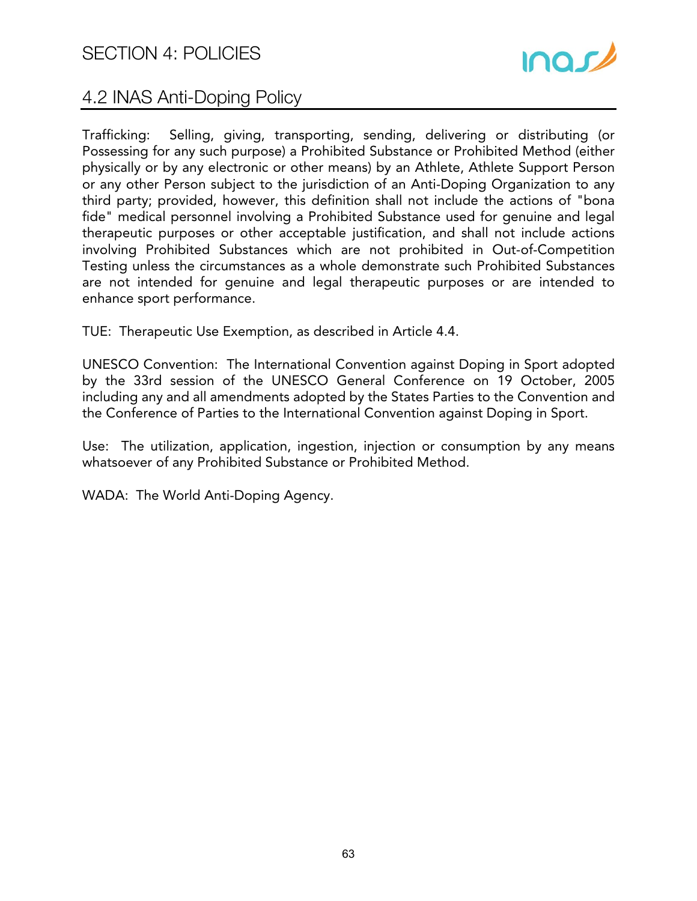Trafficking: Selling, giving, transporting, sending, delivering or distributing (or Possessing for any such purpose) a Prohibited Substance or Prohibited Method (either physically or by any electronic or other means) by an Athlete, Athlete Support Person or any other Person subject to the jurisdiction of an Anti-Doping Organization to any third party; provided, however, this definition shall not include the actions of "bona fide" medical personnel involving a Prohibited Substance used for genuine and legal therapeutic purposes or other acceptable justification, and shall not include actions involving Prohibited Substances which are not prohibited in Out-of-Competition Testing unless the circumstances as a whole demonstrate such Prohibited Substances are not intended for genuine and legal therapeutic purposes or are intended to enhance sport performance.

TUE: Therapeutic Use Exemption, as described in Article 4.4.

UNESCO Convention: The International Convention against Doping in Sport adopted by the 33rd session of the UNESCO General Conference on 19 October, 2005 including any and all amendments adopted by the States Parties to the Convention and the Conference of Parties to the International Convention against Doping in Sport.

Use: The utilization, application, ingestion, injection or consumption by any means whatsoever of any Prohibited Substance or Prohibited Method.

WADA: The World Anti-Doping Agency.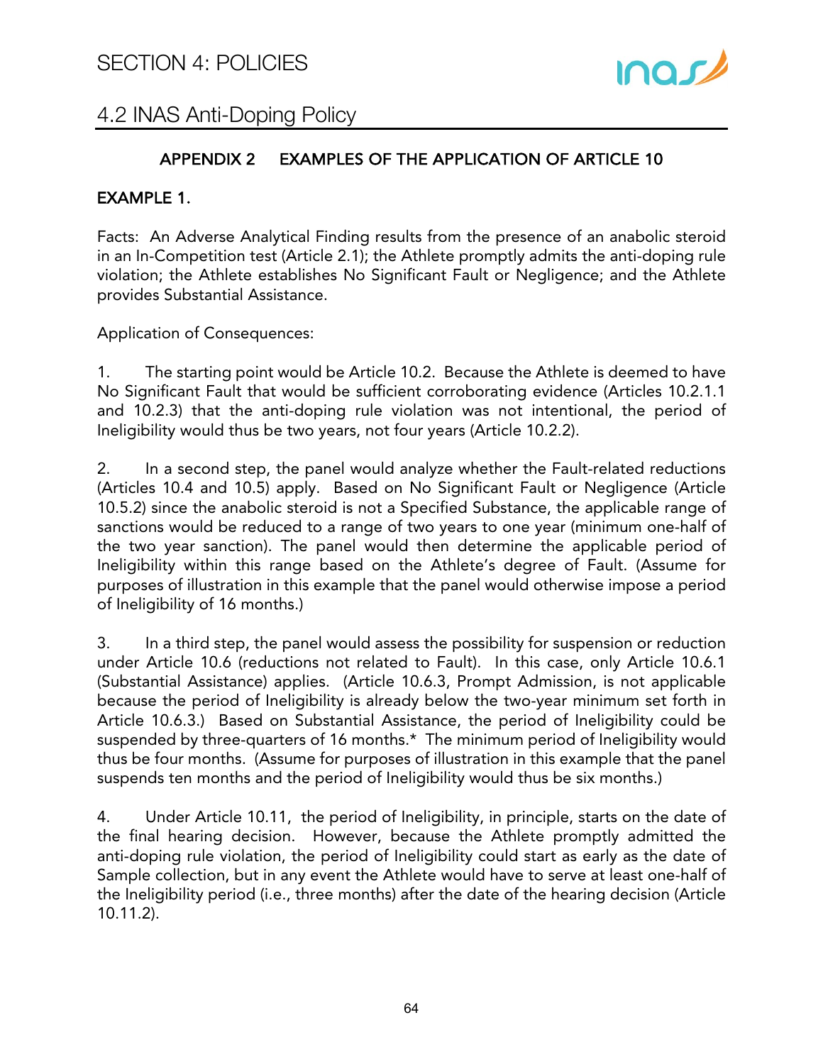## APPENDIX 2 EXAMPLES OF THE APPLICATION OF ARTICLE 10

### EXAMPLE 1.

Facts: An Adverse Analytical Finding results from the presence of an anabolic steroid in an In-Competition test (Article 2.1); the Athlete promptly admits the anti-doping rule violation; the Athlete establishes No Significant Fault or Negligence; and the Athlete provides Substantial Assistance.

Application of Consequences:

1. The starting point would be Article 10.2. Because the Athlete is deemed to have No Significant Fault that would be sufficient corroborating evidence (Articles 10.2.1.1 and 10.2.3) that the anti-doping rule violation was not intentional, the period of Ineligibility would thus be two years, not four years (Article 10.2.2).

2. In a second step, the panel would analyze whether the Fault-related reductions (Articles 10.4 and 10.5) apply. Based on No Significant Fault or Negligence (Article 10.5.2) since the anabolic steroid is not a Specified Substance, the applicable range of sanctions would be reduced to a range of two years to one year (minimum one-half of the two year sanction). The panel would then determine the applicable period of Ineligibility within this range based on the Athlete's degree of Fault. (Assume for purposes of illustration in this example that the panel would otherwise impose a period of Ineligibility of 16 months.)

3. In a third step, the panel would assess the possibility for suspension or reduction under Article 10.6 (reductions not related to Fault). In this case, only Article 10.6.1 (Substantial Assistance) applies. (Article 10.6.3, Prompt Admission, is not applicable because the period of Ineligibility is already below the two-year minimum set forth in Article 10.6.3.) Based on Substantial Assistance, the period of Ineligibility could be suspended by three-quarters of 16 months.* The minimum period of Ineligibility would thus be four months. (Assume for purposes of illustration in this example that the panel suspends ten months and the period of Ineligibility would thus be six months.)

4. Under Article 10.11, the period of Ineligibility, in principle, starts on the date of the final hearing decision. However, because the Athlete promptly admitted the anti-doping rule violation, the period of Ineligibility could start as early as the date of Sample collection, but in any event the Athlete would have to serve at least one-half of the Ineligibility period (i.e., three months) after the date of the hearing decision (Article 10.11.2).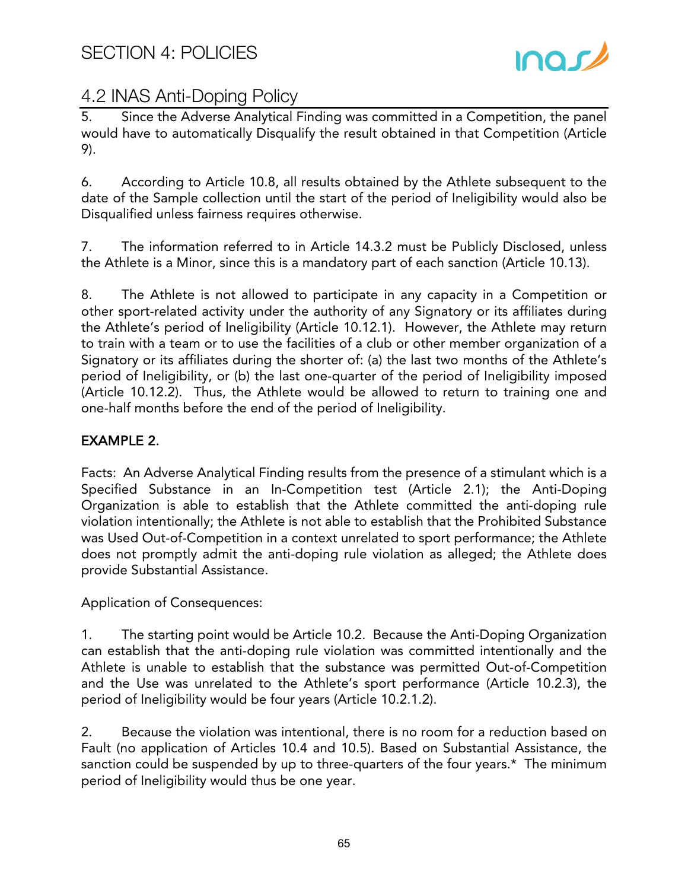## 4.2 INAS Anti-Doping Policy

5. Since the Adverse Analytical Finding was committed in a Competition, the panel would have to automatically Disqualify the result obtained in that Competition (Article 9).

6. According to Article 10.8, all results obtained by the Athlete subsequent to the date of the Sample collection until the start of the period of Ineligibility would also be Disqualified unless fairness requires otherwise.

7. The information referred to in Article 14.3.2 must be Publicly Disclosed, unless the Athlete is a Minor, since this is a mandatory part of each sanction (Article 10.13).

8. The Athlete is not allowed to participate in any capacity in a Competition or other sport-related activity under the authority of any Signatory or its affiliates during the Athlete's period of Ineligibility (Article 10.12.1). However, the Athlete may return to train with a team or to use the facilities of a club or other member organization of a Signatory or its affiliates during the shorter of: (a) the last two months of the Athlete's period of Ineligibility, or (b) the last one-quarter of the period of Ineligibility imposed (Article 10.12.2). Thus, the Athlete would be allowed to return to training one and one-half months before the end of the period of Ineligibility.

**EXAMPLE 2.**

Facts: An Adverse Analytical Finding results from the presence of a stimulant which is a Specified Substance in an In-Competition test (Article 2.1); the Anti-Doping Organization is able to establish that the Athlete committed the anti-doping rule violation intentionally; the Athlete is not able to establish that the Prohibited Substance was Used Out-of-Competition in a context unrelated to sport performance; the Athlete does not promptly admit the anti-doping rule violation as alleged; the Athlete does provide Substantial Assistance.

Application of Consequences:

1. The starting point would be Article 10.2. Because the Anti-Doping Organization can establish that the anti-doping rule violation was committed intentionally and the Athlete is unable to establish that the substance was permitted Out-of-Competition and the Use was unrelated to the Athlete's sport performance (Article 10.2.3), the period of Ineligibility would be four years (Article 10.2.1.2).

2. Because the violation was intentional, there is no room for a reduction based on Fault (no application of Articles 10.4 and 10.5). Based on Substantial Assistance, the sanction could be suspended by up to three-quarters of the four years.* The minimum period of Ineligibility would thus be one year.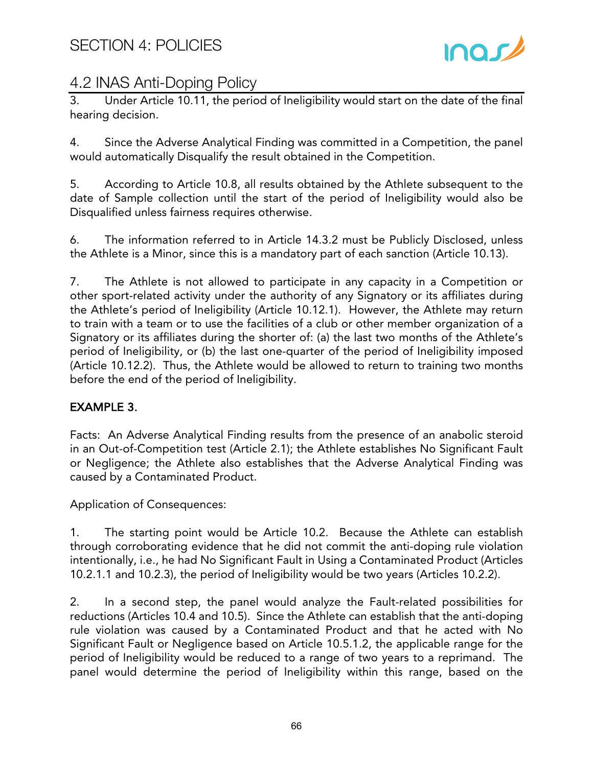3. Under Article 10.11, the period of Ineligibility would start on the date of the final hearing decision.

4. Since the Adverse Analytical Finding was committed in a Competition, the panel would automatically Disqualify the result obtained in the Competition.

5. According to Article 10.8, all results obtained by the Athlete subsequent to the date of Sample collection until the start of the period of Ineligibility would also be Disqualified unless fairness requires otherwise.

6. The information referred to in Article 14.3.2 must be Publicly Disclosed, unless the Athlete is a Minor, since this is a mandatory part of each sanction (Article 10.13).

7. The Athlete is not allowed to participate in any capacity in a Competition or other sport-related activity under the authority of any Signatory or its affiliates during the Athlete's period of Ineligibility (Article 10.12.1). However, the Athlete may return to train with a team or to use the facilities of a club or other member organization of a Signatory or its affiliates during the shorter of: (a) the last two months of the Athlete's period of Ineligibility, or (b) the last one-quarter of the period of Ineligibility imposed (Article 10.12.2). Thus, the Athlete would be allowed to return to training two months before the end of the period of Ineligibility.

**EXAMPLE 3.**

Facts: An Adverse Analytical Finding results from the presence of an anabolic steroid in an Out-of-Competition test (Article 2.1); the Athlete establishes No Significant Fault or Negligence; the Athlete also establishes that the Adverse Analytical Finding was caused by a Contaminated Product.

Application of Consequences:

1. The starting point would be Article 10.2. Because the Athlete can establish through corroborating evidence that he did not commit the anti-doping rule violation intentionally, i.e., he had No Significant Fault in Using a Contaminated Product (Articles 10.2.1.1 and 10.2.3), the period of Ineligibility would be two years (Articles 10.2.2).

2. In a second step, the panel would analyze the Fault-related possibilities for reductions (Articles 10.4 and 10.5). Since the Athlete can establish that the anti-doping rule violation was caused by a Contaminated Product and that he acted with No Significant Fault or Negligence based on Article 10.5.1.2, the applicable range for the period of Ineligibility would be reduced to a range of two years to a reprimand. The panel would determine the period of Ineligibility within this range, based on the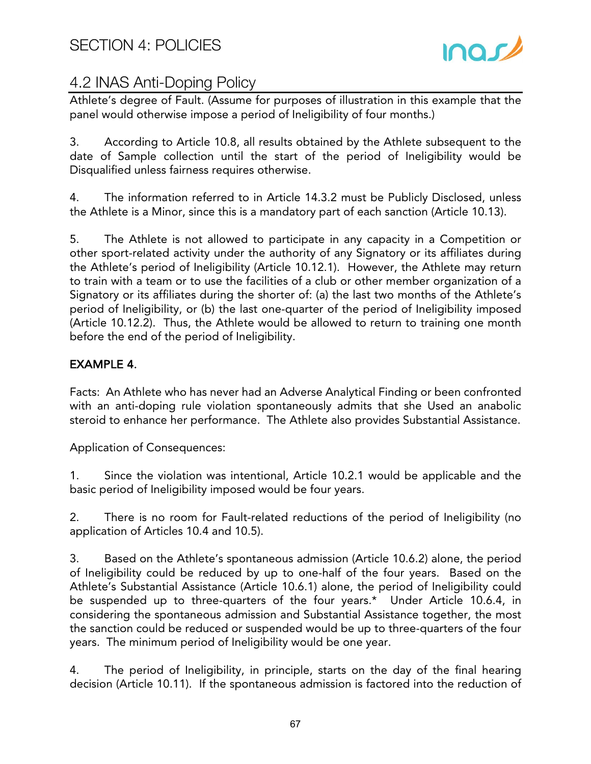## 4.2 INAS Anti-Doping Policy

Athlete's degree of Fault. (Assume for purposes of illustration in this example that the panel would otherwise impose a period of Ineligibility of four months.)

3. According to Article 10.8, all results obtained by the Athlete subsequent to the date of Sample collection until the start of the period of Ineligibility would be Disqualified unless fairness requires otherwise.

4. The information referred to in Article 14.3.2 must be Publicly Disclosed, unless the Athlete is a Minor, since this is a mandatory part of each sanction (Article 10.13).

5. The Athlete is not allowed to participate in any capacity in a Competition or other sport-related activity under the authority of any Signatory or its affiliates during the Athlete's period of Ineligibility (Article 10.12.1). However, the Athlete may return to train with a team or to use the facilities of a club or other member organization of a Signatory or its affiliates during the shorter of: (a) the last two months of the Athlete's period of Ineligibility, or (b) the last one-quarter of the period of Ineligibility imposed (Article 10.12.2). Thus, the Athlete would be allowed to return to training one month before the end of the period of Ineligibility.

**EXAMPLE 4.**

Facts: An Athlete who has never had an Adverse Analytical Finding or been confronted with an anti-doping rule violation spontaneously admits that she Used an anabolic steroid to enhance her performance. The Athlete also provides Substantial Assistance.

Application of Consequences:

1. Since the violation was intentional, Article 10.2.1 would be applicable and the basic period of Ineligibility imposed would be four years.

2. There is no room for Fault-related reductions of the period of Ineligibility (no application of Articles 10.4 and 10.5).

3. Based on the Athlete's spontaneous admission (Article 10.6.2) alone, the period of Ineligibility could be reduced by up to one-half of the four years. Based on the Athlete's Substantial Assistance (Article 10.6.1) alone, the period of Ineligibility could be suspended up to three-quarters of the four years.* Under Article 10.6.4, in considering the spontaneous admission and Substantial Assistance together, the most the sanction could be reduced or suspended would be up to three-quarters of the four years. The minimum period of Ineligibility would be one year.

4. The period of Ineligibility, in principle, starts on the day of the final hearing decision (Article 10.11). If the spontaneous admission is factored into the reduction of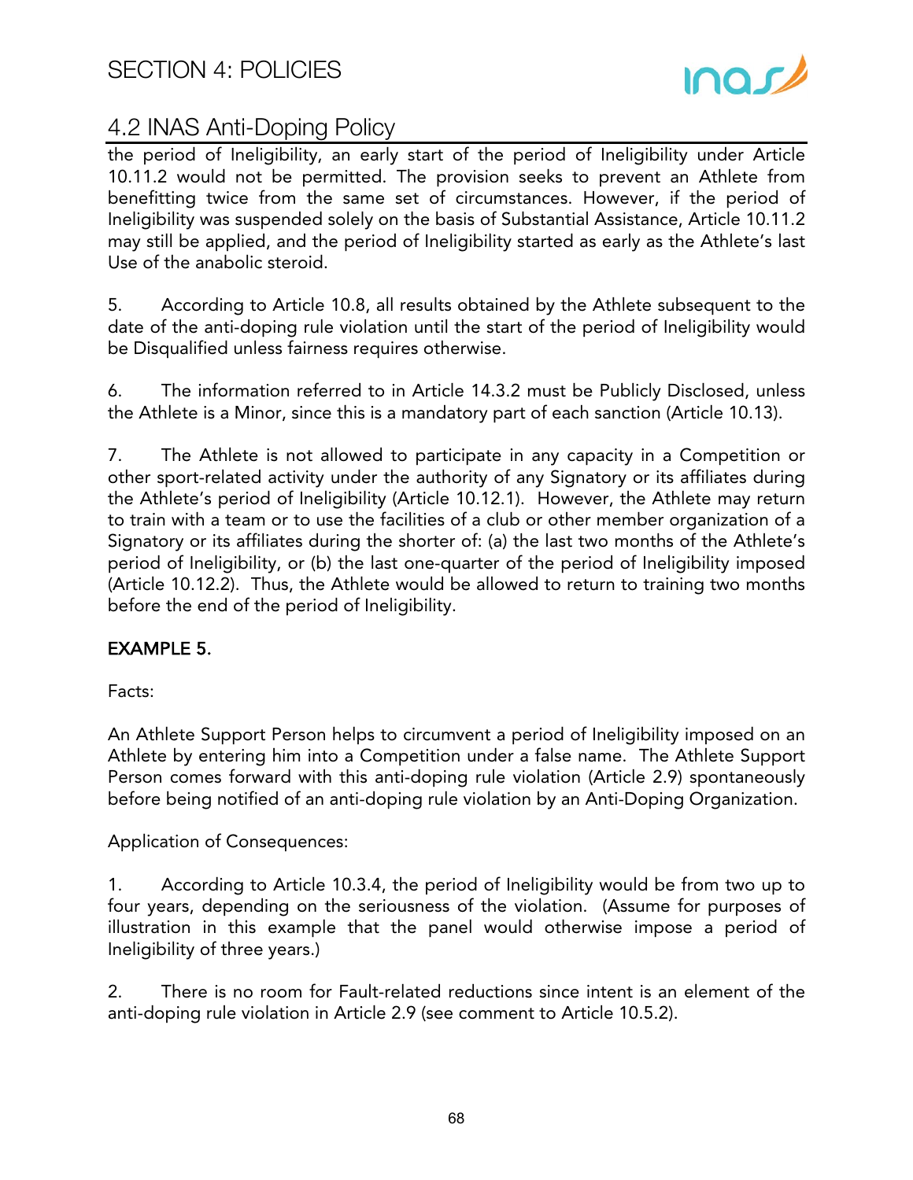the period of Ineligibility, an early start of the period of Ineligibility under Article 10.11.2 would not be permitted. The provision seeks to prevent an Athlete from benefitting twice from the same set of circumstances. However, if the period of Ineligibility was suspended solely on the basis of Substantial Assistance, Article 10.11.2 may still be applied, and the period of Ineligibility started as early as the Athlete's last Use of the anabolic steroid.

5. According to Article 10.8, all results obtained by the Athlete subsequent to the date of the anti-doping rule violation until the start of the period of Ineligibility would be Disqualified unless fairness requires otherwise.

6. The information referred to in Article 14.3.2 must be Publicly Disclosed, unless the Athlete is a Minor, since this is a mandatory part of each sanction (Article 10.13).

7. The Athlete is not allowed to participate in any capacity in a Competition or other sport-related activity under the authority of any Signatory or its affiliates during the Athlete's period of Ineligibility (Article 10.12.1). However, the Athlete may return to train with a team or to use the facilities of a club or other member organization of a Signatory or its affiliates during the shorter of: (a) the last two months of the Athlete's period of Ineligibility, or (b) the last one-quarter of the period of Ineligibility imposed (Article 10.12.2). Thus, the Athlete would be allowed to return to training two months before the end of the period of Ineligibility.

**EXAMPLE 5.**

Facts:

An Athlete Support Person helps to circumvent a period of Ineligibility imposed on an Athlete by entering him into a Competition under a false name. The Athlete Support Person comes forward with this anti-doping rule violation (Article 2.9) spontaneously before being notified of an anti-doping rule violation by an Anti-Doping Organization.

Application of Consequences:

1. According to Article 10.3.4, the period of Ineligibility would be from two up to four years, depending on the seriousness of the violation. (Assume for purposes of illustration in this example that the panel would otherwise impose a period of Ineligibility of three years.)

2. There is no room for Fault-related reductions since intent is an element of the anti-doping rule violation in Article 2.9 (see comment to Article 10.5.2).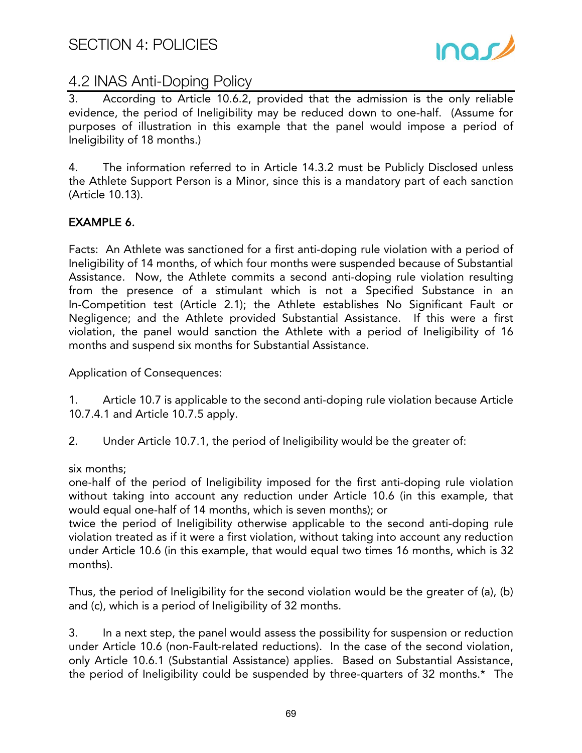# SECTION 4: POLICIES

## 4.2 INAS Anti-Doping Policy

3. According to Article 10.6.2, provided that the admission is the only reliable evidence, the period of Ineligibility may be reduced down to one-half. (Assume for purposes of illustration in this example that the panel would impose a period of Ineligibility of 18 months.)

4. The information referred to in Article 14.3.2 must be Publicly Disclosed unless the Athlete Support Person is a Minor, since this is a mandatory part of each sanction (Article 10.13).

**EXAMPLE 6.**

Facts: An Athlete was sanctioned for a first anti-doping rule violation with a period of Ineligibility of 14 months, of which four months were suspended because of Substantial Assistance. Now, the Athlete commits a second anti-doping rule violation resulting from the presence of a stimulant which is not a Specified Substance in an In-Competition test (Article 2.1); the Athlete establishes No Significant Fault or Negligence; and the Athlete provided Substantial Assistance. If this were a first violation, the panel would sanction the Athlete with a period of Ineligibility of 16 months and suspend six months for Substantial Assistance.

Application of Consequences:

1. Article 10.7 is applicable to the second anti-doping rule violation because Article 10.7.4.1 and Article 10.7.5 apply.

2. Under Article 10.7.1, the period of Ineligibility would be the greater of:

six months;
one-half of the period of Ineligibility imposed for the first anti-doping rule violation without taking into account any reduction under Article 10.6 (in this example, that would equal one-half of 14 months, which is seven months); or
twice the period of Ineligibility otherwise applicable to the second anti-doping rule violation treated as if it were a first violation, without taking into account any reduction under Article 10.6 (in this example, that would equal two times 16 months, which is 32 months).

Thus, the period of Ineligibility for the second violation would be the greater of (a), (b) and (c), which is a period of Ineligibility of 32 months.

3. In a next step, the panel would assess the possibility for suspension or reduction under Article 10.6 (non-Fault-related reductions). In the case of the second violation, only Article 10.6.1 (Substantial Assistance) applies. Based on Substantial Assistance, the period of Ineligibility could be suspended by three-quarters of 32 months.* The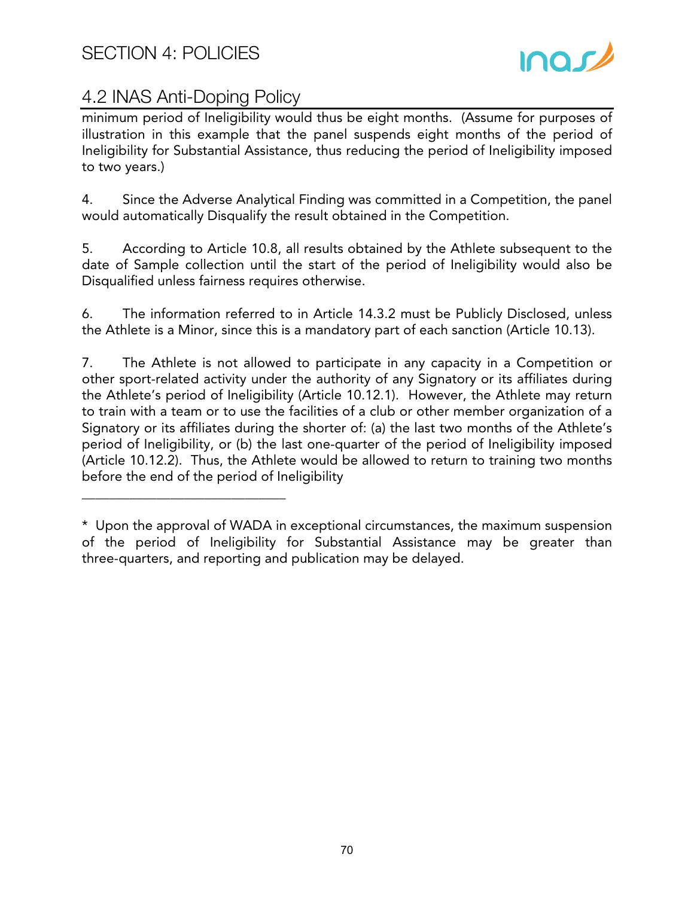minimum period of Ineligibility would thus be eight months. (Assume for purposes of illustration in this example that the panel suspends eight months of the period of Ineligibility for Substantial Assistance, thus reducing the period of Ineligibility imposed to two years.)

4. Since the Adverse Analytical Finding was committed in a Competition, the panel would automatically Disqualify the result obtained in the Competition.

5. According to Article 10.8, all results obtained by the Athlete subsequent to the date of Sample collection until the start of the period of Ineligibility would also be Disqualified unless fairness requires otherwise.

6. The information referred to in Article 14.3.2 must be Publicly Disclosed, unless the Athlete is a Minor, since this is a mandatory part of each sanction (Article 10.13).

7. The Athlete is not allowed to participate in any capacity in a Competition or other sport-related activity under the authority of any Signatory or its affiliates during the Athlete's period of Ineligibility (Article 10.12.1). However, the Athlete may return to train with a team or to use the facilities of a club or other member organization of a Signatory or its affiliates during the shorter of: (a) the last two months of the Athlete's period of Ineligibility, or (b) the last one-quarter of the period of Ineligibility imposed (Article 10.12.2). Thus, the Athlete would be allowed to return to training two months before the end of the period of Ineligibility

______________________________

* Upon the approval of WADA in exceptional circumstances, the maximum suspension of the period of Ineligibility for Substantial Assistance may be greater than three-quarters, and reporting and publication may be delayed.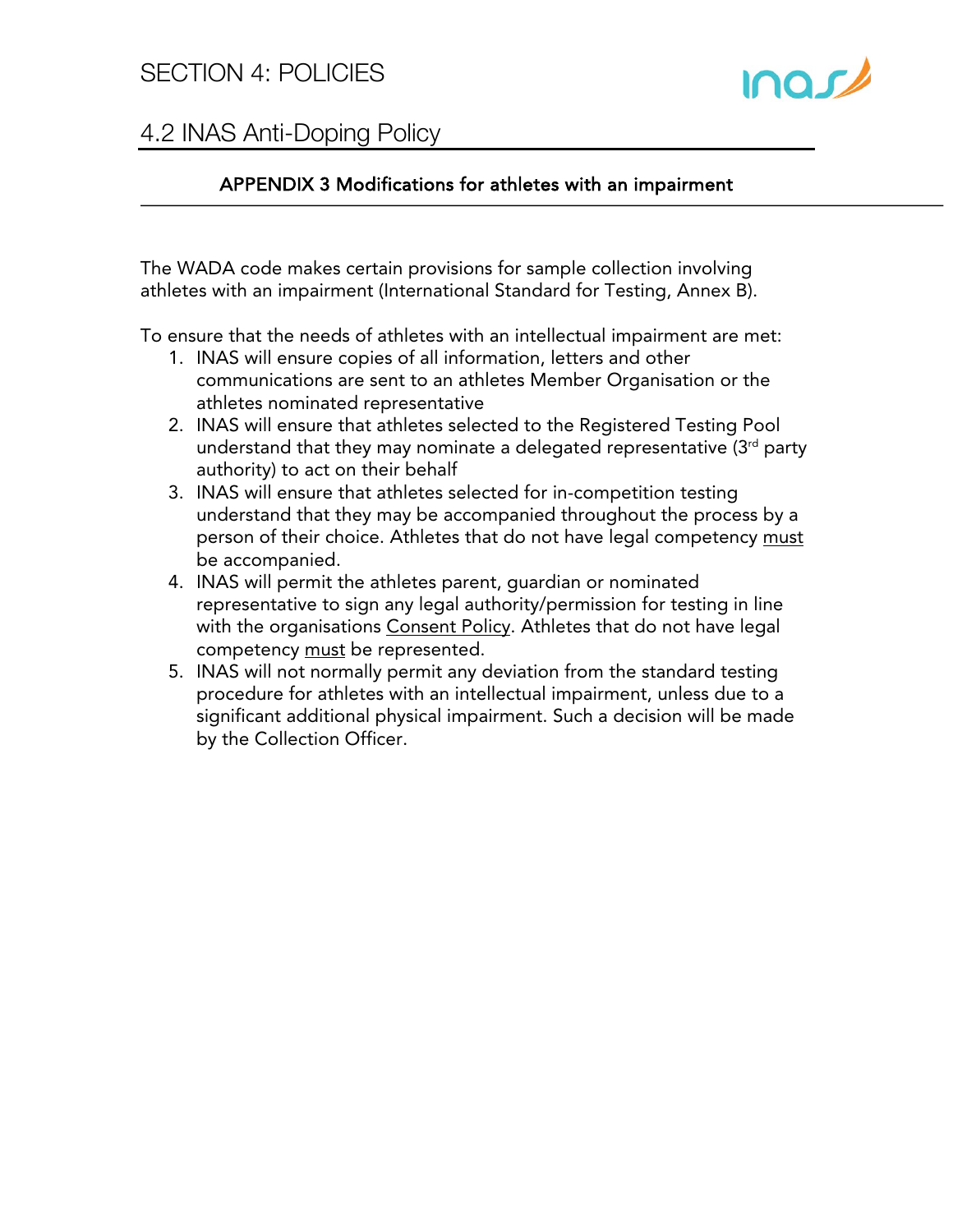# SECTION 4: POLICIES

## 4.2 INAS Anti-Doping Policy

### APPENDIX 3 Modifications for athletes with an impairment

The WADA code makes certain provisions for sample collection involving athletes with an impairment (International Standard for Testing, Annex B).

To ensure that the needs of athletes with an intellectual impairment are met:

1. INAS will ensure copies of all information, letters and other communications are sent to an athletes Member Organisation or the athletes nominated representative
2. INAS will ensure that athletes selected to the Registered Testing Pool understand that they may nominate a delegated representative (3rd party authority) to act on their behalf
3. INAS will ensure that athletes selected for in-competition testing understand that they may be accompanied throughout the process by a person of their choice. Athletes that do not have legal competency <u>must</u> be accompanied.
4. INAS will permit the athletes parent, guardian or nominated representative to sign any legal authority/permission for testing in line with the organisations <u>Consent Policy</u>. Athletes that do not have legal competency <u>must</u> be represented.
5. INAS will not normally permit any deviation from the standard testing procedure for athletes with an intellectual impairment, unless due to a significant additional physical impairment. Such a decision will be made by the Collection Officer.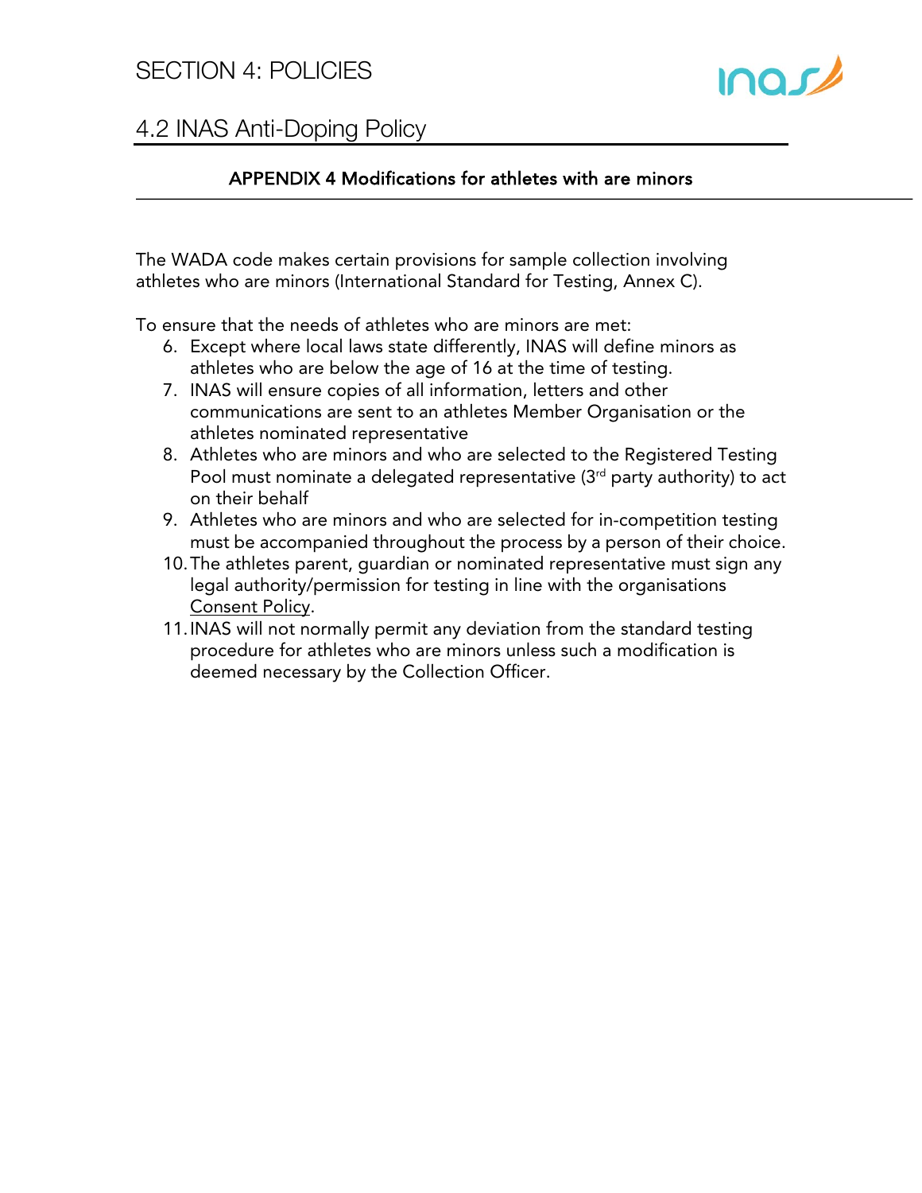## 4.2 INAS Anti-Doping Policy

### APPENDIX 4 Modifications for athletes with are minors

The WADA code makes certain provisions for sample collection involving athletes who are minors (International Standard for Testing, Annex C).

To ensure that the needs of athletes who are minors are met:

6. Except where local laws state differently, INAS will define minors as athletes who are below the age of 16 at the time of testing.
7. INAS will ensure copies of all information, letters and other communications are sent to an athletes Member Organisation or the athletes nominated representative
8. Athletes who are minors and who are selected to the Registered Testing Pool must nominate a delegated representative (3rd party authority) to act on their behalf
9. Athletes who are minors and who are selected for in-competition testing must be accompanied throughout the process by a person of their choice.
10. The athletes parent, guardian or nominated representative must sign any legal authority/permission for testing in line with the organisations Consent Policy.
11. INAS will not normally permit any deviation from the standard testing procedure for athletes who are minors unless such a modification is deemed necessary by the Collection Officer.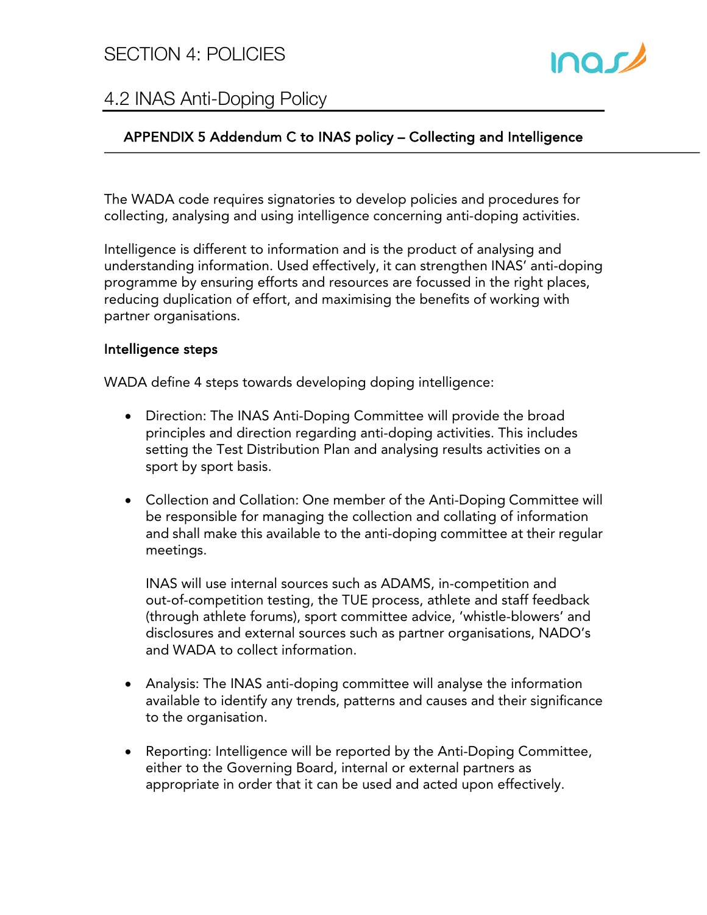# SECTION 4: POLICIES

## 4.2 INAS Anti-Doping Policy

### APPENDIX 5 Addendum C to INAS policy – Collecting and Intelligence

The WADA code requires signatories to develop policies and procedures for collecting, analysing and using intelligence concerning anti-doping activities.

Intelligence is different to information and is the product of analysing and understanding information. Used effectively, it can strengthen INAS' anti-doping programme by ensuring efforts and resources are focussed in the right places, reducing duplication of effort, and maximising the benefits of working with partner organisations.

#### Intelligence steps

WADA define 4 steps towards developing doping intelligence:

- Direction: The INAS Anti-Doping Committee will provide the broad principles and direction regarding anti-doping activities. This includes setting the Test Distribution Plan and analysing results activities on a sport by sport basis.

- Collection and Collation: One member of the Anti-Doping Committee will be responsible for managing the collection and collating of information and shall make this available to the anti-doping committee at their regular meetings.

  INAS will use internal sources such as ADAMS, in-competition and out-of-competition testing, the TUE process, athlete and staff feedback (through athlete forums), sport committee advice, 'whistle-blowers' and disclosures and external sources such as partner organisations, NADO's and WADA to collect information.

- Analysis: The INAS anti-doping committee will analyse the information available to identify any trends, patterns and causes and their significance to the organisation.

- Reporting: Intelligence will be reported by the Anti-Doping Committee, either to the Governing Board, internal or external partners as appropriate in order that it can be used and acted upon effectively.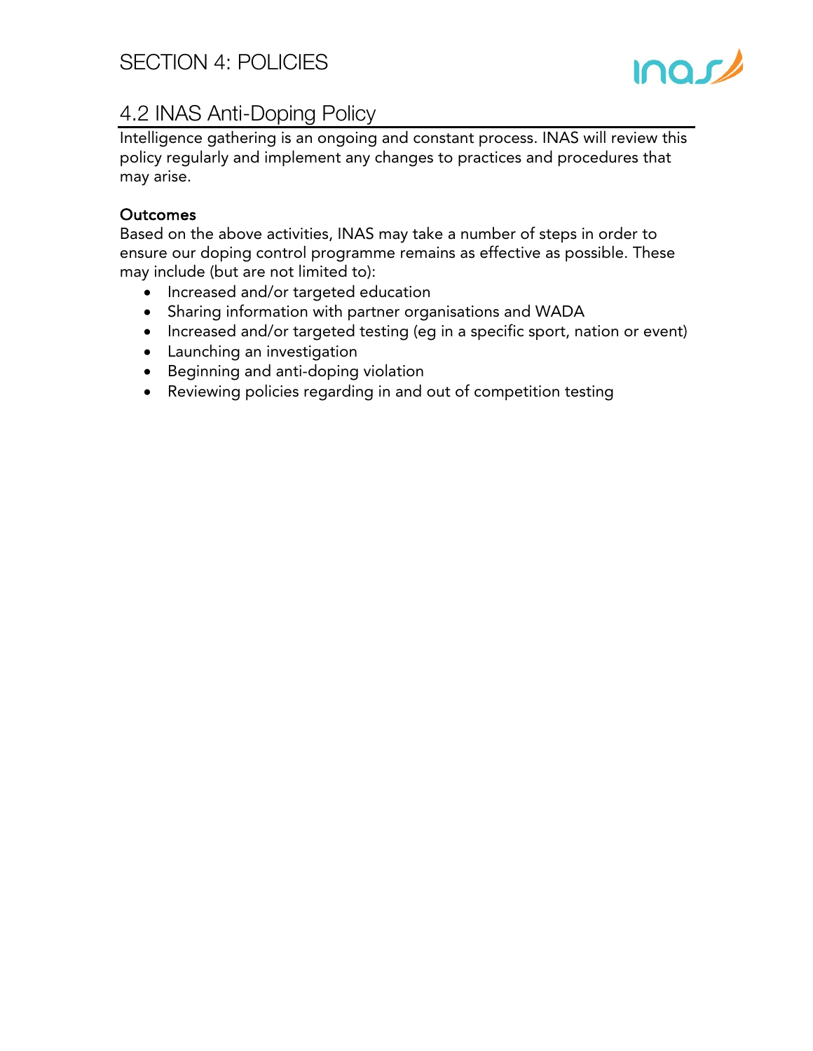# SECTION 4: POLICIES

## 4.2 INAS Anti-Doping Policy

Intelligence gathering is an ongoing and constant process. INAS will review this policy regularly and implement any changes to practices and procedures that may arise.

### Outcomes

Based on the above activities, INAS may take a number of steps in order to ensure our doping control programme remains as effective as possible. These may include (but are not limited to):

- Increased and/or targeted education
- Sharing information with partner organisations and WADA
- Increased and/or targeted testing (eg in a specific sport, nation or event)
- Launching an investigation
- Beginning and anti-doping violation
- Reviewing policies regarding in and out of competition testing